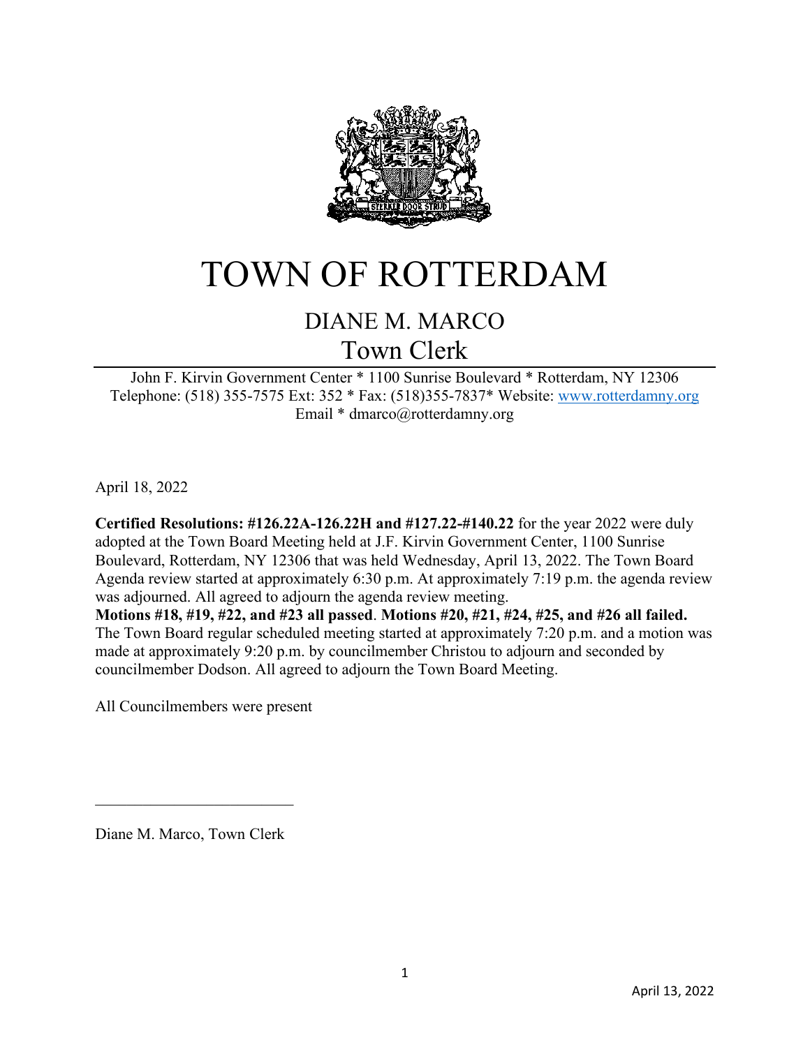# TOWN OF ROTTERDAM

## DIANE M. MARCO
## Town Clerk

John F. Kirvin Government Center * 1100 Sunrise Boulevard * Rotterdam, NY 12306
Telephone: (518) 355-7575 Ext: 352 * Fax: (518)355-7837* Website: www.rotterdamny.org
Email * dmarco@rotterdamny.org

April 18, 2022

**Certified Resolutions: #126.22A-126.22H and #127.22-#140.22** for the year 2022 were duly adopted at the Town Board Meeting held at J.F. Kirvin Government Center, 1100 Sunrise Boulevard, Rotterdam, NY 12306 that was held Wednesday, April 13, 2022. The Town Board Agenda review started at approximately 6:30 p.m. At approximately 7:19 p.m. the agenda review was adjourned. All agreed to adjourn the agenda review meeting.
**Motions #18, #19, #22, and #23 all passed**. **Motions #20, #21, #24, #25, and #26 all failed.** The Town Board regular scheduled meeting started at approximately 7:20 p.m. and a motion was made at approximately 9:20 p.m. by councilmember Christou to adjourn and seconded by councilmember Dodson. All agreed to adjourn the Town Board Meeting.

All Councilmembers were present

\_\_\_\_\_\_\_\_\_\_\_\_\_\_\_\_\_\_\_\_\_\_\_\_\_\_

Diane M. Marco, Town Clerk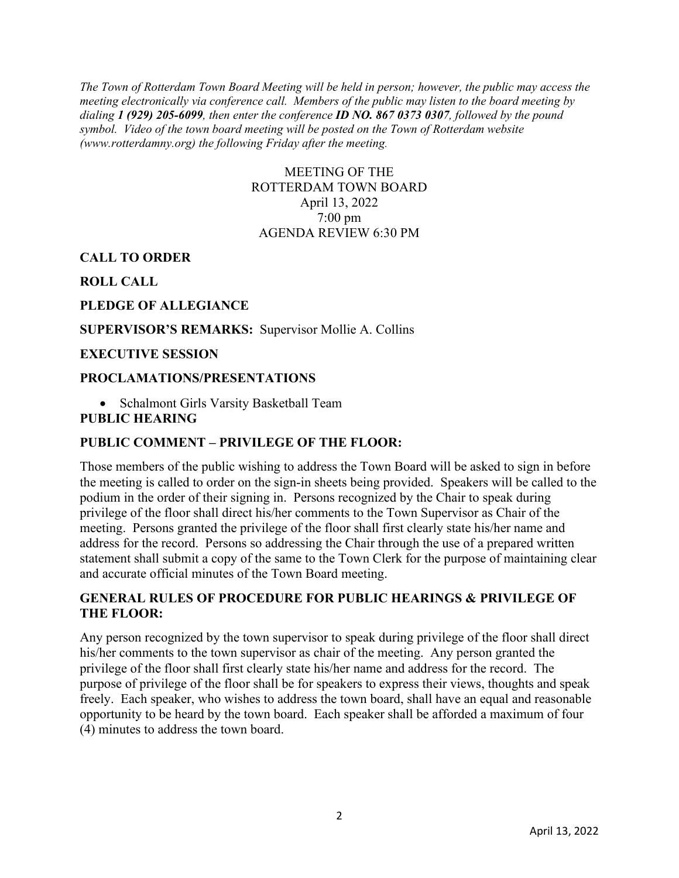*The Town of Rotterdam Town Board Meeting will be held in person; however, the public may access the meeting electronically via conference call. Members of the public may listen to the board meeting by dialing **1 (929) 205-6099**, then enter the conference **ID NO. 867 0373 0307**, followed by the pound symbol. Video of the town board meeting will be posted on the Town of Rotterdam website (www.rotterdamny.org) the following Friday after the meeting.*

MEETING OF THE
ROTTERDAM TOWN BOARD
April 13, 2022
7:00 pm
AGENDA REVIEW 6:30 PM

**CALL TO ORDER**

**ROLL CALL**

**PLEDGE OF ALLEGIANCE**

**SUPERVISOR'S REMARKS:** Supervisor Mollie A. Collins

**EXECUTIVE SESSION**

**PROCLAMATIONS/PRESENTATIONS**

- Schalmont Girls Varsity Basketball Team

**PUBLIC HEARING**

**PUBLIC COMMENT – PRIVILEGE OF THE FLOOR:**

Those members of the public wishing to address the Town Board will be asked to sign in before the meeting is called to order on the sign-in sheets being provided. Speakers will be called to the podium in the order of their signing in. Persons recognized by the Chair to speak during privilege of the floor shall direct his/her comments to the Town Supervisor as Chair of the meeting. Persons granted the privilege of the floor shall first clearly state his/her name and address for the record. Persons so addressing the Chair through the use of a prepared written statement shall submit a copy of the same to the Town Clerk for the purpose of maintaining clear and accurate official minutes of the Town Board meeting.

**GENERAL RULES OF PROCEDURE FOR PUBLIC HEARINGS & PRIVILEGE OF THE FLOOR:**

Any person recognized by the town supervisor to speak during privilege of the floor shall direct his/her comments to the town supervisor as chair of the meeting. Any person granted the privilege of the floor shall first clearly state his/her name and address for the record. The purpose of privilege of the floor shall be for speakers to express their views, thoughts and speak freely. Each speaker, who wishes to address the town board, shall have an equal and reasonable opportunity to be heard by the town board. Each speaker shall be afforded a maximum of four (4) minutes to address the town board.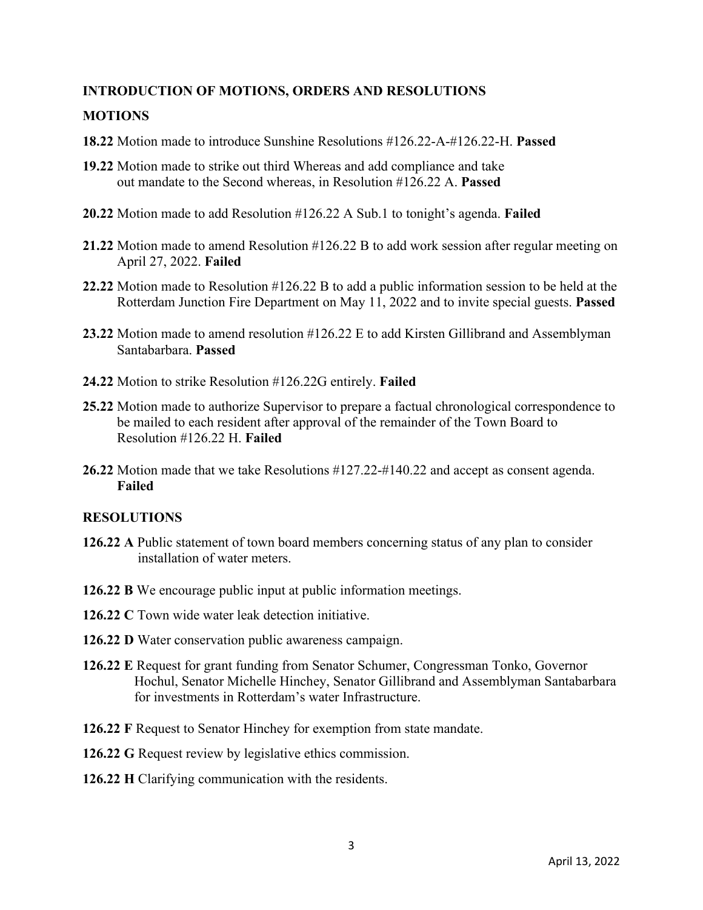## INTRODUCTION OF MOTIONS, ORDERS AND RESOLUTIONS

### MOTIONS

**18.22** Motion made to introduce Sunshine Resolutions #126.22-A-#126.22-H. **Passed**

**19.22** Motion made to strike out third Whereas and add compliance and take out mandate to the Second whereas, in Resolution #126.22 A. **Passed**

**20.22** Motion made to add Resolution #126.22 A Sub.1 to tonight's agenda. **Failed**

**21.22** Motion made to amend Resolution #126.22 B to add work session after regular meeting on April 27, 2022. **Failed**

**22.22** Motion made to Resolution #126.22 B to add a public information session to be held at the Rotterdam Junction Fire Department on May 11, 2022 and to invite special guests. **Passed**

**23.22** Motion made to amend resolution #126.22 E to add Kirsten Gillibrand and Assemblyman Santabarbara. **Passed**

**24.22** Motion to strike Resolution #126.22G entirely. **Failed**

**25.22** Motion made to authorize Supervisor to prepare a factual chronological correspondence to be mailed to each resident after approval of the remainder of the Town Board to Resolution #126.22 H. **Failed**

**26.22** Motion made that we take Resolutions #127.22-#140.22 and accept as consent agenda. **Failed**

### RESOLUTIONS

**126.22 A** Public statement of town board members concerning status of any plan to consider installation of water meters.

**126.22 B** We encourage public input at public information meetings.

**126.22 C** Town wide water leak detection initiative.

**126.22 D** Water conservation public awareness campaign.

**126.22 E** Request for grant funding from Senator Schumer, Congressman Tonko, Governor Hochul, Senator Michelle Hinchey, Senator Gillibrand and Assemblyman Santabarbara for investments in Rotterdam's water Infrastructure.

**126.22 F** Request to Senator Hinchey for exemption from state mandate.

**126.22 G** Request review by legislative ethics commission.

**126.22 H** Clarifying communication with the residents.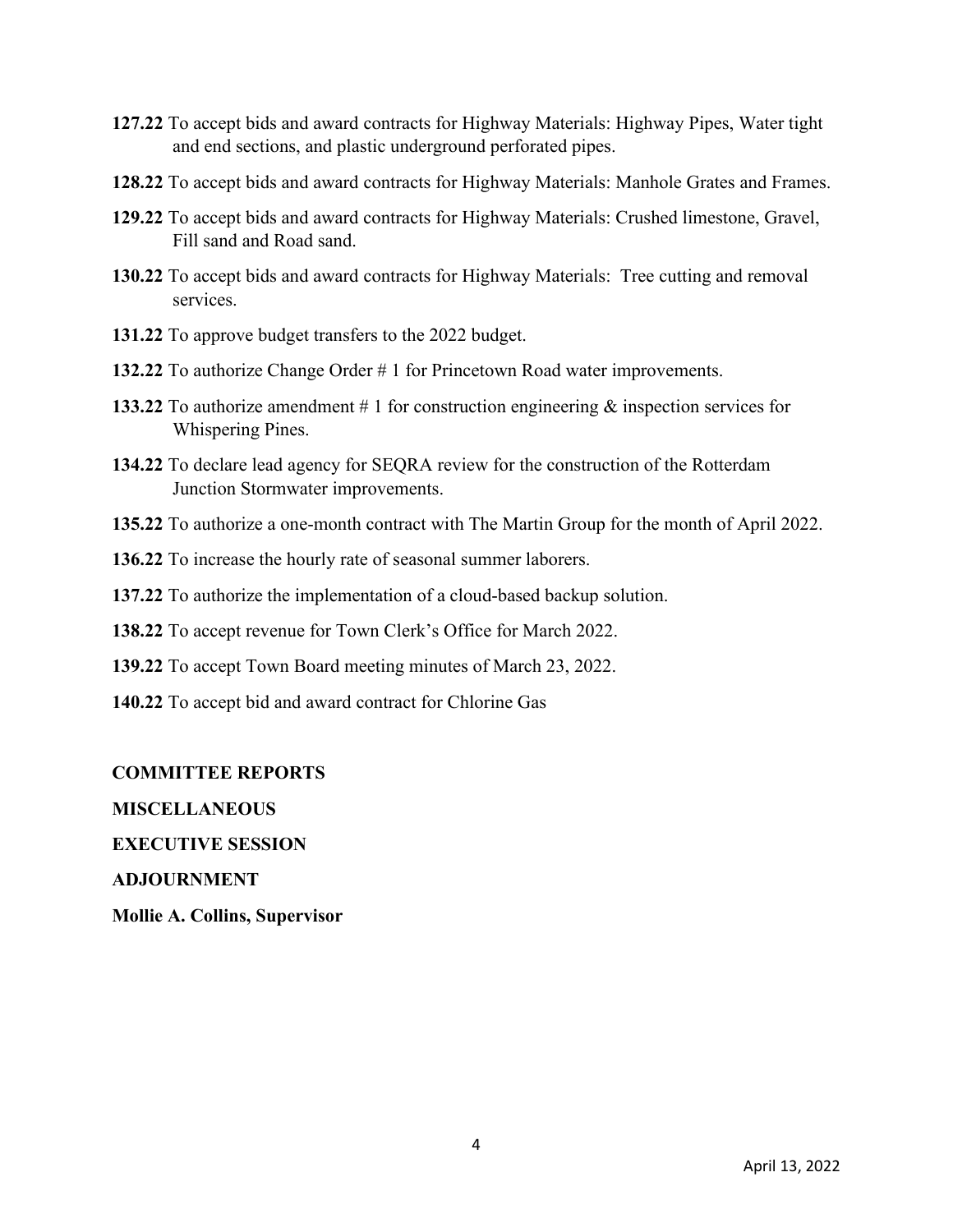**127.22** To accept bids and award contracts for Highway Materials: Highway Pipes, Water tight and end sections, and plastic underground perforated pipes.

**128.22** To accept bids and award contracts for Highway Materials: Manhole Grates and Frames.

**129.22** To accept bids and award contracts for Highway Materials: Crushed limestone, Gravel, Fill sand and Road sand.

**130.22** To accept bids and award contracts for Highway Materials: Tree cutting and removal services.

**131.22** To approve budget transfers to the 2022 budget.

**132.22** To authorize Change Order # 1 for Princetown Road water improvements.

**133.22** To authorize amendment # 1 for construction engineering & inspection services for Whispering Pines.

**134.22** To declare lead agency for SEQRA review for the construction of the Rotterdam Junction Stormwater improvements.

**135.22** To authorize a one-month contract with The Martin Group for the month of April 2022.

**136.22** To increase the hourly rate of seasonal summer laborers.

**137.22** To authorize the implementation of a cloud-based backup solution.

**138.22** To accept revenue for Town Clerk's Office for March 2022.

**139.22** To accept Town Board meeting minutes of March 23, 2022.

**140.22** To accept bid and award contract for Chlorine Gas

**COMMITTEE REPORTS**

**MISCELLANEOUS**

**EXECUTIVE SESSION**

**ADJOURNMENT**

**Mollie A. Collins, Supervisor**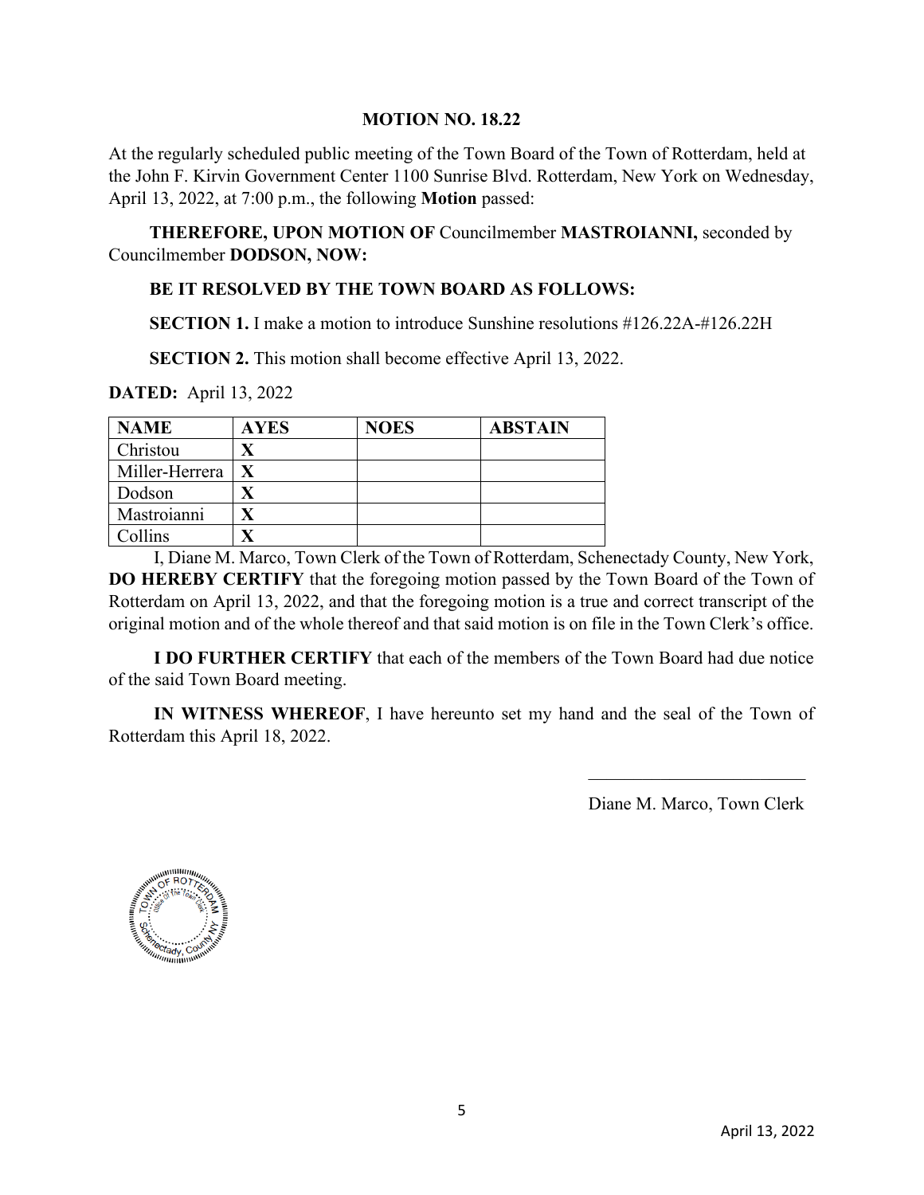**MOTION NO. 18.22**

At the regularly scheduled public meeting of the Town Board of the Town of Rotterdam, held at the John F. Kirvin Government Center 1100 Sunrise Blvd. Rotterdam, New York on Wednesday, April 13, 2022, at 7:00 p.m., the following **Motion** passed:

**THEREFORE, UPON MOTION OF** Councilmember **MASTROIANNI,** seconded by Councilmember **DODSON, NOW:**

**BE IT RESOLVED BY THE TOWN BOARD AS FOLLOWS:**

**SECTION 1.** I make a motion to introduce Sunshine resolutions #126.22A-#126.22H

**SECTION 2.** This motion shall become effective April 13, 2022.

**DATED:** April 13, 2022

| NAME | AYES | NOES | ABSTAIN |
|---|---|---|---|
| Christou | X | | |
| Miller-Herrera | X | | |
| Dodson | X | | |
| Mastroianni | X | | |
| Collins | X | | |

I, Diane M. Marco, Town Clerk of the Town of Rotterdam, Schenectady County, New York, **DO HEREBY CERTIFY** that the foregoing motion passed by the Town Board of the Town of Rotterdam on April 13, 2022, and that the foregoing motion is a true and correct transcript of the original motion and of the whole thereof and that said motion is on file in the Town Clerk's office.

**I DO FURTHER CERTIFY** that each of the members of the Town Board had due notice of the said Town Board meeting.

**IN WITNESS WHEREOF**, I have hereunto set my hand and the seal of the Town of Rotterdam this April 18, 2022.

Diane M. Marco, Town Clerk

TOWN OF ROTTERDAM
Office of the Town Clerk
Schenectady, County NY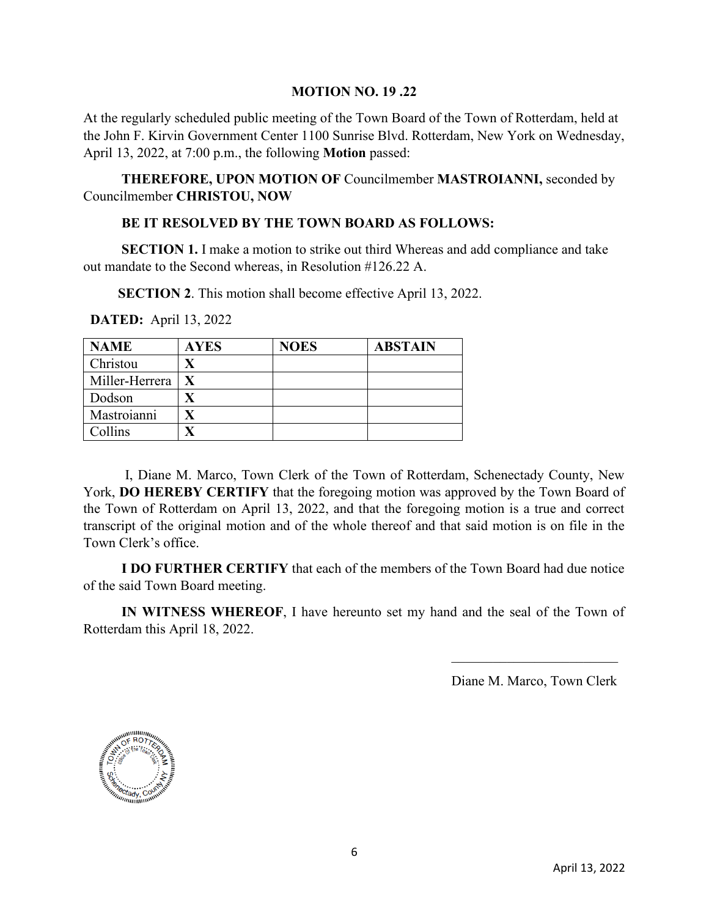**MOTION NO. 19 .22**

At the regularly scheduled public meeting of the Town Board of the Town of Rotterdam, held at the John F. Kirvin Government Center 1100 Sunrise Blvd. Rotterdam, New York on Wednesday, April 13, 2022, at 7:00 p.m., the following **Motion** passed:

**THEREFORE, UPON MOTION OF** Councilmember **MASTROIANNI,** seconded by Councilmember **CHRISTOU, NOW**

**BE IT RESOLVED BY THE TOWN BOARD AS FOLLOWS:**

**SECTION 1.** I make a motion to strike out third Whereas and add compliance and take out mandate to the Second whereas, in Resolution #126.22 A.

**SECTION 2**. This motion shall become effective April 13, 2022.

**DATED:** April 13, 2022

| NAME | AYES | NOES | ABSTAIN |
|---|---|---|---|
| Christou | X | | |
| Miller-Herrera | X | | |
| Dodson | X | | |
| Mastroianni | X | | |
| Collins | X | | |

I, Diane M. Marco, Town Clerk of the Town of Rotterdam, Schenectady County, New York, **DO HEREBY CERTIFY** that the foregoing motion was approved by the Town Board of the Town of Rotterdam on April 13, 2022, and that the foregoing motion is a true and correct transcript of the original motion and of the whole thereof and that said motion is on file in the Town Clerk's office.

**I DO FURTHER CERTIFY** that each of the members of the Town Board had due notice of the said Town Board meeting.

**IN WITNESS WHEREOF**, I have hereunto set my hand and the seal of the Town of Rotterdam this April 18, 2022.

\_\_\_\_\_\_\_\_\_\_\_\_\_\_\_\_\_\_\_\_\_\_\_\_\_

Diane M. Marco, Town Clerk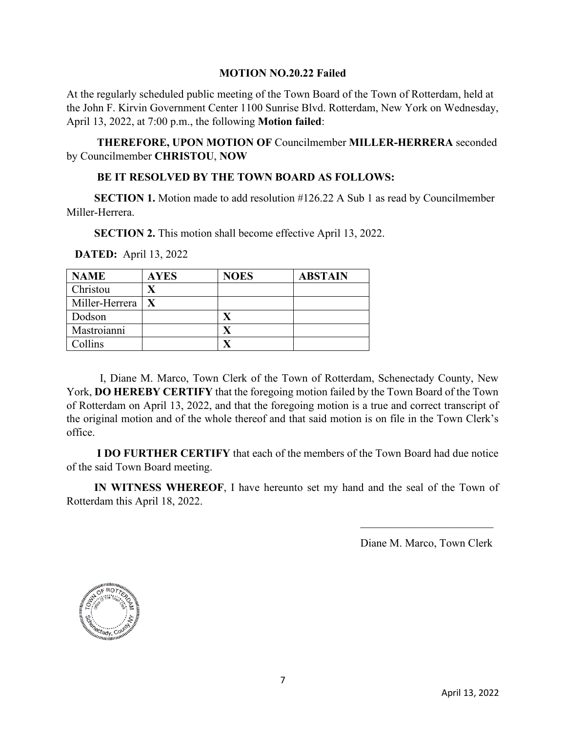**MOTION NO.20.22 Failed**

At the regularly scheduled public meeting of the Town Board of the Town of Rotterdam, held at the John F. Kirvin Government Center 1100 Sunrise Blvd. Rotterdam, New York on Wednesday, April 13, 2022, at 7:00 p.m., the following **Motion failed**:

**THEREFORE, UPON MOTION OF** Councilmember **MILLER-HERRERA** seconded by Councilmember **CHRISTOU**, **NOW**

**BE IT RESOLVED BY THE TOWN BOARD AS FOLLOWS:**

**SECTION 1.** Motion made to add resolution #126.22 A Sub 1 as read by Councilmember Miller-Herrera.

**SECTION 2.** This motion shall become effective April 13, 2022.

**DATED:** April 13, 2022

| NAME | AYES | NOES | ABSTAIN |
|---|---|---|---|
| Christou | X | | |
| Miller-Herrera | X | | |
| Dodson | | X | |
| Mastroianni | | X | |
| Collins | | X | |

I, Diane M. Marco, Town Clerk of the Town of Rotterdam, Schenectady County, New York, **DO HEREBY CERTIFY** that the foregoing motion failed by the Town Board of the Town of Rotterdam on April 13, 2022, and that the foregoing motion is a true and correct transcript of the original motion and of the whole thereof and that said motion is on file in the Town Clerk's office.

**I DO FURTHER CERTIFY** that each of the members of the Town Board had due notice of the said Town Board meeting.

**IN WITNESS WHEREOF**, I have hereunto set my hand and the seal of the Town of Rotterdam this April 18, 2022.

\_\_\_\_\_\_\_\_\_\_\_\_\_\_\_\_\_\_\_\_\_\_\_\_\_

Diane M. Marco, Town Clerk

TOWN OF ROTTERDAM Office of the Town Clerk Schenectady, County NY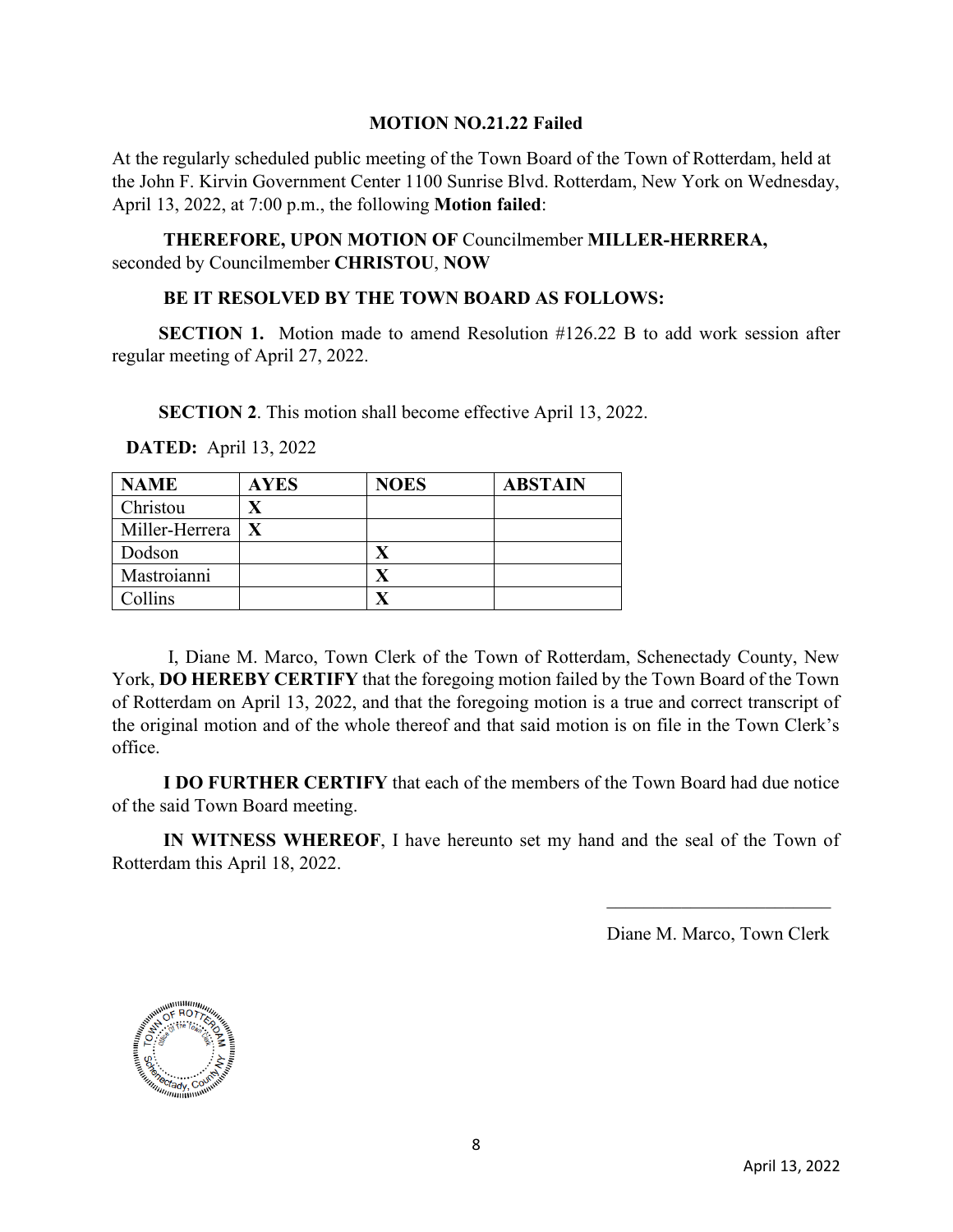**MOTION NO.21.22 Failed**

At the regularly scheduled public meeting of the Town Board of the Town of Rotterdam, held at the John F. Kirvin Government Center 1100 Sunrise Blvd. Rotterdam, New York on Wednesday, April 13, 2022, at 7:00 p.m., the following **Motion failed**:

**THEREFORE, UPON MOTION OF** Councilmember **MILLER-HERRERA,** seconded by Councilmember **CHRISTOU**, **NOW**

**BE IT RESOLVED BY THE TOWN BOARD AS FOLLOWS:**

**SECTION 1.** Motion made to amend Resolution #126.22 B to add work session after regular meeting of April 27, 2022.

**SECTION 2**. This motion shall become effective April 13, 2022.

**DATED:** April 13, 2022

| NAME | AYES | NOES | ABSTAIN |
|---|---|---|---|
| Christou | X | | |
| Miller-Herrera | X | | |
| Dodson | | X | |
| Mastroianni | | X | |
| Collins | | X | |

I, Diane M. Marco, Town Clerk of the Town of Rotterdam, Schenectady County, New York, **DO HEREBY CERTIFY** that the foregoing motion failed by the Town Board of the Town of Rotterdam on April 13, 2022, and that the foregoing motion is a true and correct transcript of the original motion and of the whole thereof and that said motion is on file in the Town Clerk's office.

**I DO FURTHER CERTIFY** that each of the members of the Town Board had due notice of the said Town Board meeting.

**IN WITNESS WHEREOF**, I have hereunto set my hand and the seal of the Town of Rotterdam this April 18, 2022.

\_\_\_\_\_\_\_\_\_\_\_\_\_\_\_\_\_\_\_\_\_\_\_\_\_

Diane M. Marco, Town Clerk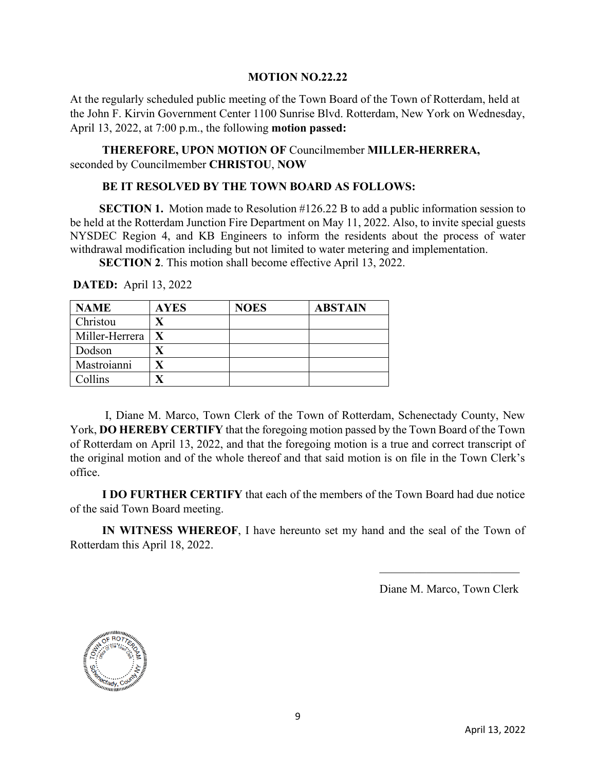**MOTION NO.22.22**

At the regularly scheduled public meeting of the Town Board of the Town of Rotterdam, held at the John F. Kirvin Government Center 1100 Sunrise Blvd. Rotterdam, New York on Wednesday, April 13, 2022, at 7:00 p.m., the following **motion passed:**

**THEREFORE, UPON MOTION OF** Councilmember **MILLER-HERRERA,** seconded by Councilmember **CHRISTOU**, **NOW**

**BE IT RESOLVED BY THE TOWN BOARD AS FOLLOWS:**

**SECTION 1.** Motion made to Resolution #126.22 B to add a public information session to be held at the Rotterdam Junction Fire Department on May 11, 2022. Also, to invite special guests NYSDEC Region 4, and KB Engineers to inform the residents about the process of water withdrawal modification including but not limited to water metering and implementation.

**SECTION 2**. This motion shall become effective April 13, 2022.

**DATED:** April 13, 2022

| NAME | AYES | NOES | ABSTAIN |
|---|---|---|---|
| Christou | X | | |
| Miller-Herrera | X | | |
| Dodson | X | | |
| Mastroianni | X | | |
| Collins | X | | |

I, Diane M. Marco, Town Clerk of the Town of Rotterdam, Schenectady County, New York, **DO HEREBY CERTIFY** that the foregoing motion passed by the Town Board of the Town of Rotterdam on April 13, 2022, and that the foregoing motion is a true and correct transcript of the original motion and of the whole thereof and that said motion is on file in the Town Clerk's office.

**I DO FURTHER CERTIFY** that each of the members of the Town Board had due notice of the said Town Board meeting.

**IN WITNESS WHEREOF**, I have hereunto set my hand and the seal of the Town of Rotterdam this April 18, 2022.

\_\_\_\_\_\_\_\_\_\_\_\_\_\_\_\_\_\_\_\_\_\_\_\_\_

Diane M. Marco, Town Clerk

TOWN OF ROTTERDAM Office of the Town Clerk Schenectady, County NY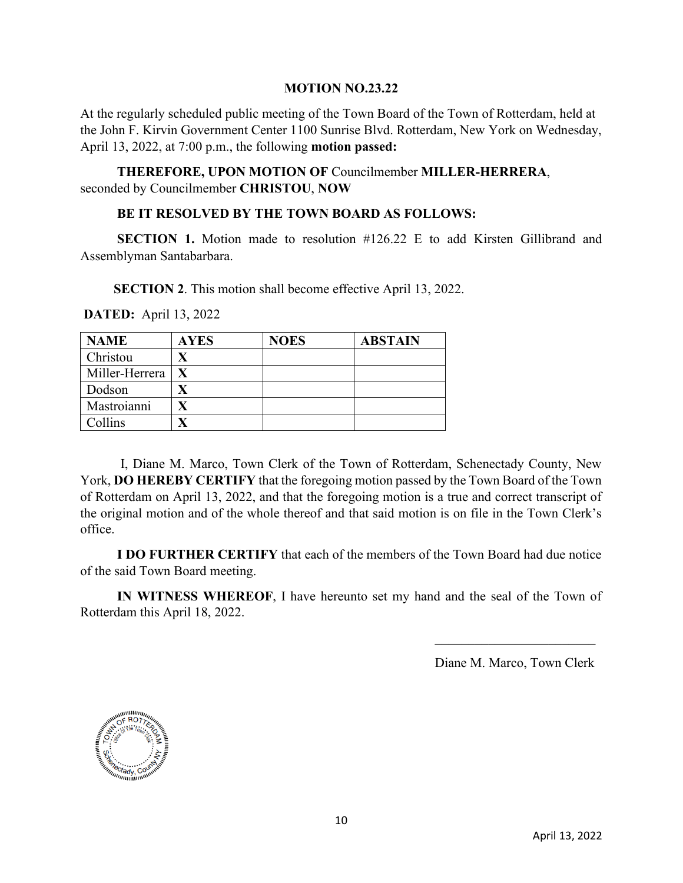**MOTION NO.23.22**

At the regularly scheduled public meeting of the Town Board of the Town of Rotterdam, held at the John F. Kirvin Government Center 1100 Sunrise Blvd. Rotterdam, New York on Wednesday, April 13, 2022, at 7:00 p.m., the following **motion passed:**

**THEREFORE, UPON MOTION OF** Councilmember **MILLER-HERRERA**, seconded by Councilmember **CHRISTOU**, **NOW**

**BE IT RESOLVED BY THE TOWN BOARD AS FOLLOWS:**

**SECTION 1.** Motion made to resolution #126.22 E to add Kirsten Gillibrand and Assemblyman Santabarbara.

**SECTION 2**. This motion shall become effective April 13, 2022.

**DATED:** April 13, 2022

| NAME | AYES | NOES | ABSTAIN |
|---|---|---|---|
| Christou | X | | |
| Miller-Herrera | X | | |
| Dodson | X | | |
| Mastroianni | X | | |
| Collins | X | | |

I, Diane M. Marco, Town Clerk of the Town of Rotterdam, Schenectady County, New York, **DO HEREBY CERTIFY** that the foregoing motion passed by the Town Board of the Town of Rotterdam on April 13, 2022, and that the foregoing motion is a true and correct transcript of the original motion and of the whole thereof and that said motion is on file in the Town Clerk's office.

**I DO FURTHER CERTIFY** that each of the members of the Town Board had due notice of the said Town Board meeting.

**IN WITNESS WHEREOF**, I have hereunto set my hand and the seal of the Town of Rotterdam this April 18, 2022.

\_\_\_\_\_\_\_\_\_\_\_\_\_\_\_\_\_\_\_\_\_\_\_\_\_

Diane M. Marco, Town Clerk

TOWN OF ROTTERDAM Office of the Town Clerk Schenectady, County NY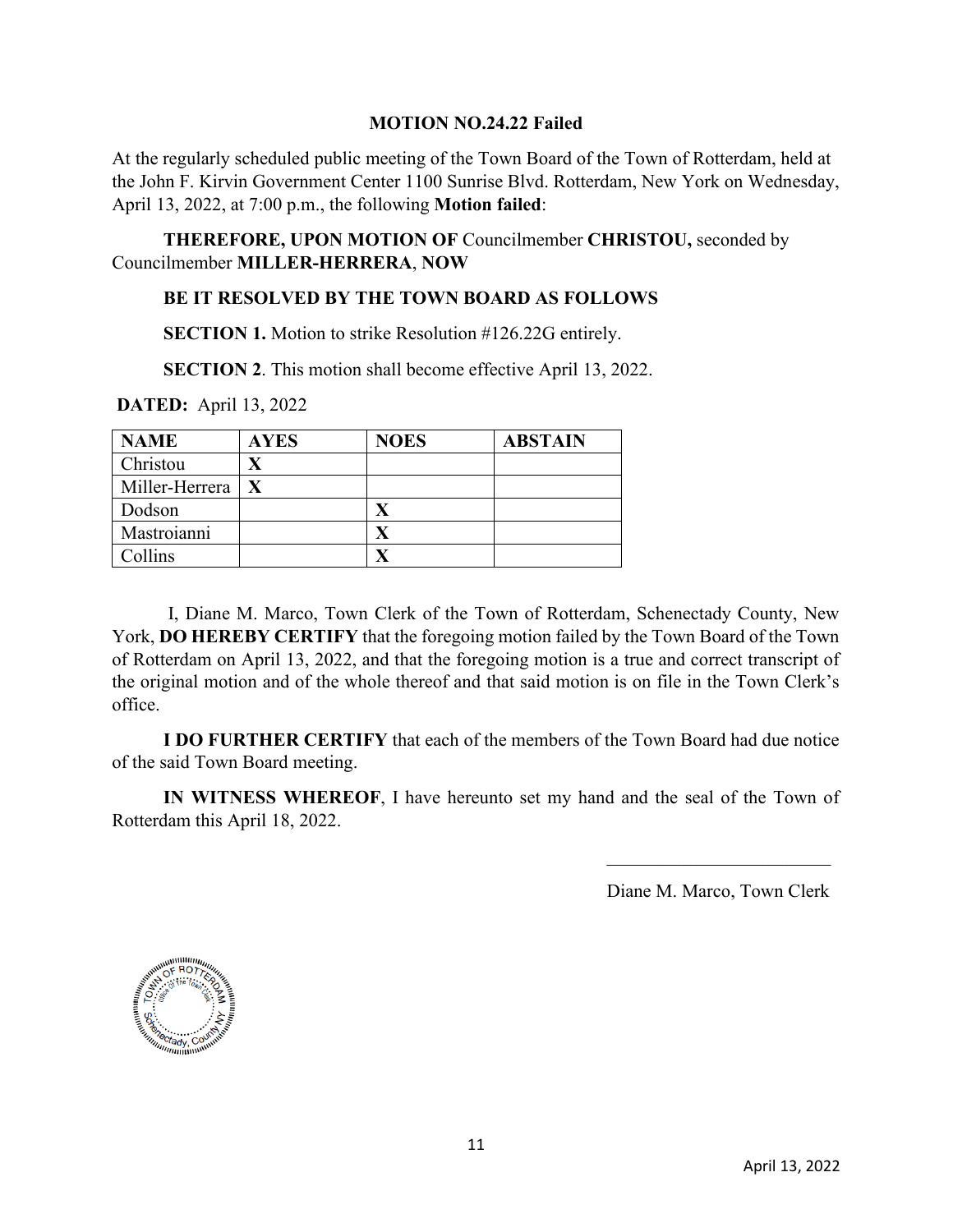**MOTION NO.24.22 Failed**

At the regularly scheduled public meeting of the Town Board of the Town of Rotterdam, held at the John F. Kirvin Government Center 1100 Sunrise Blvd. Rotterdam, New York on Wednesday, April 13, 2022, at 7:00 p.m., the following **Motion failed**:

**THEREFORE, UPON MOTION OF** Councilmember **CHRISTOU,** seconded by Councilmember **MILLER-HERRERA**, **NOW**

**BE IT RESOLVED BY THE TOWN BOARD AS FOLLOWS**

**SECTION 1.** Motion to strike Resolution #126.22G entirely.

**SECTION 2**. This motion shall become effective April 13, 2022.

**DATED:** April 13, 2022

| NAME | AYES | NOES | ABSTAIN |
|---|---|---|---|
| Christou | X | | |
| Miller-Herrera | X | | |
| Dodson | | X | |
| Mastroianni | | X | |
| Collins | | X | |

I, Diane M. Marco, Town Clerk of the Town of Rotterdam, Schenectady County, New York, **DO HEREBY CERTIFY** that the foregoing motion failed by the Town Board of the Town of Rotterdam on April 13, 2022, and that the foregoing motion is a true and correct transcript of the original motion and of the whole thereof and that said motion is on file in the Town Clerk's office.

**I DO FURTHER CERTIFY** that each of the members of the Town Board had due notice of the said Town Board meeting.

**IN WITNESS WHEREOF**, I have hereunto set my hand and the seal of the Town of Rotterdam this April 18, 2022.

Diane M. Marco, Town Clerk

TOWN OF ROTTERDAM Office of the Town Clerk Schenectady, County NY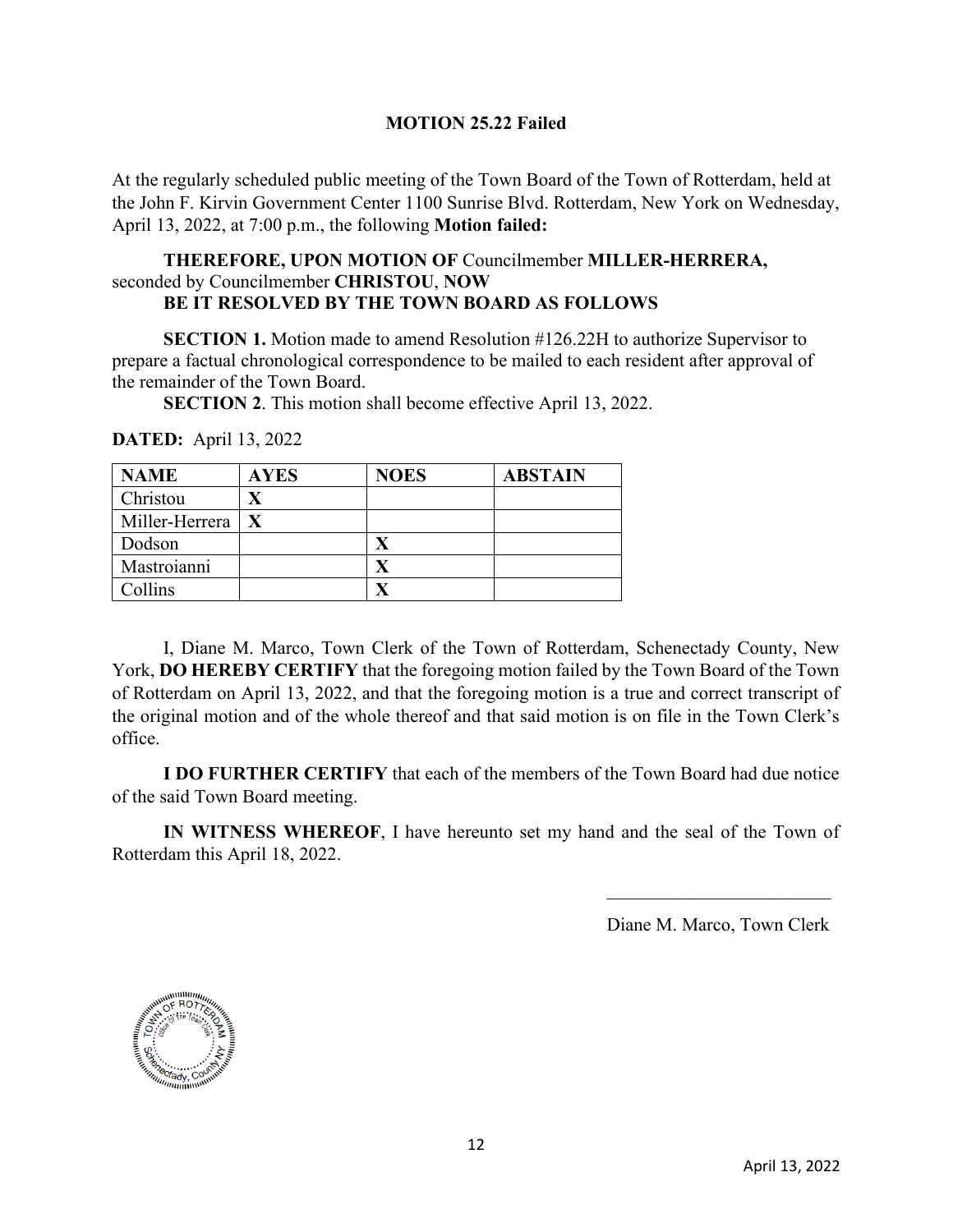**MOTION 25.22 Failed**

At the regularly scheduled public meeting of the Town Board of the Town of Rotterdam, held at the John F. Kirvin Government Center 1100 Sunrise Blvd. Rotterdam, New York on Wednesday, April 13, 2022, at 7:00 p.m., the following **Motion failed:**

**THEREFORE, UPON MOTION OF** Councilmember **MILLER-HERRERA,** seconded by Councilmember **CHRISTOU**, **NOW BE IT RESOLVED BY THE TOWN BOARD AS FOLLOWS**

**SECTION 1.** Motion made to amend Resolution #126.22H to authorize Supervisor to prepare a factual chronological correspondence to be mailed to each resident after approval of the remainder of the Town Board.

**SECTION 2**. This motion shall become effective April 13, 2022.

**DATED:** April 13, 2022

| NAME | AYES | NOES | ABSTAIN |
|---|---|---|---|
| Christou | X | | |
| Miller-Herrera | X | | |
| Dodson | | X | |
| Mastroianni | | X | |
| Collins | | X | |

I, Diane M. Marco, Town Clerk of the Town of Rotterdam, Schenectady County, New York, **DO HEREBY CERTIFY** that the foregoing motion failed by the Town Board of the Town of Rotterdam on April 13, 2022, and that the foregoing motion is a true and correct transcript of the original motion and of the whole thereof and that said motion is on file in the Town Clerk's office.

**I DO FURTHER CERTIFY** that each of the members of the Town Board had due notice of the said Town Board meeting.

**IN WITNESS WHEREOF**, I have hereunto set my hand and the seal of the Town of Rotterdam this April 18, 2022.

\_\_\_\_\_\_\_\_\_\_\_\_\_\_\_\_\_\_\_\_\_\_\_\_\_

Diane M. Marco, Town Clerk

TOWN OF ROTTERDAM Office of the Town Clerk Schenectady, County NY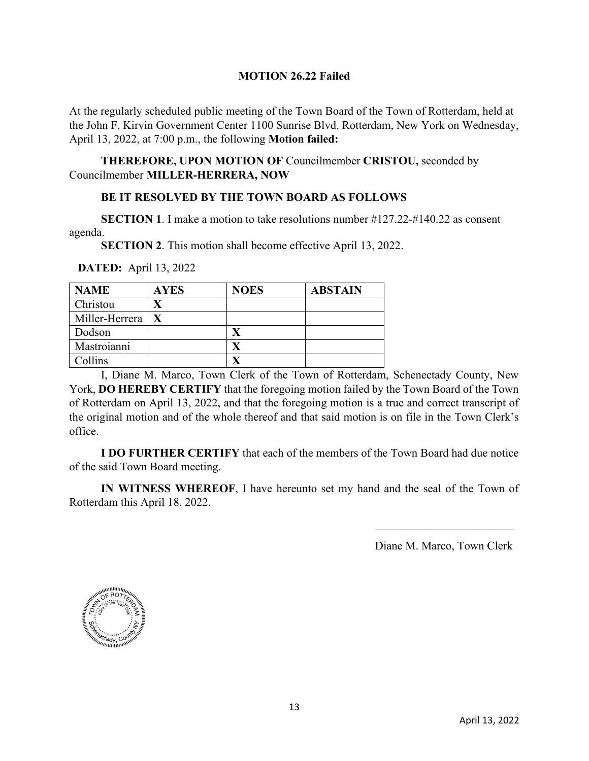**MOTION 26.22 Failed**

At the regularly scheduled public meeting of the Town Board of the Town of Rotterdam, held at the John F. Kirvin Government Center 1100 Sunrise Blvd. Rotterdam, New York on Wednesday, April 13, 2022, at 7:00 p.m., the following **Motion failed:**

**THEREFORE, UPON MOTION OF** Councilmember **CRISTOU,** seconded by Councilmember **MILLER-HERRERA, NOW**

**BE IT RESOLVED BY THE TOWN BOARD AS FOLLOWS**

**SECTION 1**. I make a motion to take resolutions number #127.22-#140.22 as consent agenda.

**SECTION 2**. This motion shall become effective April 13, 2022.

**DATED:** April 13, 2022

| NAME | AYES | NOES | ABSTAIN |
|---|---|---|---|
| Christou | X | | |
| Miller-Herrera | X | | |
| Dodson | | X | |
| Mastroianni | | X | |
| Collins | | X | |

I, Diane M. Marco, Town Clerk of the Town of Rotterdam, Schenectady County, New York, **DO HEREBY CERTIFY** that the foregoing motion failed by the Town Board of the Town of Rotterdam on April 13, 2022, and that the foregoing motion is a true and correct transcript of the original motion and of the whole thereof and that said motion is on file in the Town Clerk's office.

**I DO FURTHER CERTIFY** that each of the members of the Town Board had due notice of the said Town Board meeting.

**IN WITNESS WHEREOF**, I have hereunto set my hand and the seal of the Town of Rotterdam this April 18, 2022.

\_\_\_\_\_\_\_\_\_\_\_\_\_\_\_\_\_\_\_\_\_\_\_\_\_

Diane M. Marco, Town Clerk

TOWN OF ROTTERDAM
Office of the Town Clerk
Schenectady, County NY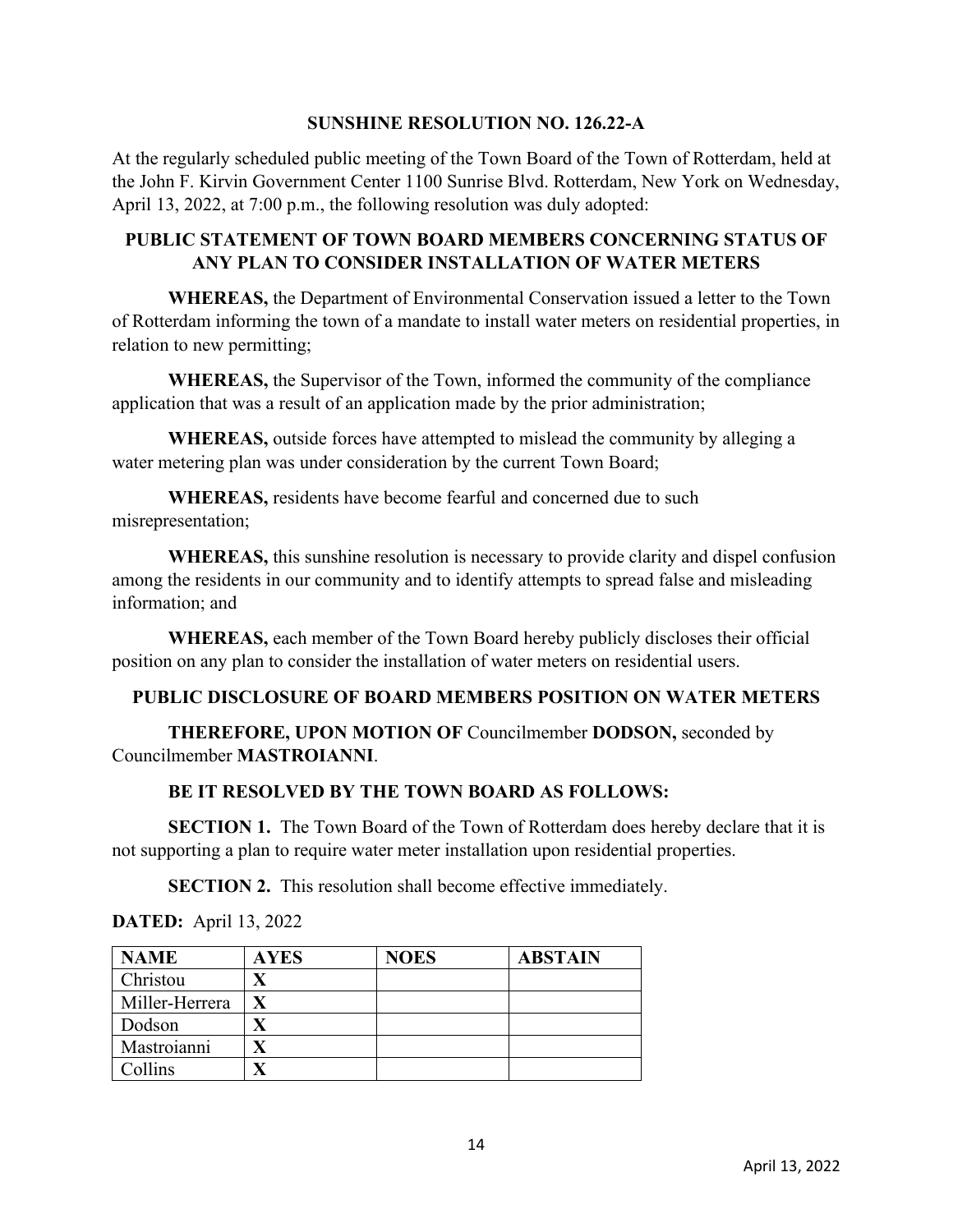**SUNSHINE RESOLUTION NO. 126.22-A**

At the regularly scheduled public meeting of the Town Board of the Town of Rotterdam, held at the John F. Kirvin Government Center 1100 Sunrise Blvd. Rotterdam, New York on Wednesday, April 13, 2022, at 7:00 p.m., the following resolution was duly adopted:

**PUBLIC STATEMENT OF TOWN BOARD MEMBERS CONCERNING STATUS OF ANY PLAN TO CONSIDER INSTALLATION OF WATER METERS**

**WHEREAS,** the Department of Environmental Conservation issued a letter to the Town of Rotterdam informing the town of a mandate to install water meters on residential properties, in relation to new permitting;

**WHEREAS,** the Supervisor of the Town, informed the community of the compliance application that was a result of an application made by the prior administration;

**WHEREAS,** outside forces have attempted to mislead the community by alleging a water metering plan was under consideration by the current Town Board;

**WHEREAS,** residents have become fearful and concerned due to such misrepresentation;

**WHEREAS,** this sunshine resolution is necessary to provide clarity and dispel confusion among the residents in our community and to identify attempts to spread false and misleading information; and

**WHEREAS,** each member of the Town Board hereby publicly discloses their official position on any plan to consider the installation of water meters on residential users.

**PUBLIC DISCLOSURE OF BOARD MEMBERS POSITION ON WATER METERS**

**THEREFORE, UPON MOTION OF** Councilmember **DODSON,** seconded by Councilmember **MASTROIANNI**.

**BE IT RESOLVED BY THE TOWN BOARD AS FOLLOWS:**

**SECTION 1.** The Town Board of the Town of Rotterdam does hereby declare that it is not supporting a plan to require water meter installation upon residential properties.

**SECTION 2.** This resolution shall become effective immediately.

**DATED:** April 13, 2022

| NAME | AYES | NOES | ABSTAIN |
|---|---|---|---|
| Christou | X | | |
| Miller-Herrera | X | | |
| Dodson | X | | |
| Mastroianni | X | | |
| Collins | X | | |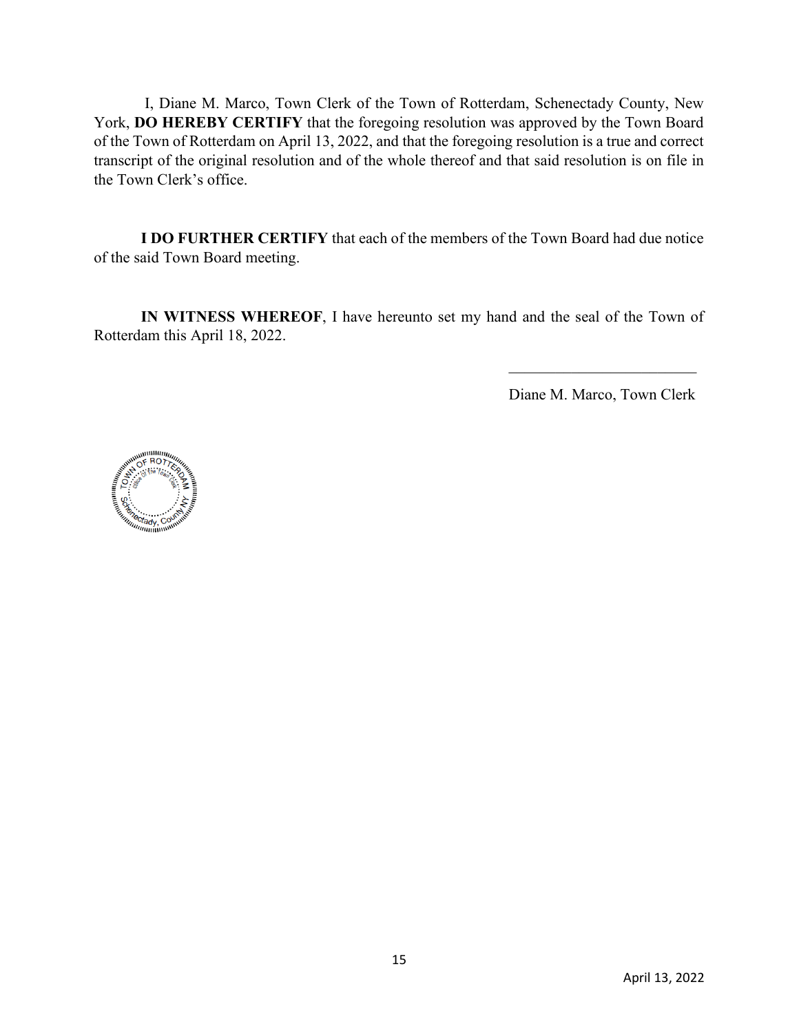I, Diane M. Marco, Town Clerk of the Town of Rotterdam, Schenectady County, New York, **DO HEREBY CERTIFY** that the foregoing resolution was approved by the Town Board of the Town of Rotterdam on April 13, 2022, and that the foregoing resolution is a true and correct transcript of the original resolution and of the whole thereof and that said resolution is on file in the Town Clerk's office.

**I DO FURTHER CERTIFY** that each of the members of the Town Board had due notice of the said Town Board meeting.

**IN WITNESS WHEREOF**, I have hereunto set my hand and the seal of the Town of Rotterdam this April 18, 2022.

\_\_\_\_\_\_\_\_\_\_\_\_\_\_\_\_\_\_\_\_\_\_\_\_\_\_

Diane M. Marco, Town Clerk

TOWN OF ROTTERDAM
Office Of The Town Clerk
Schenectady, County NY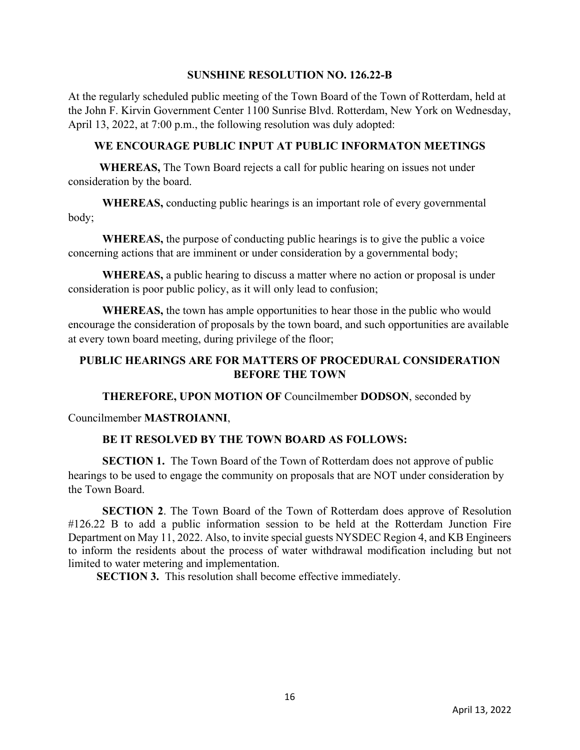**SUNSHINE RESOLUTION NO. 126.22-B**

At the regularly scheduled public meeting of the Town Board of the Town of Rotterdam, held at the John F. Kirvin Government Center 1100 Sunrise Blvd. Rotterdam, New York on Wednesday, April 13, 2022, at 7:00 p.m., the following resolution was duly adopted:

**WE ENCOURAGE PUBLIC INPUT AT PUBLIC INFORMATON MEETINGS**

**WHEREAS,** The Town Board rejects a call for public hearing on issues not under consideration by the board.

**WHEREAS,** conducting public hearings is an important role of every governmental body;

**WHEREAS,** the purpose of conducting public hearings is to give the public a voice concerning actions that are imminent or under consideration by a governmental body;

**WHEREAS,** a public hearing to discuss a matter where no action or proposal is under consideration is poor public policy, as it will only lead to confusion;

**WHEREAS,** the town has ample opportunities to hear those in the public who would encourage the consideration of proposals by the town board, and such opportunities are available at every town board meeting, during privilege of the floor;

**PUBLIC HEARINGS ARE FOR MATTERS OF PROCEDURAL CONSIDERATION BEFORE THE TOWN**

**THEREFORE, UPON MOTION OF** Councilmember **DODSON**, seconded by Councilmember **MASTROIANNI**,

**BE IT RESOLVED BY THE TOWN BOARD AS FOLLOWS:**

**SECTION 1.** The Town Board of the Town of Rotterdam does not approve of public hearings to be used to engage the community on proposals that are NOT under consideration by the Town Board.

**SECTION 2**. The Town Board of the Town of Rotterdam does approve of Resolution #126.22 B to add a public information session to be held at the Rotterdam Junction Fire Department on May 11, 2022. Also, to invite special guests NYSDEC Region 4, and KB Engineers to inform the residents about the process of water withdrawal modification including but not limited to water metering and implementation.

**SECTION 3.** This resolution shall become effective immediately.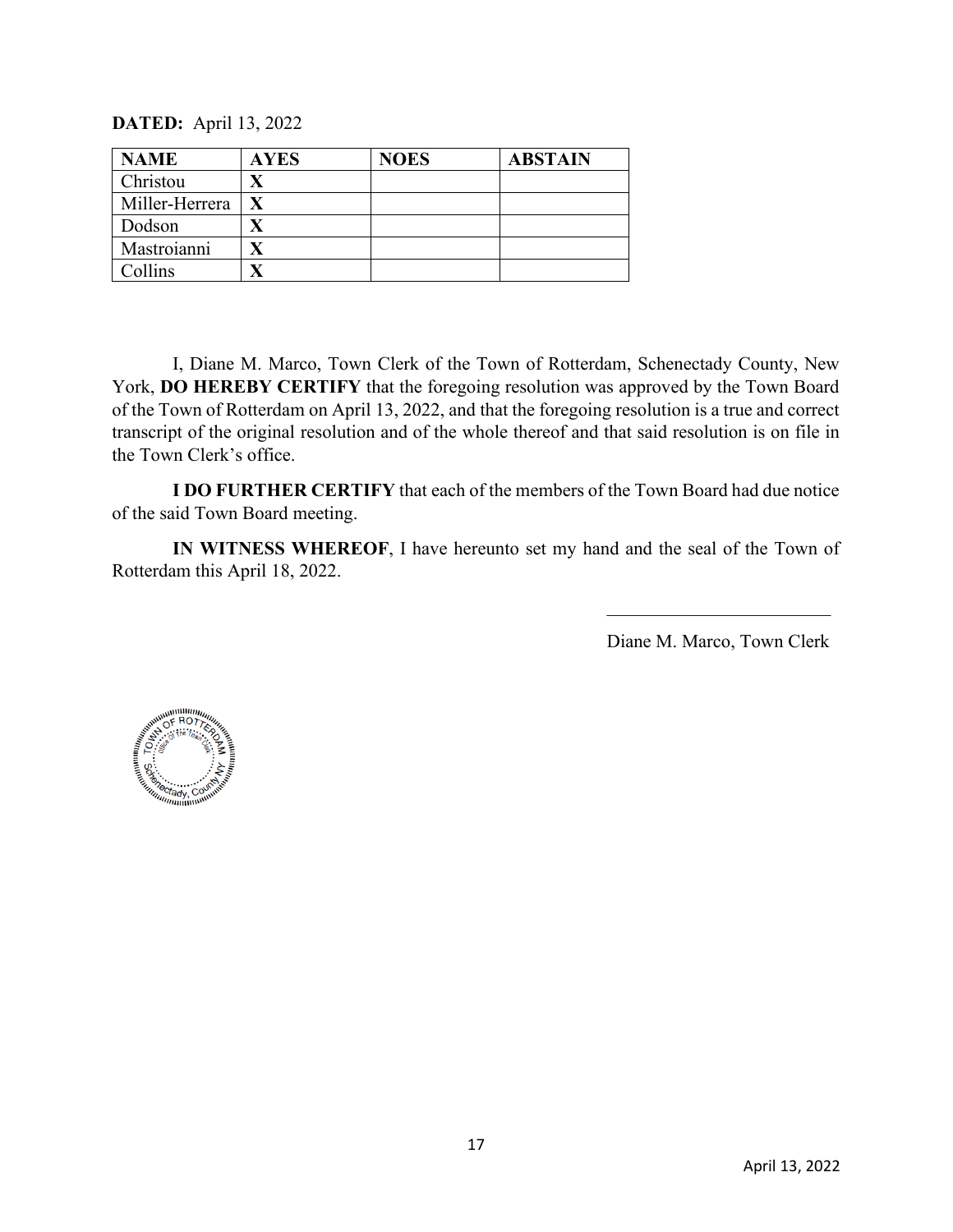**DATED:** April 13, 2022

| NAME | AYES | NOES | ABSTAIN |
|---|---|---|---|
| Christou | X | | |
| Miller-Herrera | X | | |
| Dodson | X | | |
| Mastroianni | X | | |
| Collins | X | | |

I, Diane M. Marco, Town Clerk of the Town of Rotterdam, Schenectady County, New York, **DO HEREBY CERTIFY** that the foregoing resolution was approved by the Town Board of the Town of Rotterdam on April 13, 2022, and that the foregoing resolution is a true and correct transcript of the original resolution and of the whole thereof and that said resolution is on file in the Town Clerk's office.

**I DO FURTHER CERTIFY** that each of the members of the Town Board had due notice of the said Town Board meeting.

**IN WITNESS WHEREOF**, I have hereunto set my hand and the seal of the Town of Rotterdam this April 18, 2022.

\_\_\_\_\_\_\_\_\_\_\_\_\_\_\_\_\_\_\_\_\_\_\_\_\_

Diane M. Marco, Town Clerk

TOWN OF ROTTERDAM
Office of the Town Clerk
Schenectady County, NY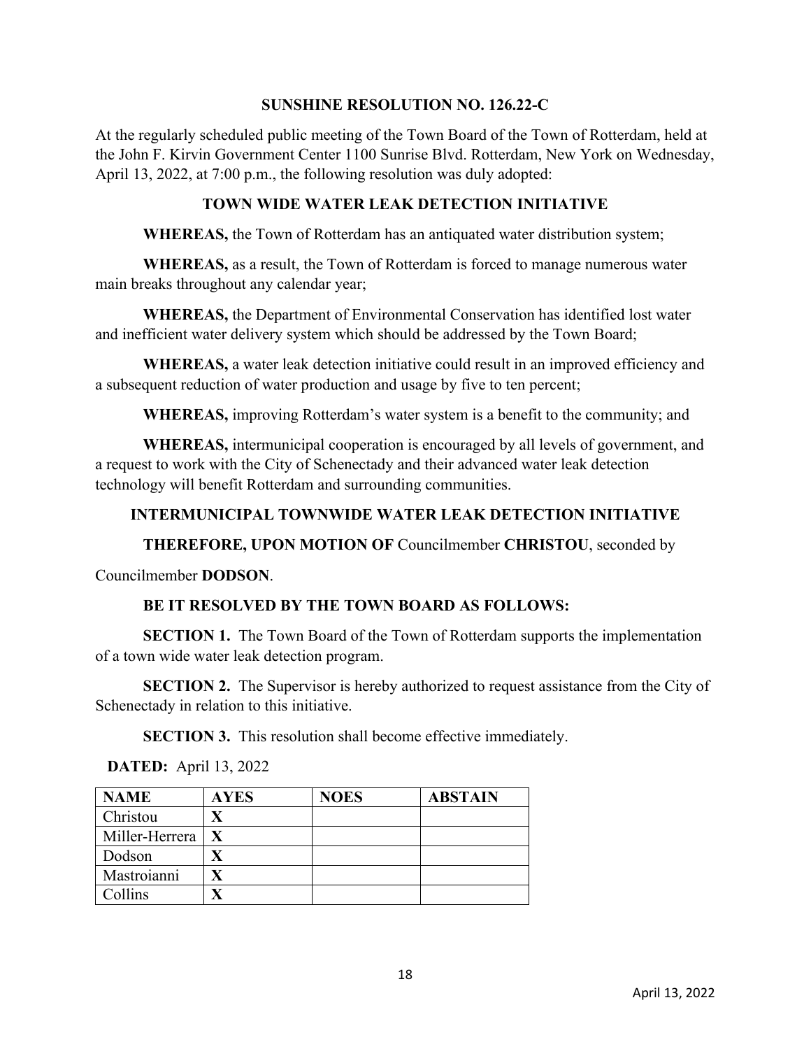**SUNSHINE RESOLUTION NO. 126.22-C**

At the regularly scheduled public meeting of the Town Board of the Town of Rotterdam, held at the John F. Kirvin Government Center 1100 Sunrise Blvd. Rotterdam, New York on Wednesday, April 13, 2022, at 7:00 p.m., the following resolution was duly adopted:

**TOWN WIDE WATER LEAK DETECTION INITIATIVE**

**WHEREAS,** the Town of Rotterdam has an antiquated water distribution system;

**WHEREAS,** as a result, the Town of Rotterdam is forced to manage numerous water main breaks throughout any calendar year;

**WHEREAS,** the Department of Environmental Conservation has identified lost water and inefficient water delivery system which should be addressed by the Town Board;

**WHEREAS,** a water leak detection initiative could result in an improved efficiency and a subsequent reduction of water production and usage by five to ten percent;

**WHEREAS,** improving Rotterdam's water system is a benefit to the community; and

**WHEREAS,** intermunicipal cooperation is encouraged by all levels of government, and a request to work with the City of Schenectady and their advanced water leak detection technology will benefit Rotterdam and surrounding communities.

**INTERMUNICIPAL TOWNWIDE WATER LEAK DETECTION INITIATIVE**

**THEREFORE, UPON MOTION OF** Councilmember **CHRISTOU**, seconded by Councilmember **DODSON**.

**BE IT RESOLVED BY THE TOWN BOARD AS FOLLOWS:**

**SECTION 1.** The Town Board of the Town of Rotterdam supports the implementation of a town wide water leak detection program.

**SECTION 2.** The Supervisor is hereby authorized to request assistance from the City of Schenectady in relation to this initiative.

**SECTION 3.** This resolution shall become effective immediately.

**DATED:** April 13, 2022

| NAME | AYES | NOES | ABSTAIN |
|---|---|---|---|
| Christou | X | | |
| Miller-Herrera | X | | |
| Dodson | X | | |
| Mastroianni | X | | |
| Collins | X | | |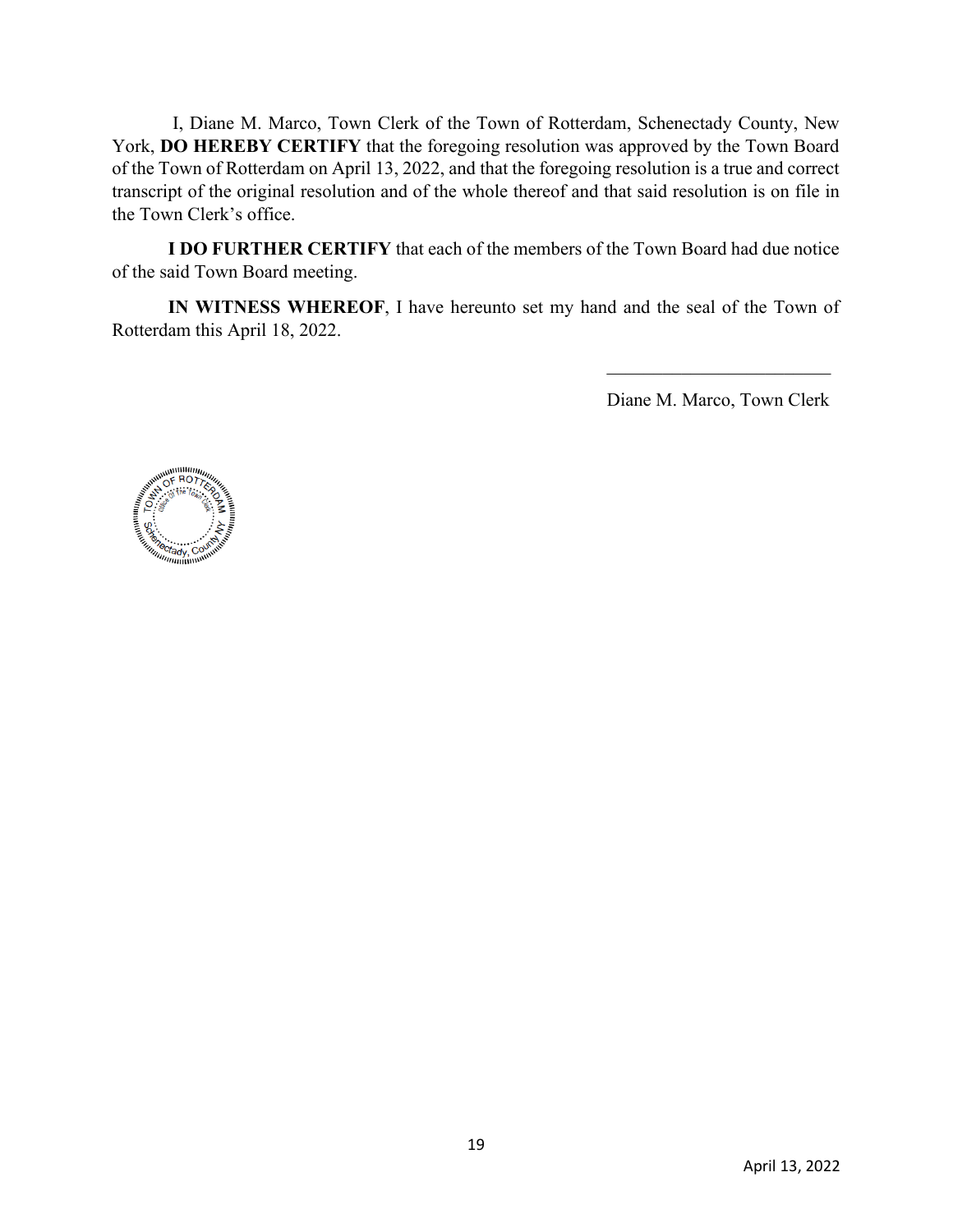I, Diane M. Marco, Town Clerk of the Town of Rotterdam, Schenectady County, New York, **DO HEREBY CERTIFY** that the foregoing resolution was approved by the Town Board of the Town of Rotterdam on April 13, 2022, and that the foregoing resolution is a true and correct transcript of the original resolution and of the whole thereof and that said resolution is on file in the Town Clerk's office.

**I DO FURTHER CERTIFY** that each of the members of the Town Board had due notice of the said Town Board meeting.

**IN WITNESS WHEREOF**, I have hereunto set my hand and the seal of the Town of Rotterdam this April 18, 2022.

\_\_\_\_\_\_\_\_\_\_\_\_\_\_\_\_\_\_\_\_\_\_\_\_\_

Diane M. Marco, Town Clerk

TOWN OF ROTTERDAM
Office of the Town Clerk
Schenectady, County NY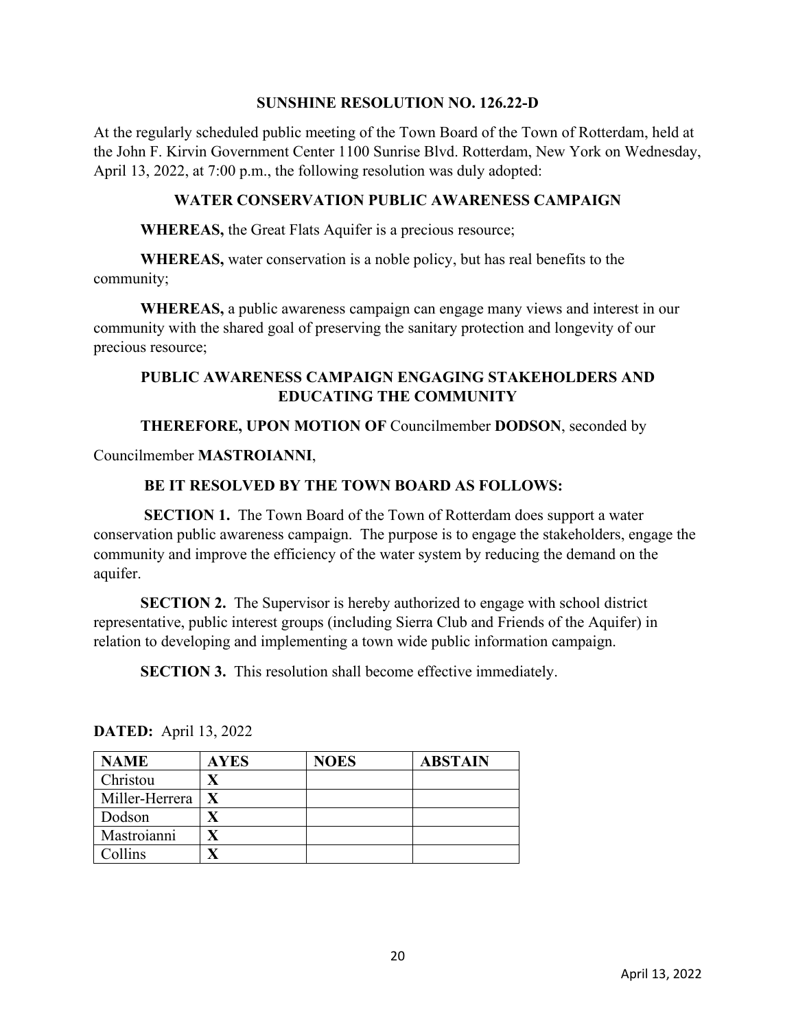**SUNSHINE RESOLUTION NO. 126.22-D**

At the regularly scheduled public meeting of the Town Board of the Town of Rotterdam, held at the John F. Kirvin Government Center 1100 Sunrise Blvd. Rotterdam, New York on Wednesday, April 13, 2022, at 7:00 p.m., the following resolution was duly adopted:

**WATER CONSERVATION PUBLIC AWARENESS CAMPAIGN**

**WHEREAS,** the Great Flats Aquifer is a precious resource;

**WHEREAS,** water conservation is a noble policy, but has real benefits to the community;

**WHEREAS,** a public awareness campaign can engage many views and interest in our community with the shared goal of preserving the sanitary protection and longevity of our precious resource;

**PUBLIC AWARENESS CAMPAIGN ENGAGING STAKEHOLDERS AND EDUCATING THE COMMUNITY**

**THEREFORE, UPON MOTION OF** Councilmember **DODSON**, seconded by Councilmember **MASTROIANNI**,

**BE IT RESOLVED BY THE TOWN BOARD AS FOLLOWS:**

**SECTION 1.** The Town Board of the Town of Rotterdam does support a water conservation public awareness campaign. The purpose is to engage the stakeholders, engage the community and improve the efficiency of the water system by reducing the demand on the aquifer.

**SECTION 2.** The Supervisor is hereby authorized to engage with school district representative, public interest groups (including Sierra Club and Friends of the Aquifer) in relation to developing and implementing a town wide public information campaign.

**SECTION 3.** This resolution shall become effective immediately.

**DATED:** April 13, 2022

| NAME | AYES | NOES | ABSTAIN |
|---|---|---|---|
| Christou | X | | |
| Miller-Herrera | X | | |
| Dodson | X | | |
| Mastroianni | X | | |
| Collins | X | | |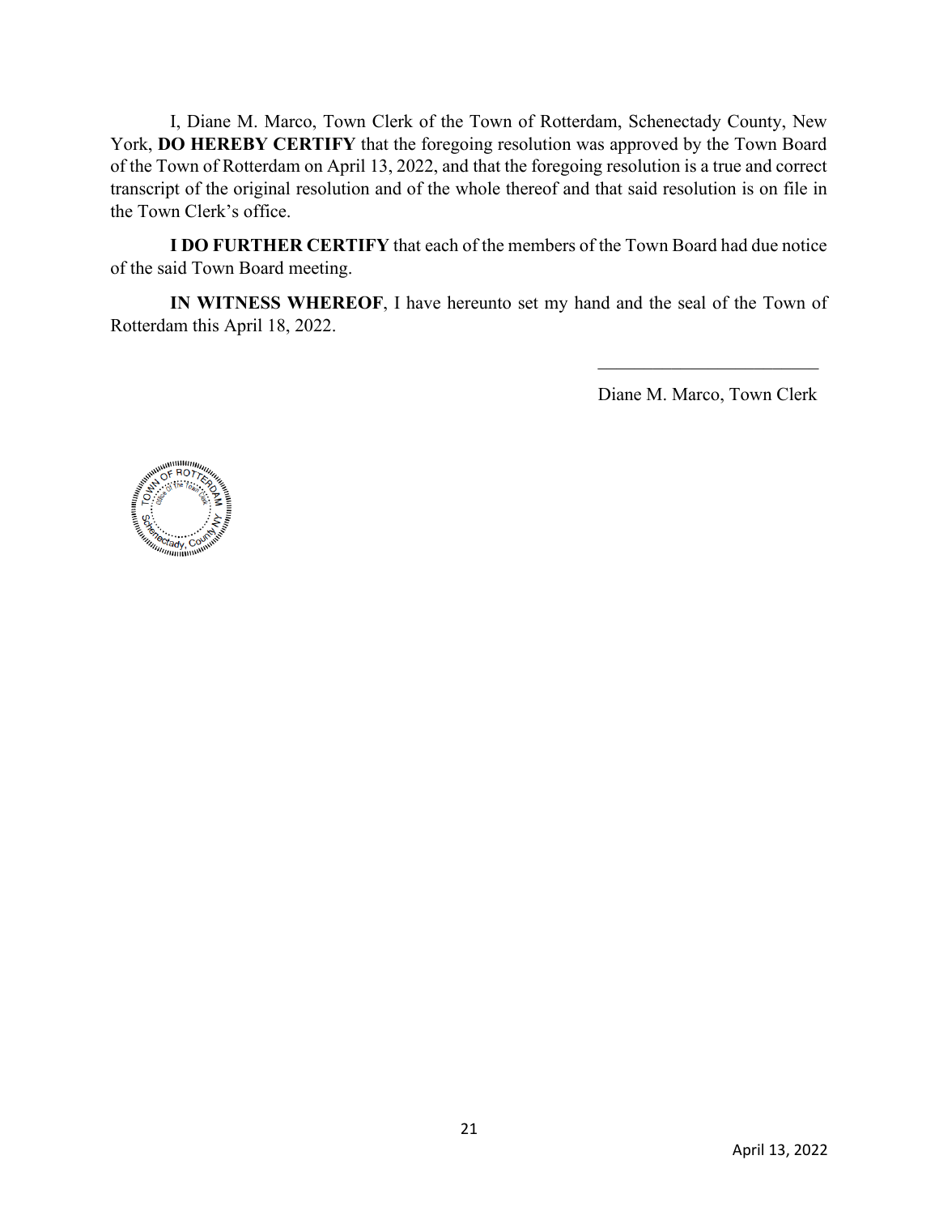I, Diane M. Marco, Town Clerk of the Town of Rotterdam, Schenectady County, New York, **DO HEREBY CERTIFY** that the foregoing resolution was approved by the Town Board of the Town of Rotterdam on April 13, 2022, and that the foregoing resolution is a true and correct transcript of the original resolution and of the whole thereof and that said resolution is on file in the Town Clerk's office.

**I DO FURTHER CERTIFY** that each of the members of the Town Board had due notice of the said Town Board meeting.

**IN WITNESS WHEREOF**, I have hereunto set my hand and the seal of the Town of Rotterdam this April 18, 2022.

\_\_\_\_\_\_\_\_\_\_\_\_\_\_\_\_\_\_\_\_\_\_\_\_\_\_

Diane M. Marco, Town Clerk

TOWN OF ROTTERDAM
Office of the Town Clerk
Schenectady, County NY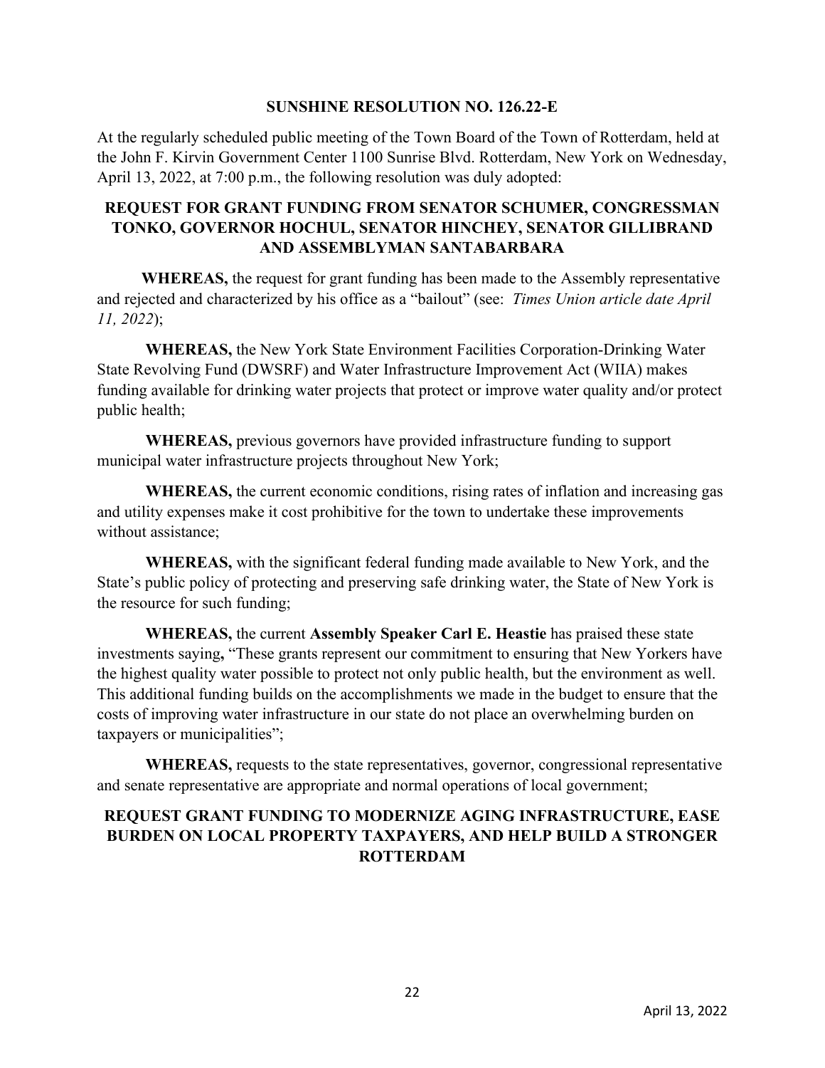**SUNSHINE RESOLUTION NO. 126.22-E**

At the regularly scheduled public meeting of the Town Board of the Town of Rotterdam, held at the John F. Kirvin Government Center 1100 Sunrise Blvd. Rotterdam, New York on Wednesday, April 13, 2022, at 7:00 p.m., the following resolution was duly adopted:

**REQUEST FOR GRANT FUNDING FROM SENATOR SCHUMER, CONGRESSMAN TONKO, GOVERNOR HOCHUL, SENATOR HINCHEY, SENATOR GILLIBRAND AND ASSEMBLYMAN SANTABARBARA**

**WHEREAS,** the request for grant funding has been made to the Assembly representative and rejected and characterized by his office as a "bailout" (see: *Times Union article date April 11, 2022*);

**WHEREAS,** the New York State Environment Facilities Corporation-Drinking Water State Revolving Fund (DWSRF) and Water Infrastructure Improvement Act (WIIA) makes funding available for drinking water projects that protect or improve water quality and/or protect public health;

**WHEREAS,** previous governors have provided infrastructure funding to support municipal water infrastructure projects throughout New York;

**WHEREAS,** the current economic conditions, rising rates of inflation and increasing gas and utility expenses make it cost prohibitive for the town to undertake these improvements without assistance;

**WHEREAS,** with the significant federal funding made available to New York, and the State's public policy of protecting and preserving safe drinking water, the State of New York is the resource for such funding;

**WHEREAS,** the current **Assembly Speaker Carl E. Heastie** has praised these state investments saying**,** "These grants represent our commitment to ensuring that New Yorkers have the highest quality water possible to protect not only public health, but the environment as well. This additional funding builds on the accomplishments we made in the budget to ensure that the costs of improving water infrastructure in our state do not place an overwhelming burden on taxpayers or municipalities";

**WHEREAS,** requests to the state representatives, governor, congressional representative and senate representative are appropriate and normal operations of local government;

**REQUEST GRANT FUNDING TO MODERNIZE AGING INFRASTRUCTURE, EASE BURDEN ON LOCAL PROPERTY TAXPAYERS, AND HELP BUILD A STRONGER ROTTERDAM**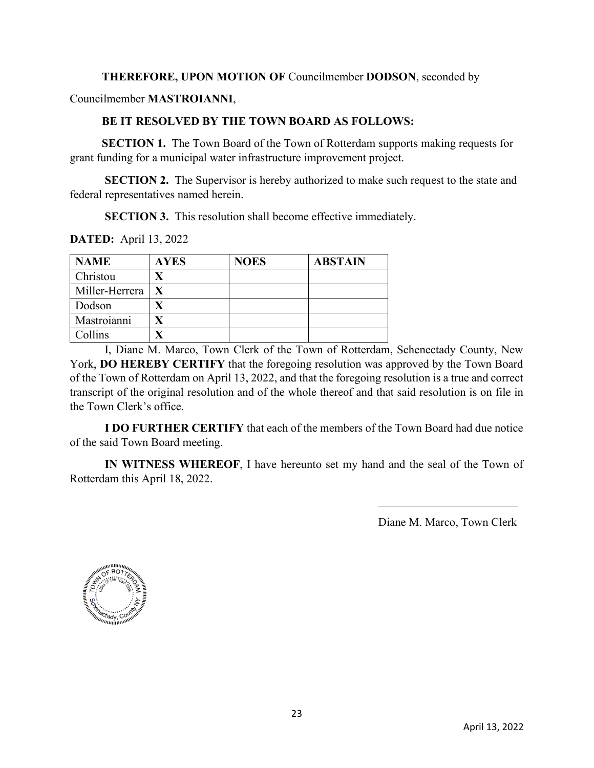**THEREFORE, UPON MOTION OF** Councilmember **DODSON**, seconded by Councilmember **MASTROIANNI**,

**BE IT RESOLVED BY THE TOWN BOARD AS FOLLOWS:**

**SECTION 1.** The Town Board of the Town of Rotterdam supports making requests for grant funding for a municipal water infrastructure improvement project.

**SECTION 2.** The Supervisor is hereby authorized to make such request to the state and federal representatives named herein.

**SECTION 3.** This resolution shall become effective immediately.

**DATED:** April 13, 2022

| NAME | AYES | NOES | ABSTAIN |
|---|---|---|---|
| Christou | X | | |
| Miller-Herrera | X | | |
| Dodson | X | | |
| Mastroianni | X | | |
| Collins | X | | |

I, Diane M. Marco, Town Clerk of the Town of Rotterdam, Schenectady County, New York, **DO HEREBY CERTIFY** that the foregoing resolution was approved by the Town Board of the Town of Rotterdam on April 13, 2022, and that the foregoing resolution is a true and correct transcript of the original resolution and of the whole thereof and that said resolution is on file in the Town Clerk's office.

**I DO FURTHER CERTIFY** that each of the members of the Town Board had due notice of the said Town Board meeting.

**IN WITNESS WHEREOF**, I have hereunto set my hand and the seal of the Town of Rotterdam this April 18, 2022.

\_\_\_\_\_\_\_\_\_\_\_\_\_\_\_\_\_\_\_\_\_\_\_\_\_\_

Diane M. Marco, Town Clerk

TOWN OF ROTTERDAM
Office of the Town Clerk
Schenectady, County NY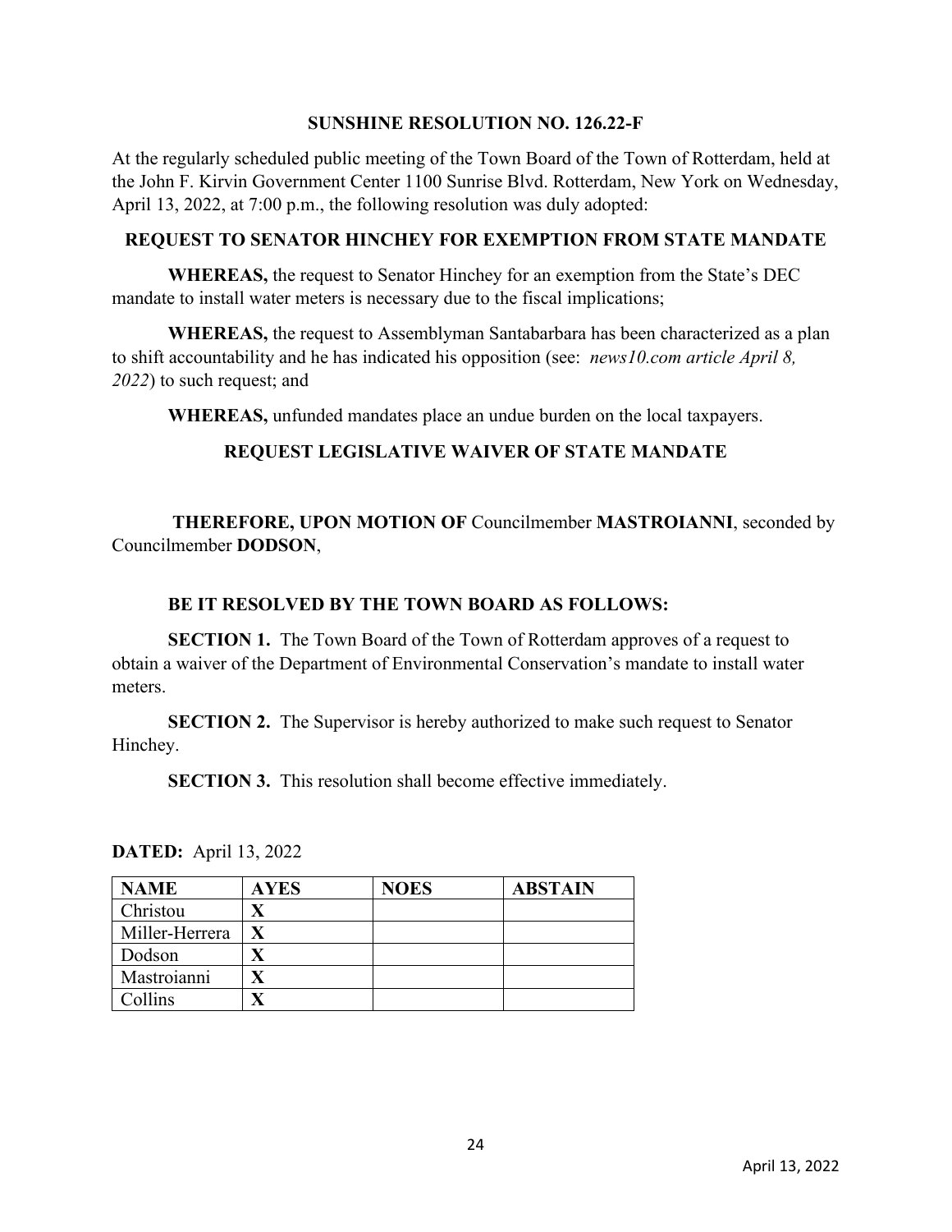**SUNSHINE RESOLUTION NO. 126.22-F**

At the regularly scheduled public meeting of the Town Board of the Town of Rotterdam, held at the John F. Kirvin Government Center 1100 Sunrise Blvd. Rotterdam, New York on Wednesday, April 13, 2022, at 7:00 p.m., the following resolution was duly adopted:

**REQUEST TO SENATOR HINCHEY FOR EXEMPTION FROM STATE MANDATE**

**WHEREAS,** the request to Senator Hinchey for an exemption from the State's DEC mandate to install water meters is necessary due to the fiscal implications;

**WHEREAS,** the request to Assemblyman Santabarbara has been characterized as a plan to shift accountability and he has indicated his opposition (see: *news10.com article April 8, 2022*) to such request; and

**WHEREAS,** unfunded mandates place an undue burden on the local taxpayers.

**REQUEST LEGISLATIVE WAIVER OF STATE MANDATE**

**THEREFORE, UPON MOTION OF** Councilmember **MASTROIANNI**, seconded by Councilmember **DODSON**,

**BE IT RESOLVED BY THE TOWN BOARD AS FOLLOWS:**

**SECTION 1.** The Town Board of the Town of Rotterdam approves of a request to obtain a waiver of the Department of Environmental Conservation's mandate to install water meters.

**SECTION 2.** The Supervisor is hereby authorized to make such request to Senator Hinchey.

**SECTION 3.** This resolution shall become effective immediately.

**DATED:** April 13, 2022

| NAME | AYES | NOES | ABSTAIN |
|---|---|---|---|
| Christou | X | | |
| Miller-Herrera | X | | |
| Dodson | X | | |
| Mastroianni | X | | |
| Collins | X | | |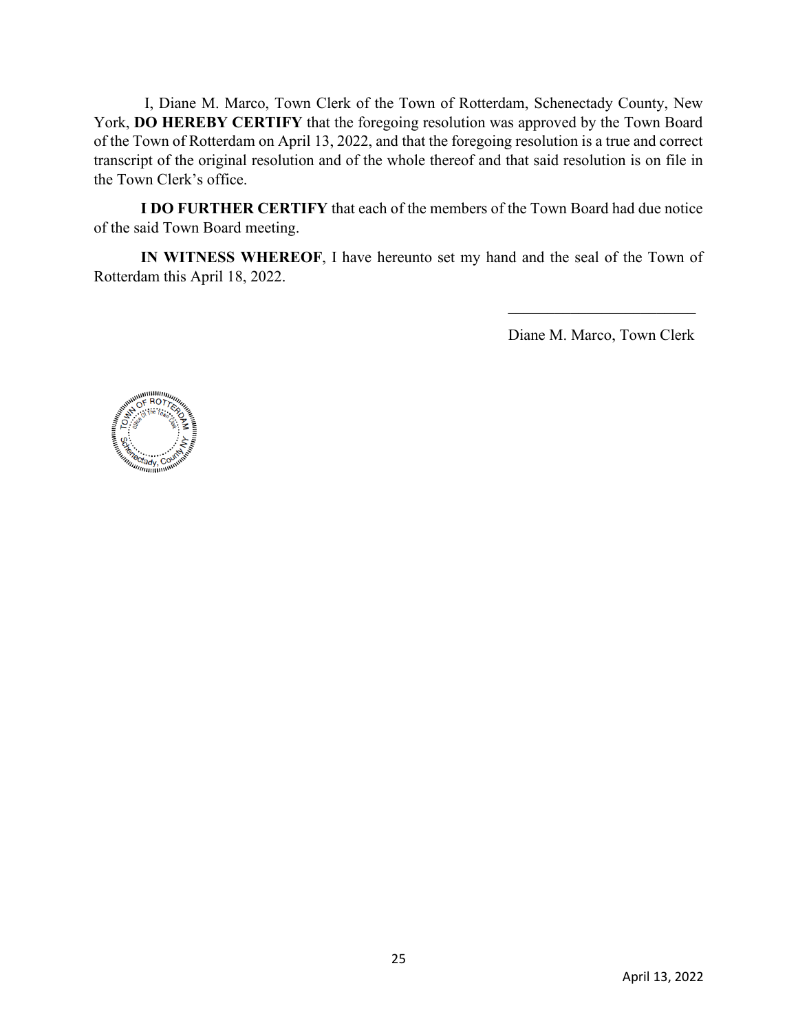I, Diane M. Marco, Town Clerk of the Town of Rotterdam, Schenectady County, New York, **DO HEREBY CERTIFY** that the foregoing resolution was approved by the Town Board of the Town of Rotterdam on April 13, 2022, and that the foregoing resolution is a true and correct transcript of the original resolution and of the whole thereof and that said resolution is on file in the Town Clerk's office.

**I DO FURTHER CERTIFY** that each of the members of the Town Board had due notice of the said Town Board meeting.

**IN WITNESS WHEREOF**, I have hereunto set my hand and the seal of the Town of Rotterdam this April 18, 2022.

_________________________

Diane M. Marco, Town Clerk

TOWN OF ROTTERDAM
Office of the Town Clerk
Schenectady, County NY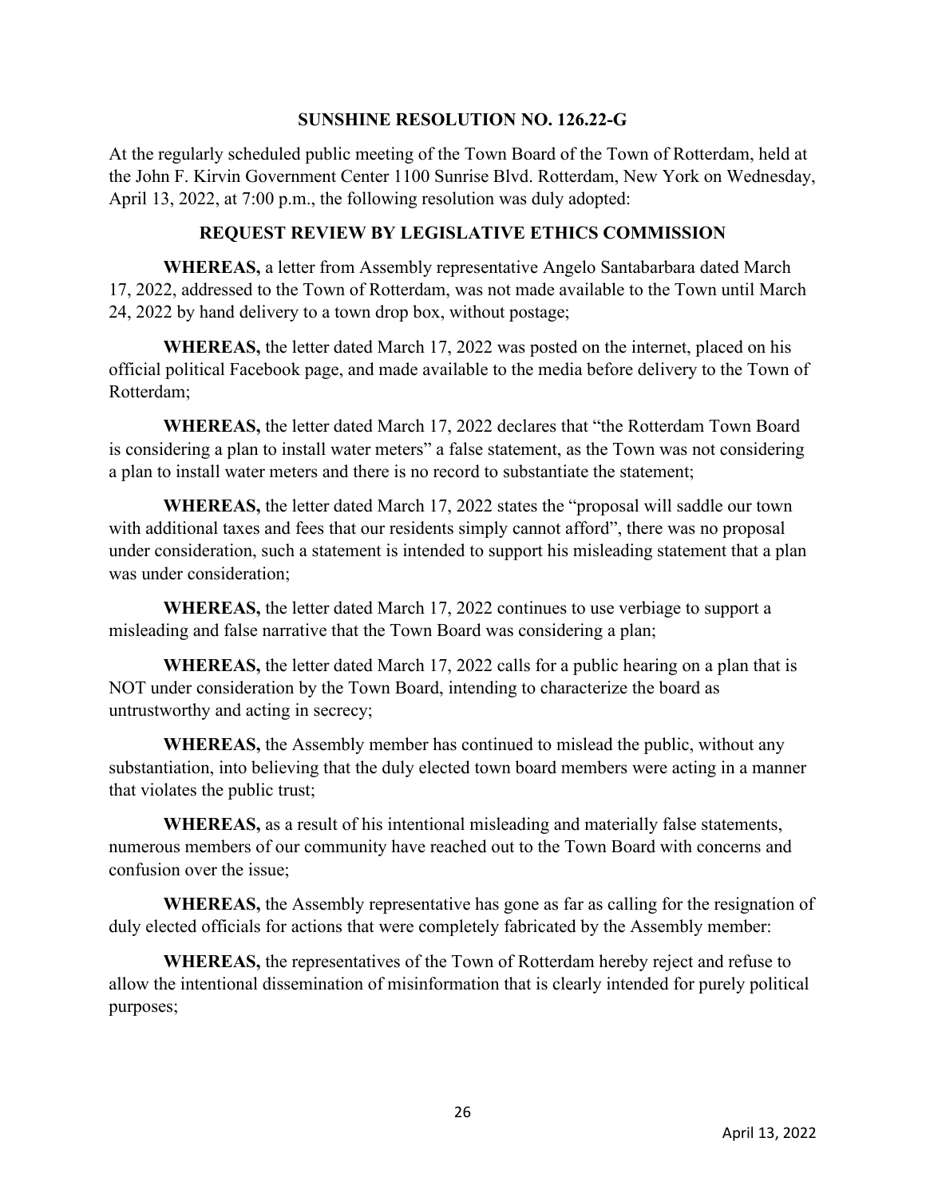## SUNSHINE RESOLUTION NO. 126.22-G

At the regularly scheduled public meeting of the Town Board of the Town of Rotterdam, held at the John F. Kirvin Government Center 1100 Sunrise Blvd. Rotterdam, New York on Wednesday, April 13, 2022, at 7:00 p.m., the following resolution was duly adopted:

## REQUEST REVIEW BY LEGISLATIVE ETHICS COMMISSION

**WHEREAS,** a letter from Assembly representative Angelo Santabarbara dated March 17, 2022, addressed to the Town of Rotterdam, was not made available to the Town until March 24, 2022 by hand delivery to a town drop box, without postage;

**WHEREAS,** the letter dated March 17, 2022 was posted on the internet, placed on his official political Facebook page, and made available to the media before delivery to the Town of Rotterdam;

**WHEREAS,** the letter dated March 17, 2022 declares that "the Rotterdam Town Board is considering a plan to install water meters" a false statement, as the Town was not considering a plan to install water meters and there is no record to substantiate the statement;

**WHEREAS,** the letter dated March 17, 2022 states the "proposal will saddle our town with additional taxes and fees that our residents simply cannot afford", there was no proposal under consideration, such a statement is intended to support his misleading statement that a plan was under consideration;

**WHEREAS,** the letter dated March 17, 2022 continues to use verbiage to support a misleading and false narrative that the Town Board was considering a plan;

**WHEREAS,** the letter dated March 17, 2022 calls for a public hearing on a plan that is NOT under consideration by the Town Board, intending to characterize the board as untrustworthy and acting in secrecy;

**WHEREAS,** the Assembly member has continued to mislead the public, without any substantiation, into believing that the duly elected town board members were acting in a manner that violates the public trust;

**WHEREAS,** as a result of his intentional misleading and materially false statements, numerous members of our community have reached out to the Town Board with concerns and confusion over the issue;

**WHEREAS,** the Assembly representative has gone as far as calling for the resignation of duly elected officials for actions that were completely fabricated by the Assembly member:

**WHEREAS,** the representatives of the Town of Rotterdam hereby reject and refuse to allow the intentional dissemination of misinformation that is clearly intended for purely political purposes;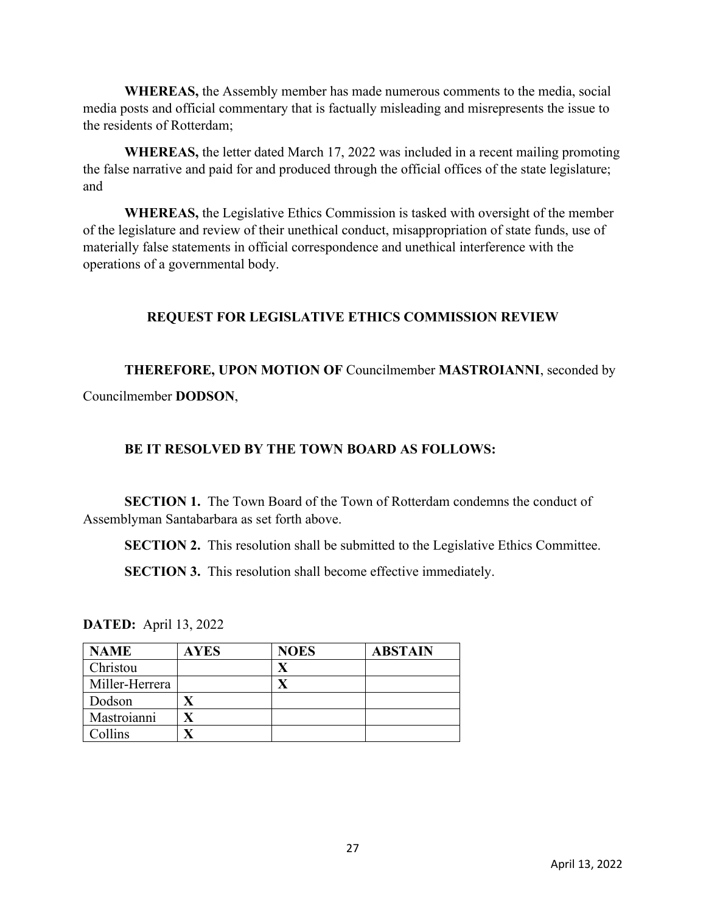**WHEREAS,** the Assembly member has made numerous comments to the media, social media posts and official commentary that is factually misleading and misrepresents the issue to the residents of Rotterdam;

**WHEREAS,** the letter dated March 17, 2022 was included in a recent mailing promoting the false narrative and paid for and produced through the official offices of the state legislature; and

**WHEREAS,** the Legislative Ethics Commission is tasked with oversight of the member of the legislature and review of their unethical conduct, misappropriation of state funds, use of materially false statements in official correspondence and unethical interference with the operations of a governmental body.

## REQUEST FOR LEGISLATIVE ETHICS COMMISSION REVIEW

**THEREFORE, UPON MOTION OF** Councilmember **MASTROIANNI**, seconded by Councilmember **DODSON**,

**BE IT RESOLVED BY THE TOWN BOARD AS FOLLOWS:**

**SECTION 1.** The Town Board of the Town of Rotterdam condemns the conduct of Assemblyman Santabarbara as set forth above.

**SECTION 2.** This resolution shall be submitted to the Legislative Ethics Committee.

**SECTION 3.** This resolution shall become effective immediately.

**DATED:** April 13, 2022

| NAME | AYES | NOES | ABSTAIN |
|---|---|---|---|
| Christou | | X | |
| Miller-Herrera | | X | |
| Dodson | X | | |
| Mastroianni | X | | |
| Collins | X | | |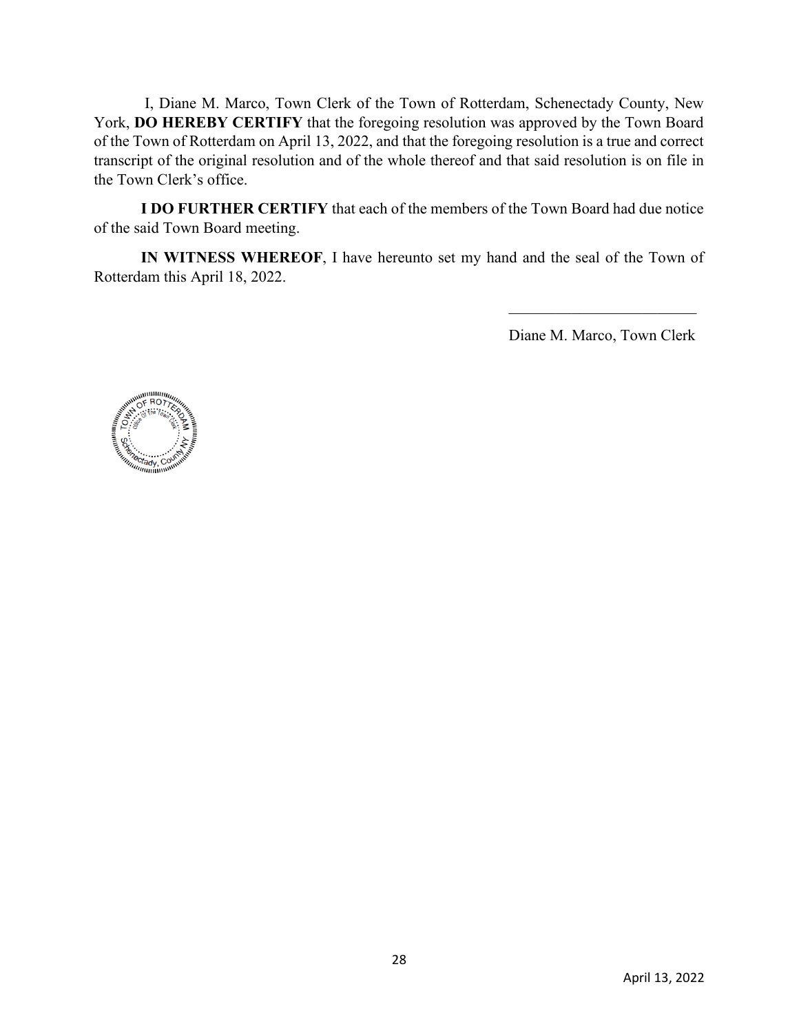I, Diane M. Marco, Town Clerk of the Town of Rotterdam, Schenectady County, New York, **DO HEREBY CERTIFY** that the foregoing resolution was approved by the Town Board of the Town of Rotterdam on April 13, 2022, and that the foregoing resolution is a true and correct transcript of the original resolution and of the whole thereof and that said resolution is on file in the Town Clerk's office.

**I DO FURTHER CERTIFY** that each of the members of the Town Board had due notice of the said Town Board meeting.

**IN WITNESS WHEREOF**, I have hereunto set my hand and the seal of the Town of Rotterdam this April 18, 2022.

\_\_\_\_\_\_\_\_\_\_\_\_\_\_\_\_\_\_\_\_\_\_\_\_\_

Diane M. Marco, Town Clerk

TOWN OF ROTTERDAM
Office of the Town Clerk
Schenectady, County NY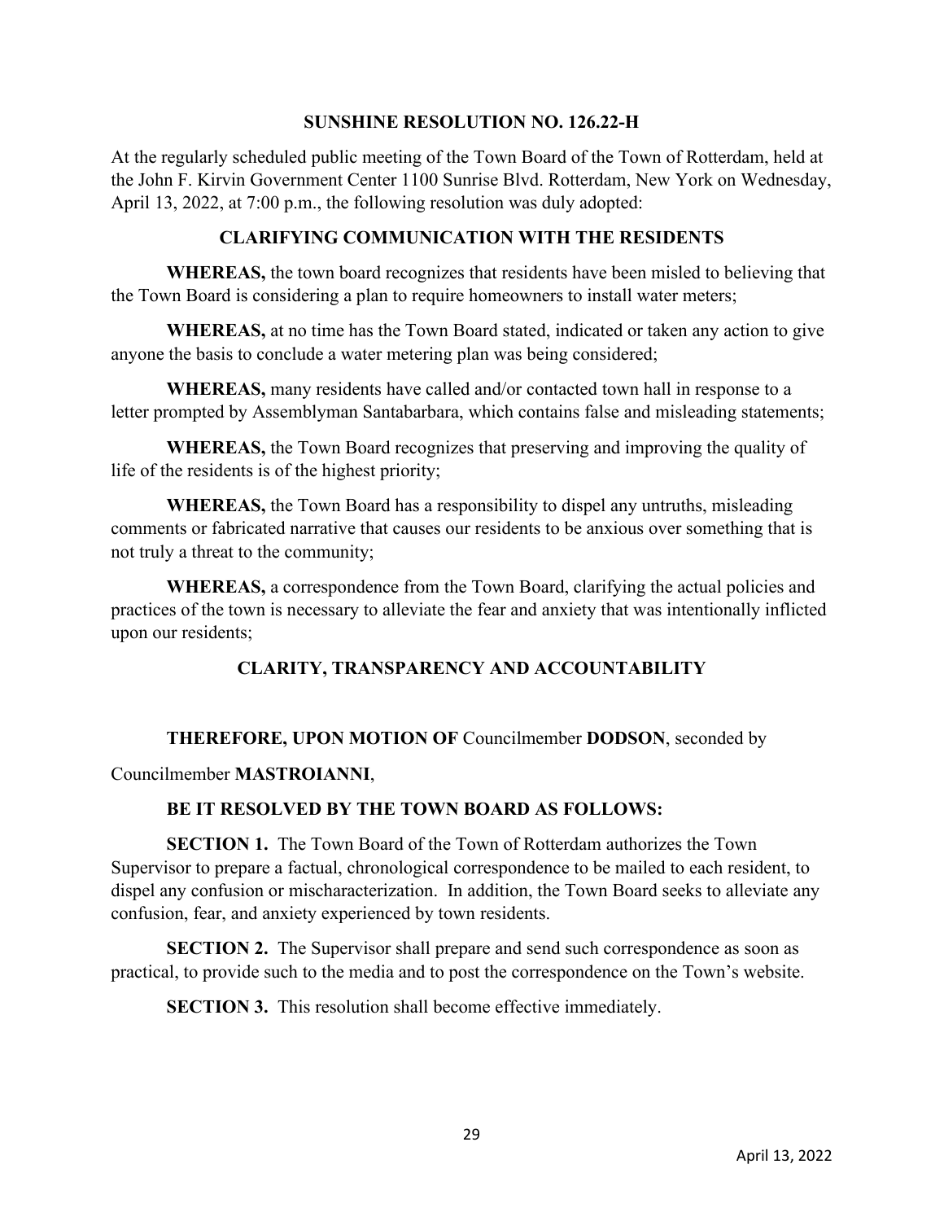## SUNSHINE RESOLUTION NO. 126.22-H

At the regularly scheduled public meeting of the Town Board of the Town of Rotterdam, held at the John F. Kirvin Government Center 1100 Sunrise Blvd. Rotterdam, New York on Wednesday, April 13, 2022, at 7:00 p.m., the following resolution was duly adopted:

### CLARIFYING COMMUNICATION WITH THE RESIDENTS

**WHEREAS,** the town board recognizes that residents have been misled to believing that the Town Board is considering a plan to require homeowners to install water meters;

**WHEREAS,** at no time has the Town Board stated, indicated or taken any action to give anyone the basis to conclude a water metering plan was being considered;

**WHEREAS,** many residents have called and/or contacted town hall in response to a letter prompted by Assemblyman Santabarbara, which contains false and misleading statements;

**WHEREAS,** the Town Board recognizes that preserving and improving the quality of life of the residents is of the highest priority;

**WHEREAS,** the Town Board has a responsibility to dispel any untruths, misleading comments or fabricated narrative that causes our residents to be anxious over something that is not truly a threat to the community;

**WHEREAS,** a correspondence from the Town Board, clarifying the actual policies and practices of the town is necessary to alleviate the fear and anxiety that was intentionally inflicted upon our residents;

### CLARITY, TRANSPARENCY AND ACCOUNTABILITY

**THEREFORE, UPON MOTION OF** Councilmember **DODSON**, seconded by Councilmember **MASTROIANNI**,

**BE IT RESOLVED BY THE TOWN BOARD AS FOLLOWS:**

**SECTION 1.** The Town Board of the Town of Rotterdam authorizes the Town Supervisor to prepare a factual, chronological correspondence to be mailed to each resident, to dispel any confusion or mischaracterization. In addition, the Town Board seeks to alleviate any confusion, fear, and anxiety experienced by town residents.

**SECTION 2.** The Supervisor shall prepare and send such correspondence as soon as practical, to provide such to the media and to post the correspondence on the Town's website.

**SECTION 3.** This resolution shall become effective immediately.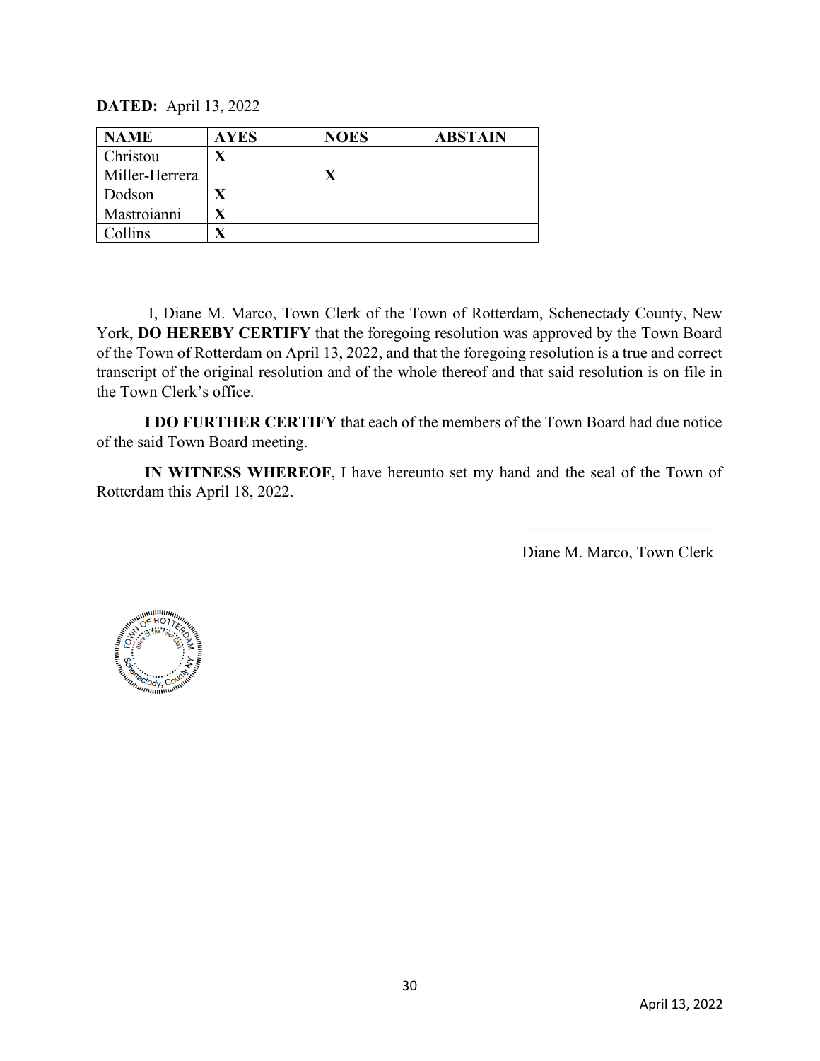**DATED:** April 13, 2022

| NAME | AYES | NOES | ABSTAIN |
|---|---|---|---|
| Christou | X | | |
| Miller-Herrera | | X | |
| Dodson | X | | |
| Mastroianni | X | | |
| Collins | X | | |

I, Diane M. Marco, Town Clerk of the Town of Rotterdam, Schenectady County, New York, **DO HEREBY CERTIFY** that the foregoing resolution was approved by the Town Board of the Town of Rotterdam on April 13, 2022, and that the foregoing resolution is a true and correct transcript of the original resolution and of the whole thereof and that said resolution is on file in the Town Clerk's office.

**I DO FURTHER CERTIFY** that each of the members of the Town Board had due notice of the said Town Board meeting.

**IN WITNESS WHEREOF**, I have hereunto set my hand and the seal of the Town of Rotterdam this April 18, 2022.

\_\_\_\_\_\_\_\_\_\_\_\_\_\_\_\_\_\_\_\_\_\_\_\_\_\_

Diane M. Marco, Town Clerk

TOWN OF ROTTERDAM
Office of the Town Clerk
Schenectady, County NY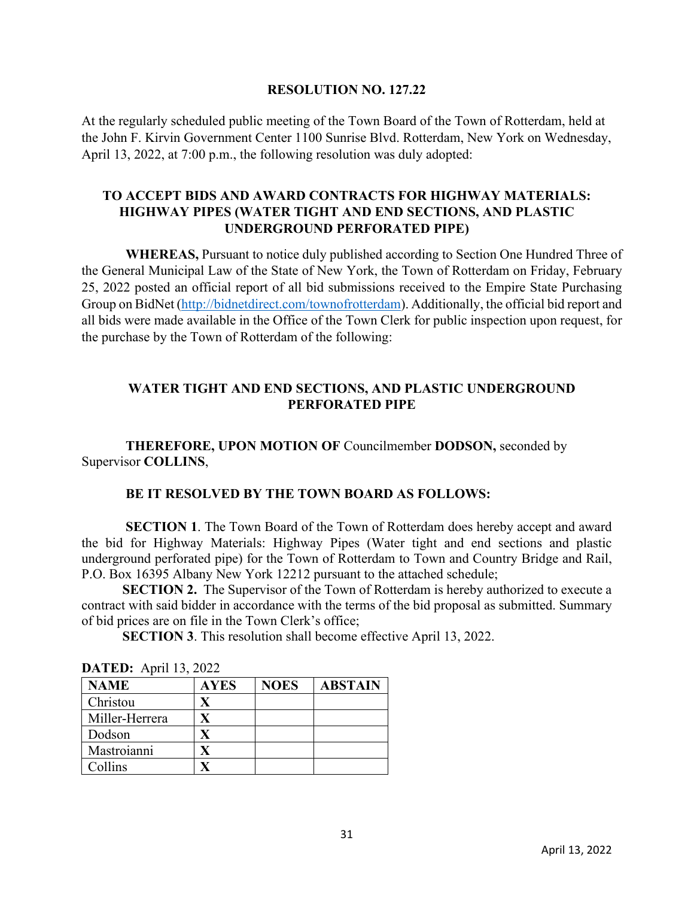**RESOLUTION NO. 127.22**

At the regularly scheduled public meeting of the Town Board of the Town of Rotterdam, held at the John F. Kirvin Government Center 1100 Sunrise Blvd. Rotterdam, New York on Wednesday, April 13, 2022, at 7:00 p.m., the following resolution was duly adopted:

**TO ACCEPT BIDS AND AWARD CONTRACTS FOR HIGHWAY MATERIALS: HIGHWAY PIPES (WATER TIGHT AND END SECTIONS, AND PLASTIC UNDERGROUND PERFORATED PIPE)**

**WHEREAS,** Pursuant to notice duly published according to Section One Hundred Three of the General Municipal Law of the State of New York, the Town of Rotterdam on Friday, February 25, 2022 posted an official report of all bid submissions received to the Empire State Purchasing Group on BidNet (http://bidnetdirect.com/townofrotterdam). Additionally, the official bid report and all bids were made available in the Office of the Town Clerk for public inspection upon request, for the purchase by the Town of Rotterdam of the following:

**WATER TIGHT AND END SECTIONS, AND PLASTIC UNDERGROUND PERFORATED PIPE**

**THEREFORE, UPON MOTION OF** Councilmember **DODSON,** seconded by Supervisor **COLLINS**,

**BE IT RESOLVED BY THE TOWN BOARD AS FOLLOWS:**

**SECTION 1**. The Town Board of the Town of Rotterdam does hereby accept and award the bid for Highway Materials: Highway Pipes (Water tight and end sections and plastic underground perforated pipe) for the Town of Rotterdam to Town and Country Bridge and Rail, P.O. Box 16395 Albany New York 12212 pursuant to the attached schedule;

**SECTION 2.** The Supervisor of the Town of Rotterdam is hereby authorized to execute a contract with said bidder in accordance with the terms of the bid proposal as submitted. Summary of bid prices are on file in the Town Clerk's office;

**SECTION 3**. This resolution shall become effective April 13, 2022.

**DATED:** April 13, 2022

| NAME | AYES | NOES | ABSTAIN |
|---|---|---|---|
| Christou | X | | |
| Miller-Herrera | X | | |
| Dodson | X | | |
| Mastroianni | X | | |
| Collins | X | | |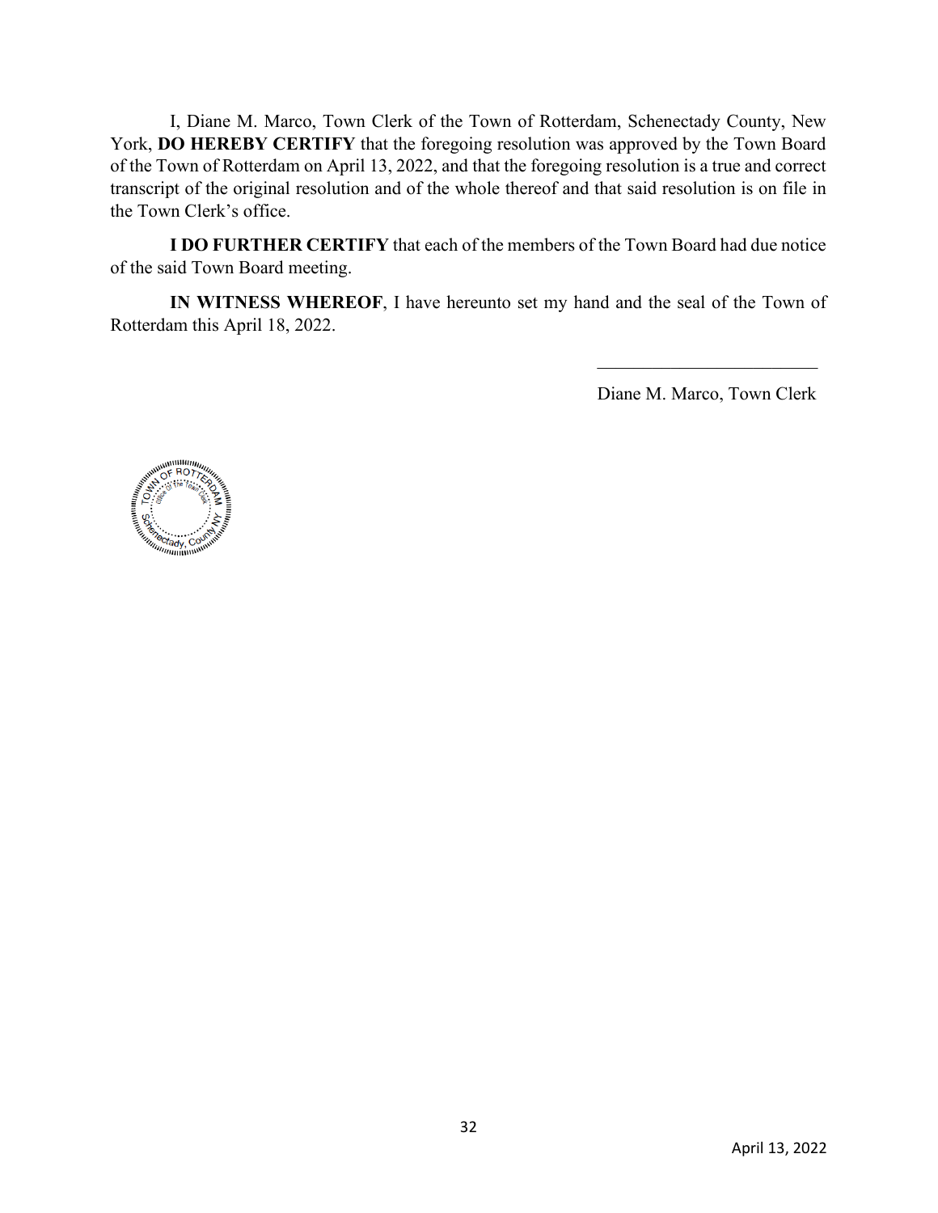I, Diane M. Marco, Town Clerk of the Town of Rotterdam, Schenectady County, New York, **DO HEREBY CERTIFY** that the foregoing resolution was approved by the Town Board of the Town of Rotterdam on April 13, 2022, and that the foregoing resolution is a true and correct transcript of the original resolution and of the whole thereof and that said resolution is on file in the Town Clerk's office.

**I DO FURTHER CERTIFY** that each of the members of the Town Board had due notice of the said Town Board meeting.

**IN WITNESS WHEREOF**, I have hereunto set my hand and the seal of the Town of Rotterdam this April 18, 2022.

\_\_\_\_\_\_\_\_\_\_\_\_\_\_\_\_\_\_\_\_\_\_\_\_\_

Diane M. Marco, Town Clerk

TOWN OF ROTTERDAM
Office of the Town Clerk
Schenectady, County NY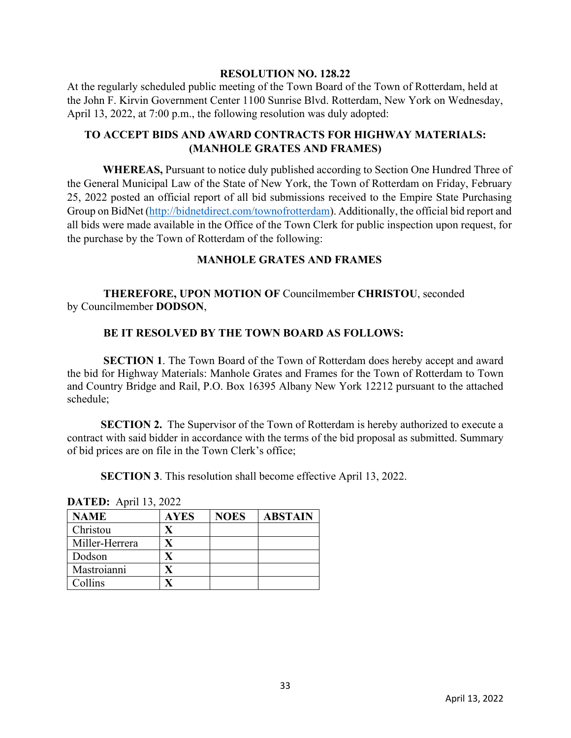**RESOLUTION NO. 128.22**

At the regularly scheduled public meeting of the Town Board of the Town of Rotterdam, held at the John F. Kirvin Government Center 1100 Sunrise Blvd. Rotterdam, New York on Wednesday, April 13, 2022, at 7:00 p.m., the following resolution was duly adopted:

**TO ACCEPT BIDS AND AWARD CONTRACTS FOR HIGHWAY MATERIALS: (MANHOLE GRATES AND FRAMES)**

**WHEREAS,** Pursuant to notice duly published according to Section One Hundred Three of the General Municipal Law of the State of New York, the Town of Rotterdam on Friday, February 25, 2022 posted an official report of all bid submissions received to the Empire State Purchasing Group on BidNet (http://bidnetdirect.com/townofrotterdam). Additionally, the official bid report and all bids were made available in the Office of the Town Clerk for public inspection upon request, for the purchase by the Town of Rotterdam of the following:

**MANHOLE GRATES AND FRAMES**

**THEREFORE, UPON MOTION OF** Councilmember **CHRISTOU**, seconded by Councilmember **DODSON**,

**BE IT RESOLVED BY THE TOWN BOARD AS FOLLOWS:**

**SECTION 1**. The Town Board of the Town of Rotterdam does hereby accept and award the bid for Highway Materials: Manhole Grates and Frames for the Town of Rotterdam to Town and Country Bridge and Rail, P.O. Box 16395 Albany New York 12212 pursuant to the attached schedule;

**SECTION 2.** The Supervisor of the Town of Rotterdam is hereby authorized to execute a contract with said bidder in accordance with the terms of the bid proposal as submitted. Summary of bid prices are on file in the Town Clerk's office;

**SECTION 3**. This resolution shall become effective April 13, 2022.

**DATED:** April 13, 2022

| NAME | AYES | NOES | ABSTAIN |
|---|---|---|---|
| Christou | X | | |
| Miller-Herrera | X | | |
| Dodson | X | | |
| Mastroianni | X | | |
| Collins | X | | |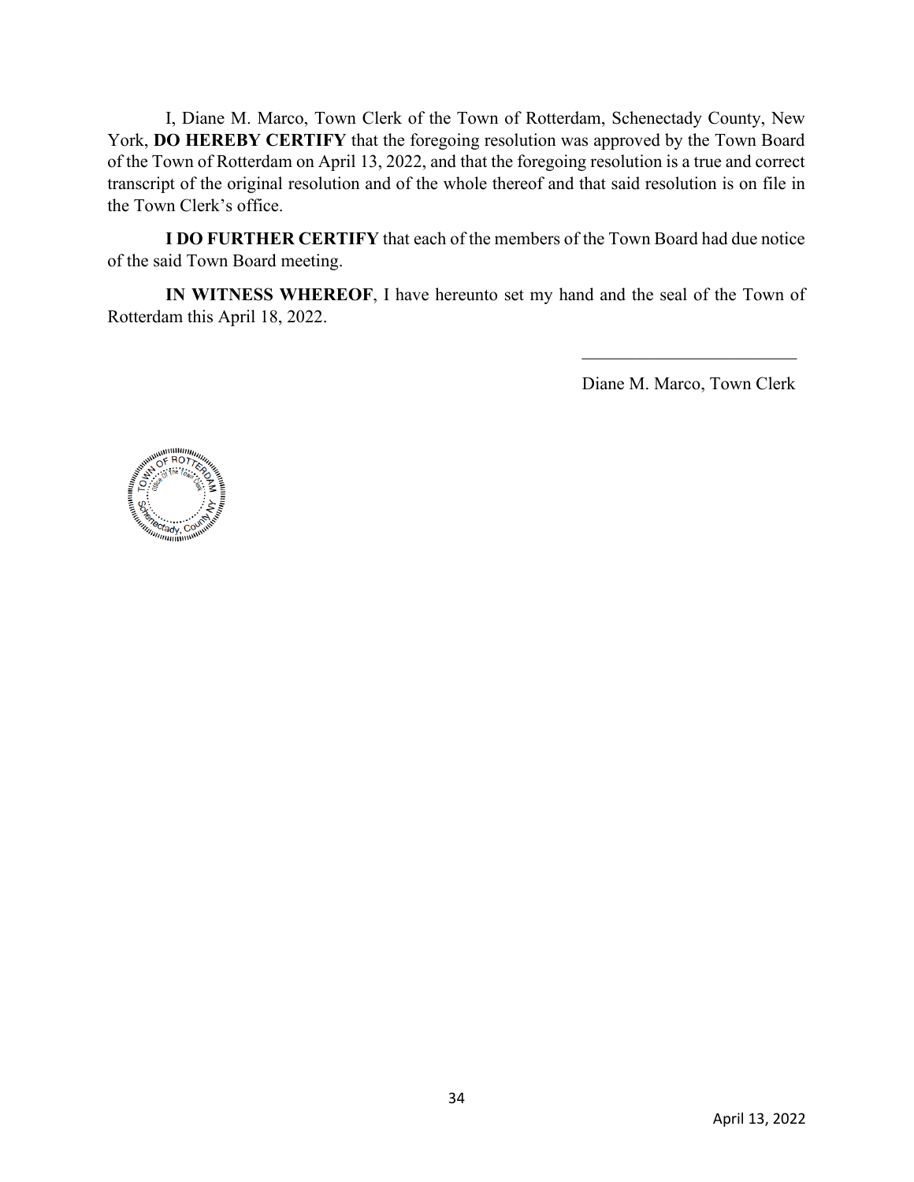I, Diane M. Marco, Town Clerk of the Town of Rotterdam, Schenectady County, New York, **DO HEREBY CERTIFY** that the foregoing resolution was approved by the Town Board of the Town of Rotterdam on April 13, 2022, and that the foregoing resolution is a true and correct transcript of the original resolution and of the whole thereof and that said resolution is on file in the Town Clerk's office.

**I DO FURTHER CERTIFY** that each of the members of the Town Board had due notice of the said Town Board meeting.

**IN WITNESS WHEREOF**, I have hereunto set my hand and the seal of the Town of Rotterdam this April 18, 2022.

_________________________

Diane M. Marco, Town Clerk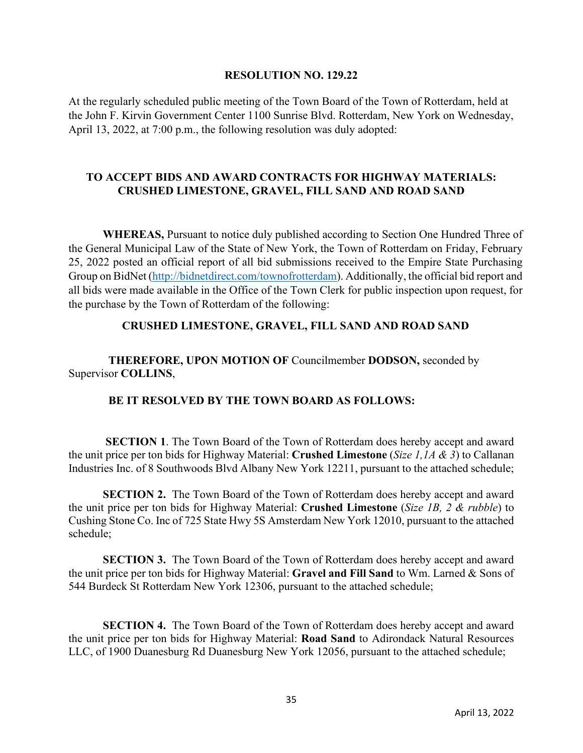**RESOLUTION NO. 129.22**

At the regularly scheduled public meeting of the Town Board of the Town of Rotterdam, held at the John F. Kirvin Government Center 1100 Sunrise Blvd. Rotterdam, New York on Wednesday, April 13, 2022, at 7:00 p.m., the following resolution was duly adopted:

## TO ACCEPT BIDS AND AWARD CONTRACTS FOR HIGHWAY MATERIALS: CRUSHED LIMESTONE, GRAVEL, FILL SAND AND ROAD SAND

**WHEREAS,** Pursuant to notice duly published according to Section One Hundred Three of the General Municipal Law of the State of New York, the Town of Rotterdam on Friday, February 25, 2022 posted an official report of all bid submissions received to the Empire State Purchasing Group on BidNet (http://bidnetdirect.com/townofrotterdam). Additionally, the official bid report and all bids were made available in the Office of the Town Clerk for public inspection upon request, for the purchase by the Town of Rotterdam of the following:

**CRUSHED LIMESTONE, GRAVEL, FILL SAND AND ROAD SAND**

**THEREFORE, UPON MOTION OF** Councilmember **DODSON,** seconded by Supervisor **COLLINS**,

**BE IT RESOLVED BY THE TOWN BOARD AS FOLLOWS:**

**SECTION 1**. The Town Board of the Town of Rotterdam does hereby accept and award the unit price per ton bids for Highway Material: **Crushed Limestone** (*Size 1,1A & 3*) to Callanan Industries Inc. of 8 Southwoods Blvd Albany New York 12211, pursuant to the attached schedule;

**SECTION 2.** The Town Board of the Town of Rotterdam does hereby accept and award the unit price per ton bids for Highway Material: **Crushed Limestone** (*Size 1B, 2 & rubble*) to Cushing Stone Co. Inc of 725 State Hwy 5S Amsterdam New York 12010, pursuant to the attached schedule;

**SECTION 3.** The Town Board of the Town of Rotterdam does hereby accept and award the unit price per ton bids for Highway Material: **Gravel and Fill Sand** to Wm. Larned & Sons of 544 Burdeck St Rotterdam New York 12306, pursuant to the attached schedule;

**SECTION 4.** The Town Board of the Town of Rotterdam does hereby accept and award the unit price per ton bids for Highway Material: **Road Sand** to Adirondack Natural Resources LLC, of 1900 Duanesburg Rd Duanesburg New York 12056, pursuant to the attached schedule;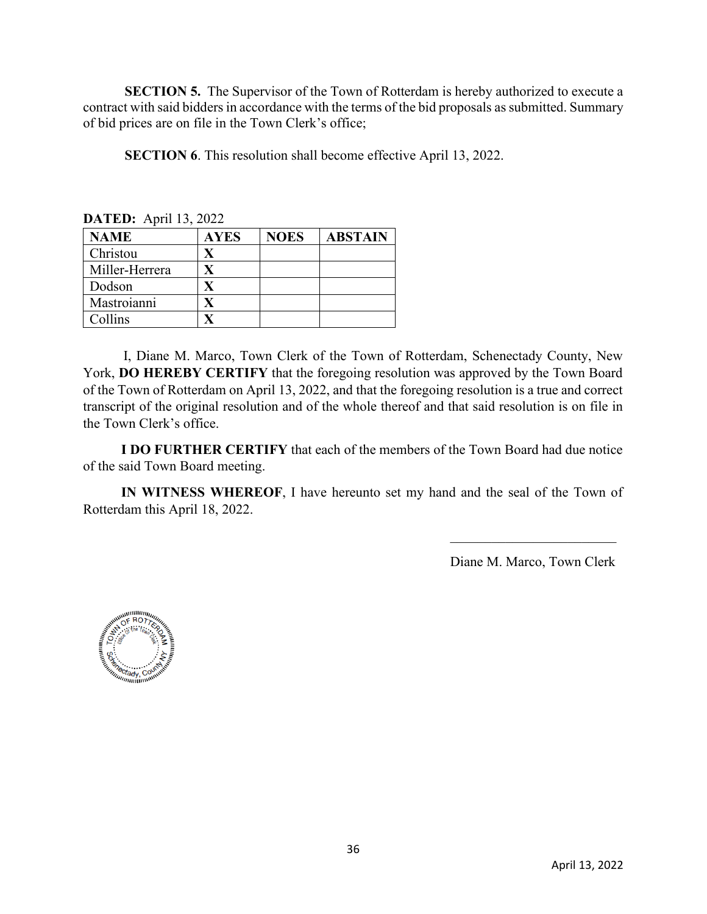**SECTION 5.** The Supervisor of the Town of Rotterdam is hereby authorized to execute a contract with said bidders in accordance with the terms of the bid proposals as submitted. Summary of bid prices are on file in the Town Clerk's office;

**SECTION 6**. This resolution shall become effective April 13, 2022.

**DATED:** April 13, 2022

| NAME | AYES | NOES | ABSTAIN |
|---|---|---|---|
| Christou | X | | |
| Miller-Herrera | X | | |
| Dodson | X | | |
| Mastroianni | X | | |
| Collins | X | | |

I, Diane M. Marco, Town Clerk of the Town of Rotterdam, Schenectady County, New York, **DO HEREBY CERTIFY** that the foregoing resolution was approved by the Town Board of the Town of Rotterdam on April 13, 2022, and that the foregoing resolution is a true and correct transcript of the original resolution and of the whole thereof and that said resolution is on file in the Town Clerk's office.

**I DO FURTHER CERTIFY** that each of the members of the Town Board had due notice of the said Town Board meeting.

**IN WITNESS WHEREOF**, I have hereunto set my hand and the seal of the Town of Rotterdam this April 18, 2022.

\_\_\_\_\_\_\_\_\_\_\_\_\_\_\_\_\_\_\_\_\_\_\_\_\_

Diane M. Marco, Town Clerk

TOWN OF ROTTERDAM
Office of the Town Clerk
Schenectady, County NY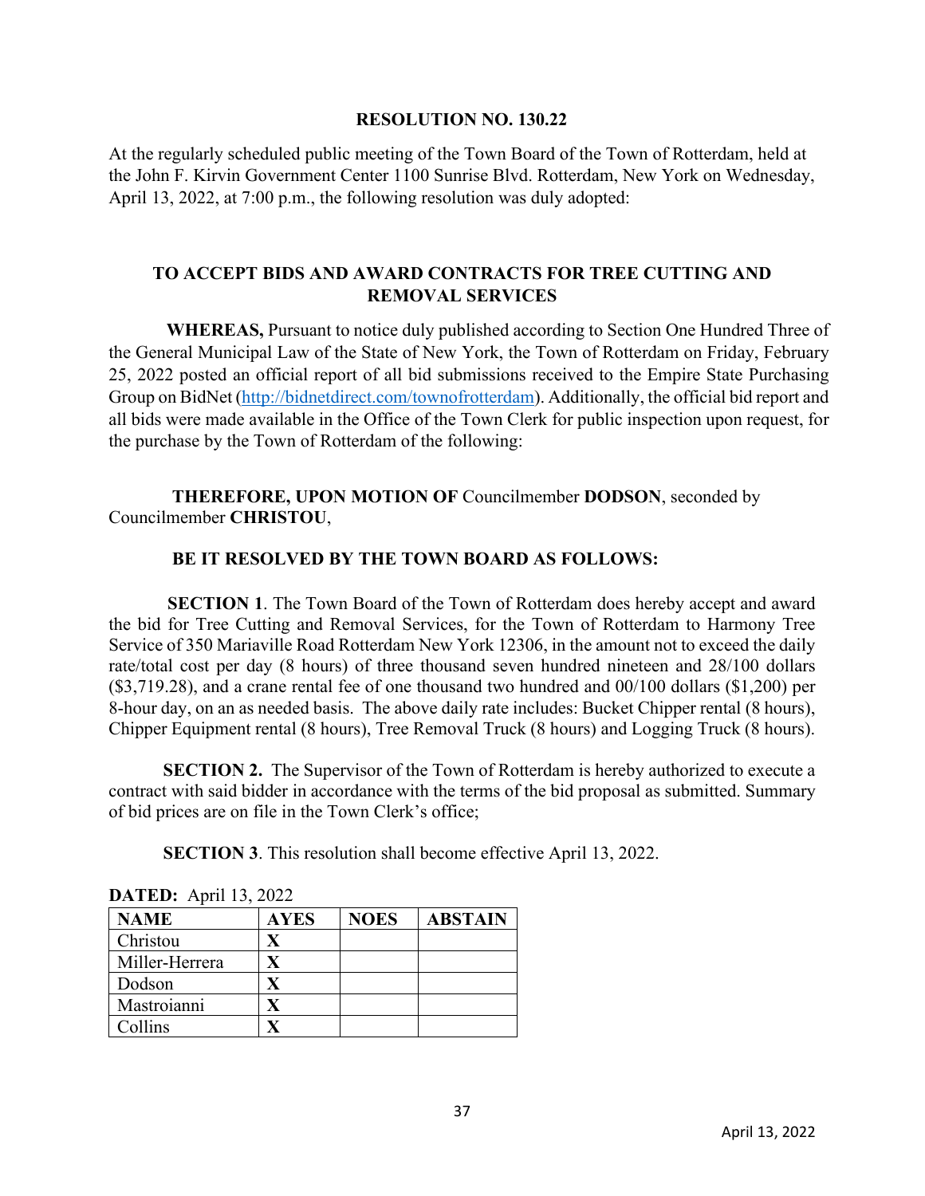**RESOLUTION NO. 130.22**

At the regularly scheduled public meeting of the Town Board of the Town of Rotterdam, held at the John F. Kirvin Government Center 1100 Sunrise Blvd. Rotterdam, New York on Wednesday, April 13, 2022, at 7:00 p.m., the following resolution was duly adopted:

**TO ACCEPT BIDS AND AWARD CONTRACTS FOR TREE CUTTING AND REMOVAL SERVICES**

**WHEREAS,** Pursuant to notice duly published according to Section One Hundred Three of the General Municipal Law of the State of New York, the Town of Rotterdam on Friday, February 25, 2022 posted an official report of all bid submissions received to the Empire State Purchasing Group on BidNet (http://bidnetdirect.com/townofrotterdam). Additionally, the official bid report and all bids were made available in the Office of the Town Clerk for public inspection upon request, for the purchase by the Town of Rotterdam of the following:

**THEREFORE, UPON MOTION OF** Councilmember **DODSON**, seconded by Councilmember **CHRISTOU**,

**BE IT RESOLVED BY THE TOWN BOARD AS FOLLOWS:**

**SECTION 1**. The Town Board of the Town of Rotterdam does hereby accept and award the bid for Tree Cutting and Removal Services, for the Town of Rotterdam to Harmony Tree Service of 350 Mariaville Road Rotterdam New York 12306, in the amount not to exceed the daily rate/total cost per day (8 hours) of three thousand seven hundred nineteen and 28/100 dollars ($3,719.28), and a crane rental fee of one thousand two hundred and 00/100 dollars ($1,200) per 8-hour day, on an as needed basis. The above daily rate includes: Bucket Chipper rental (8 hours), Chipper Equipment rental (8 hours), Tree Removal Truck (8 hours) and Logging Truck (8 hours).

**SECTION 2.** The Supervisor of the Town of Rotterdam is hereby authorized to execute a contract with said bidder in accordance with the terms of the bid proposal as submitted. Summary of bid prices are on file in the Town Clerk's office;

**SECTION 3**. This resolution shall become effective April 13, 2022.

**DATED:** April 13, 2022

| NAME | AYES | NOES | ABSTAIN |
|---|---|---|---|
| Christou | X | | |
| Miller-Herrera | X | | |
| Dodson | X | | |
| Mastroianni | X | | |
| Collins | X | | |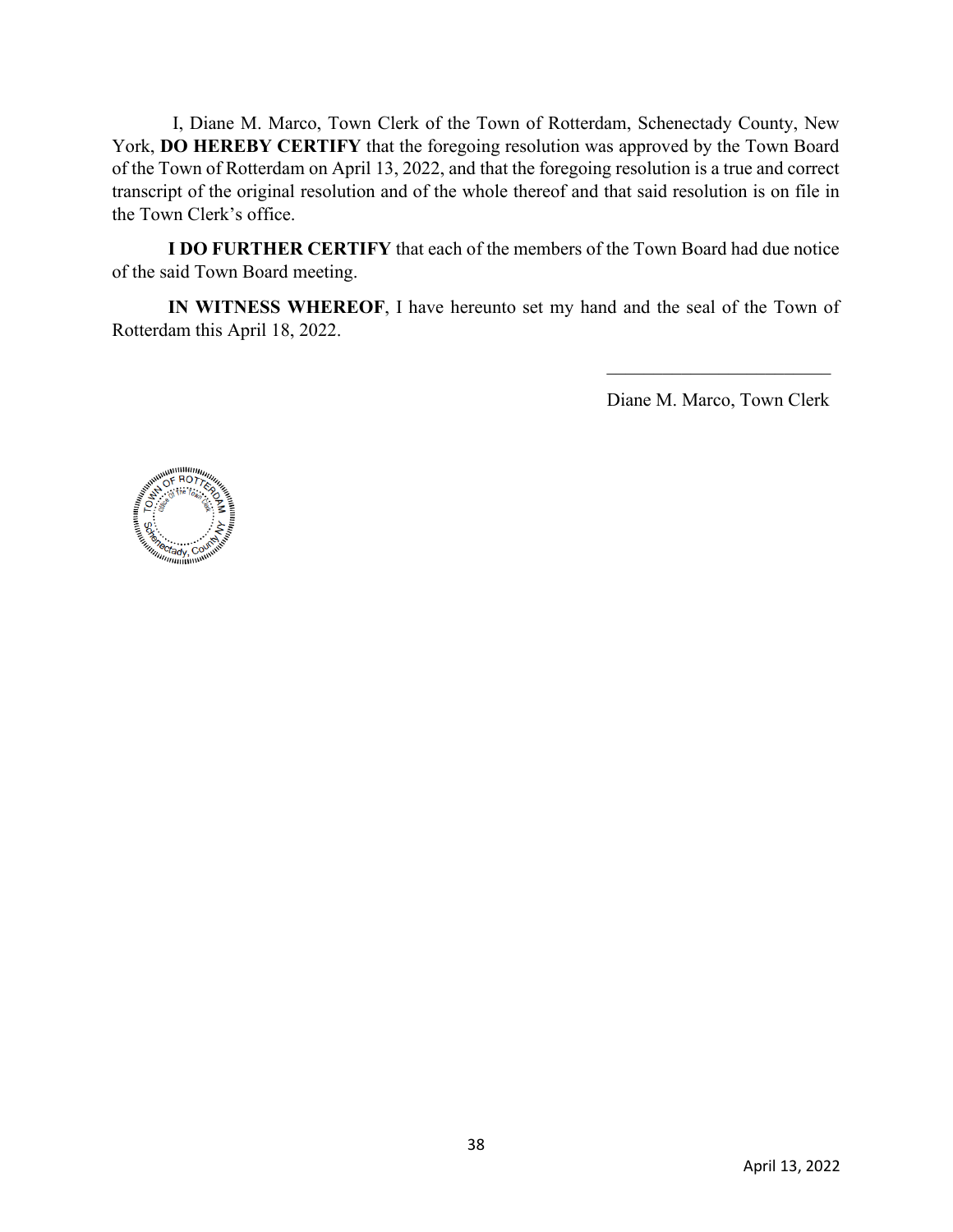I, Diane M. Marco, Town Clerk of the Town of Rotterdam, Schenectady County, New York, **DO HEREBY CERTIFY** that the foregoing resolution was approved by the Town Board of the Town of Rotterdam on April 13, 2022, and that the foregoing resolution is a true and correct transcript of the original resolution and of the whole thereof and that said resolution is on file in the Town Clerk's office.

**I DO FURTHER CERTIFY** that each of the members of the Town Board had due notice of the said Town Board meeting.

**IN WITNESS WHEREOF**, I have hereunto set my hand and the seal of the Town of Rotterdam this April 18, 2022.

\_\_\_\_\_\_\_\_\_\_\_\_\_\_\_\_\_\_\_\_\_\_\_\_\_

Diane M. Marco, Town Clerk

TOWN OF ROTTERDAM
Office of the Town Clerk
Schenectady, County NY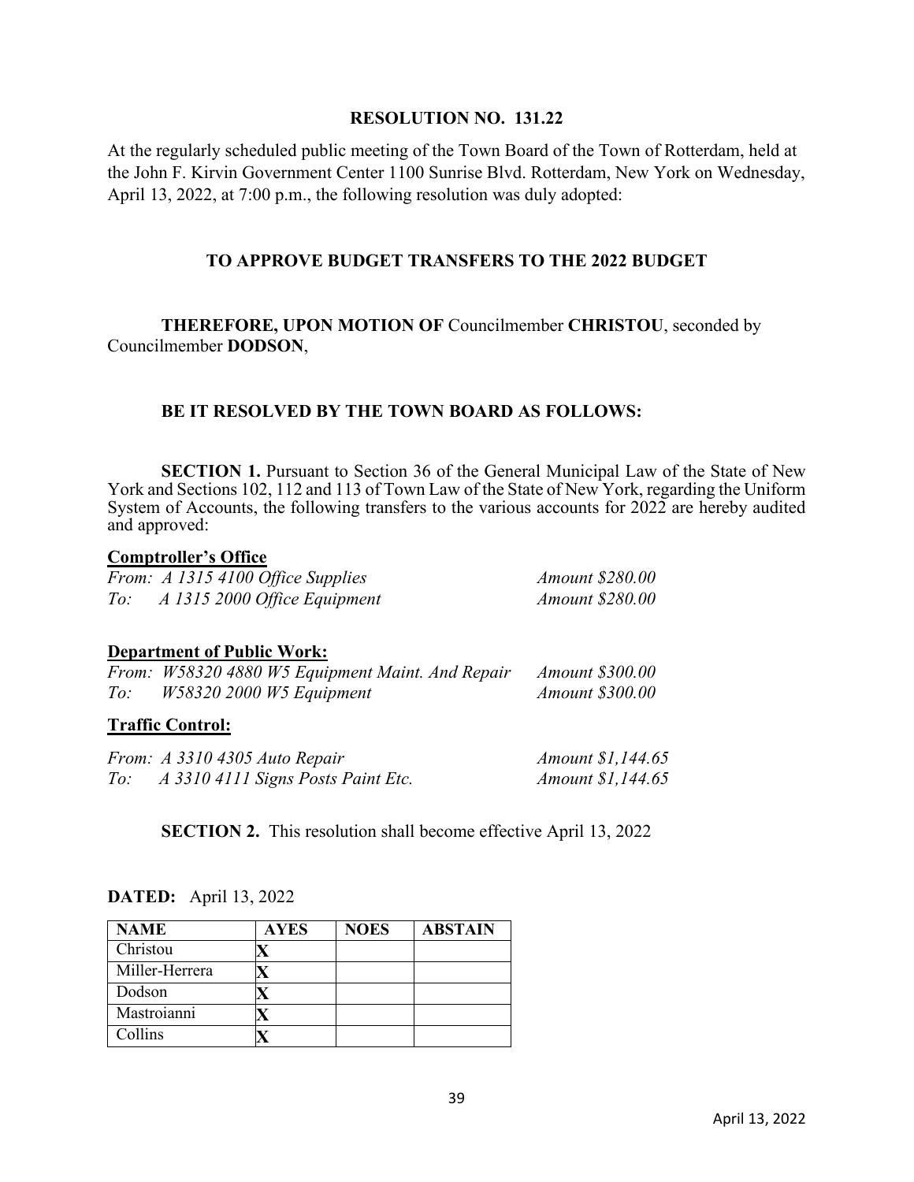**RESOLUTION NO. 131.22**

At the regularly scheduled public meeting of the Town Board of the Town of Rotterdam, held at the John F. Kirvin Government Center 1100 Sunrise Blvd. Rotterdam, New York on Wednesday, April 13, 2022, at 7:00 p.m., the following resolution was duly adopted:

**TO APPROVE BUDGET TRANSFERS TO THE 2022 BUDGET**

**THEREFORE, UPON MOTION OF** Councilmember **CHRISTOU**, seconded by Councilmember **DODSON**,

**BE IT RESOLVED BY THE TOWN BOARD AS FOLLOWS:**

**SECTION 1.** Pursuant to Section 36 of the General Municipal Law of the State of New York and Sections 102, 112 and 113 of Town Law of the State of New York, regarding the Uniform System of Accounts, the following transfers to the various accounts for 2022 are hereby audited and approved:

**Comptroller's Office**

*From: A 1315 4100 Office Supplies* — *Amount $280.00*
*To: A 1315 2000 Office Equipment* — *Amount $280.00*

**Department of Public Work:**

*From: W58320 4880 W5 Equipment Maint. And Repair* — *Amount $300.00*
*To: W58320 2000 W5 Equipment* — *Amount $300.00*

**Traffic Control:**

*From: A 3310 4305 Auto Repair* — *Amount $1,144.65*
*To: A 3310 4111 Signs Posts Paint Etc.* — *Amount $1,144.65*

**SECTION 2.** This resolution shall become effective April 13, 2022

**DATED:** April 13, 2022

| NAME | AYES | NOES | ABSTAIN |
|---|---|---|---|
| Christou | X | | |
| Miller-Herrera | X | | |
| Dodson | X | | |
| Mastroianni | X | | |
| Collins | X | | |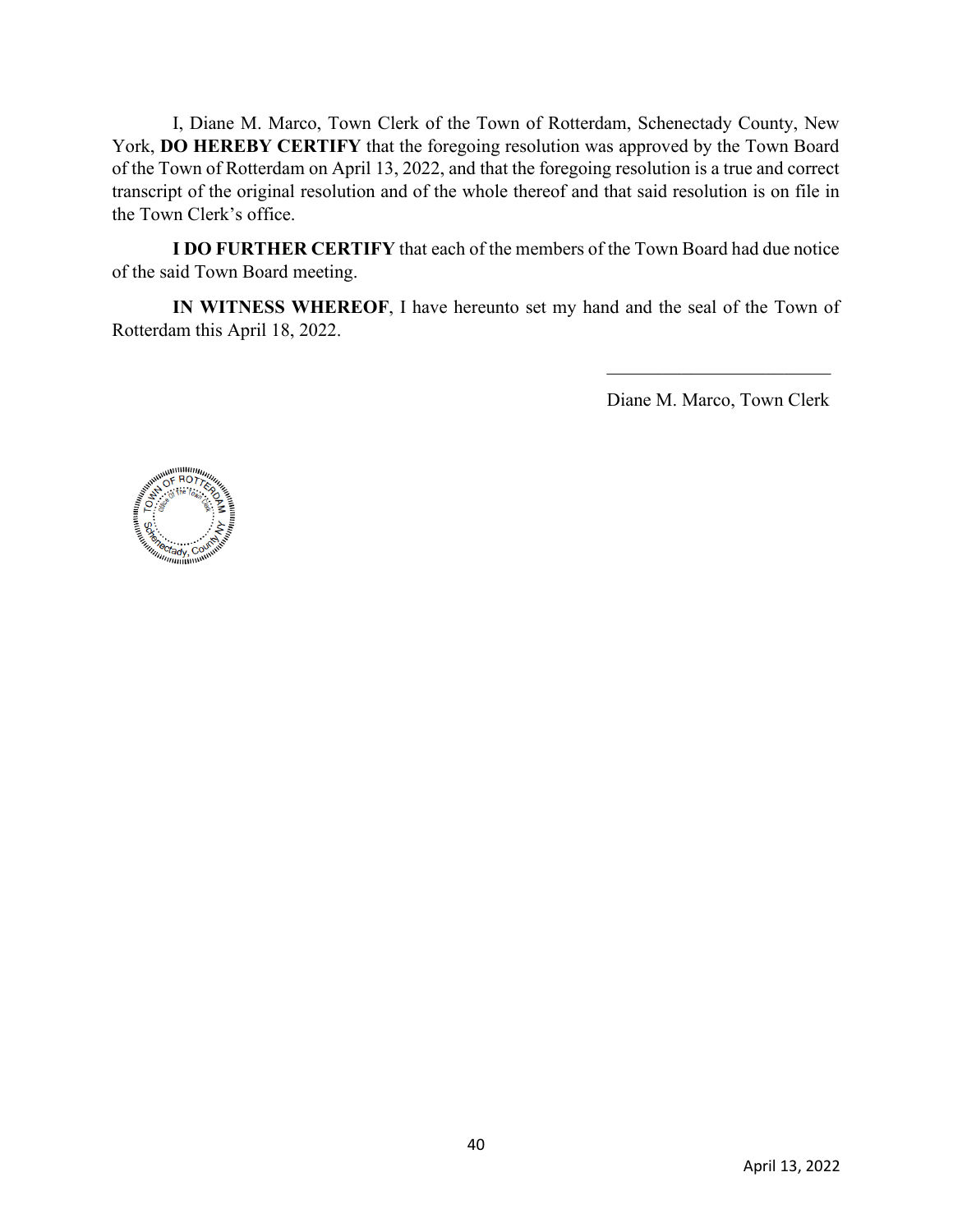I, Diane M. Marco, Town Clerk of the Town of Rotterdam, Schenectady County, New York, **DO HEREBY CERTIFY** that the foregoing resolution was approved by the Town Board of the Town of Rotterdam on April 13, 2022, and that the foregoing resolution is a true and correct transcript of the original resolution and of the whole thereof and that said resolution is on file in the Town Clerk's office.

**I DO FURTHER CERTIFY** that each of the members of the Town Board had due notice of the said Town Board meeting.

**IN WITNESS WHEREOF**, I have hereunto set my hand and the seal of the Town of Rotterdam this April 18, 2022.

\_\_\_\_\_\_\_\_\_\_\_\_\_\_\_\_\_\_\_\_\_\_\_\_\_

Diane M. Marco, Town Clerk

TOWN OF ROTTERDAM
Office of the Town Clerk
Schenectady, County NY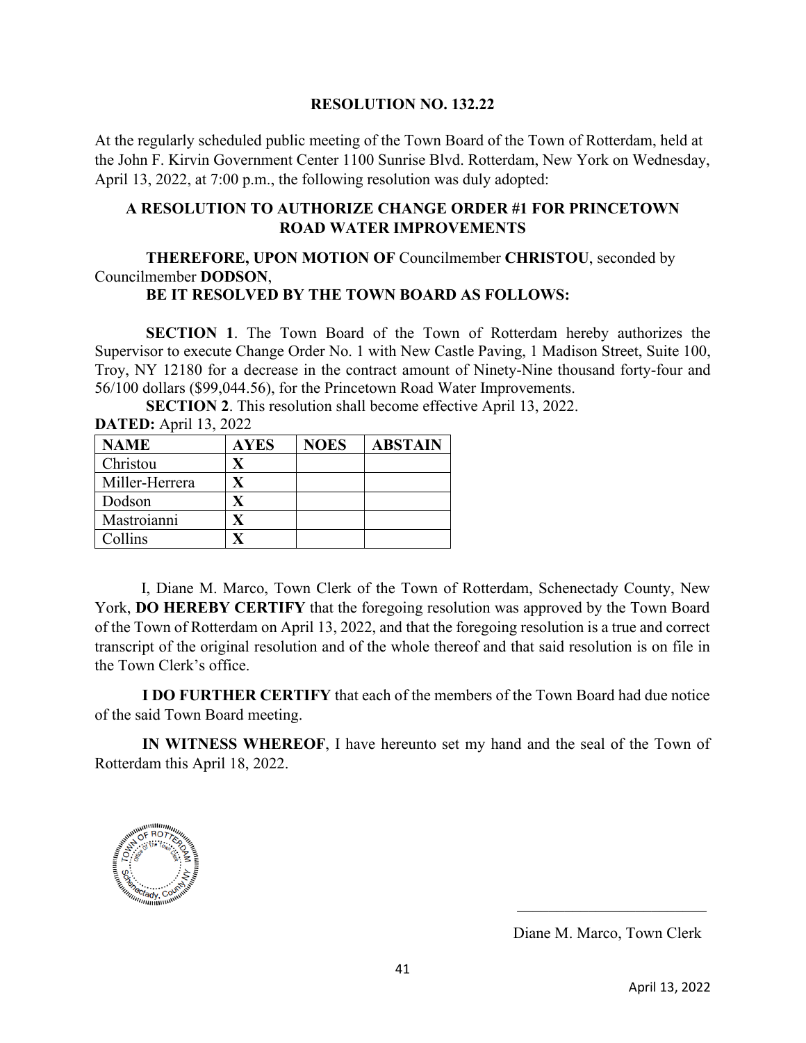## RESOLUTION NO. 132.22

At the regularly scheduled public meeting of the Town Board of the Town of Rotterdam, held at the John F. Kirvin Government Center 1100 Sunrise Blvd. Rotterdam, New York on Wednesday, April 13, 2022, at 7:00 p.m., the following resolution was duly adopted:

### A RESOLUTION TO AUTHORIZE CHANGE ORDER #1 FOR PRINCETOWN ROAD WATER IMPROVEMENTS

**THEREFORE, UPON MOTION OF** Councilmember **CHRISTOU**, seconded by Councilmember **DODSON**,

**BE IT RESOLVED BY THE TOWN BOARD AS FOLLOWS:**

**SECTION 1**. The Town Board of the Town of Rotterdam hereby authorizes the Supervisor to execute Change Order No. 1 with New Castle Paving, 1 Madison Street, Suite 100, Troy, NY 12180 for a decrease in the contract amount of Ninety-Nine thousand forty-four and 56/100 dollars ($99,044.56), for the Princetown Road Water Improvements.

**SECTION 2**. This resolution shall become effective April 13, 2022.

**DATED:** April 13, 2022

| NAME | AYES | NOES | ABSTAIN |
|---|---|---|---|
| Christou | X | | |
| Miller-Herrera | X | | |
| Dodson | X | | |
| Mastroianni | X | | |
| Collins | X | | |

I, Diane M. Marco, Town Clerk of the Town of Rotterdam, Schenectady County, New York, **DO HEREBY CERTIFY** that the foregoing resolution was approved by the Town Board of the Town of Rotterdam on April 13, 2022, and that the foregoing resolution is a true and correct transcript of the original resolution and of the whole thereof and that said resolution is on file in the Town Clerk's office.

**I DO FURTHER CERTIFY** that each of the members of the Town Board had due notice of the said Town Board meeting.

**IN WITNESS WHEREOF**, I have hereunto set my hand and the seal of the Town of Rotterdam this April 18, 2022.

TOWN OF ROTTERDAM Office of the Town Clerk Schenectady County NY

\_\_\_\_\_\_\_\_\_\_\_\_\_\_\_\_\_\_\_\_\_\_\_\_\_\_

Diane M. Marco, Town Clerk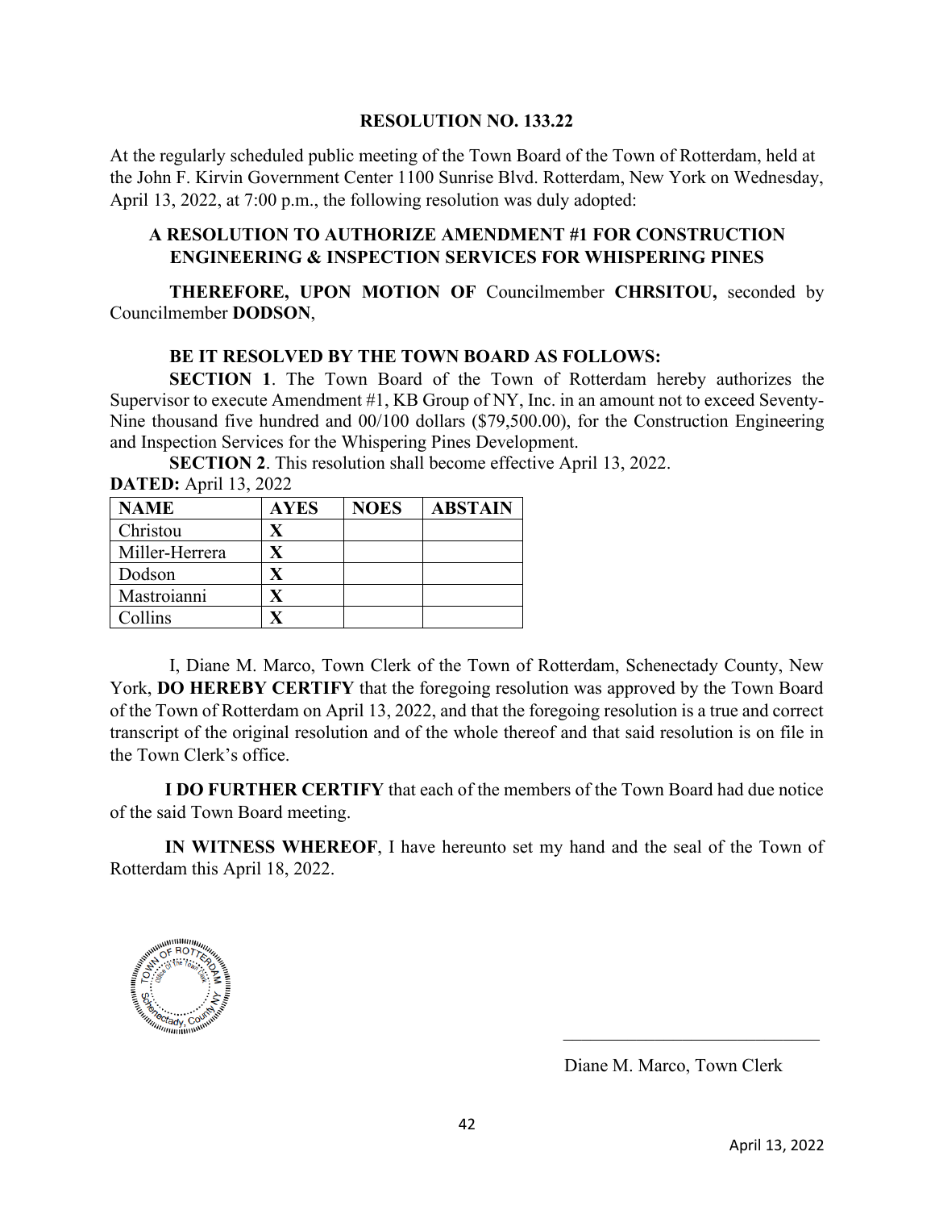## RESOLUTION NO. 133.22

At the regularly scheduled public meeting of the Town Board of the Town of Rotterdam, held at the John F. Kirvin Government Center 1100 Sunrise Blvd. Rotterdam, New York on Wednesday, April 13, 2022, at 7:00 p.m., the following resolution was duly adopted:

### A RESOLUTION TO AUTHORIZE AMENDMENT #1 FOR CONSTRUCTION ENGINEERING & INSPECTION SERVICES FOR WHISPERING PINES

**THEREFORE, UPON MOTION OF** Councilmember **CHRSITOU,** seconded by Councilmember **DODSON**,

**BE IT RESOLVED BY THE TOWN BOARD AS FOLLOWS:**

**SECTION 1**. The Town Board of the Town of Rotterdam hereby authorizes the Supervisor to execute Amendment #1, KB Group of NY, Inc. in an amount not to exceed Seventy-Nine thousand five hundred and 00/100 dollars ($79,500.00), for the Construction Engineering and Inspection Services for the Whispering Pines Development.

**SECTION 2**. This resolution shall become effective April 13, 2022.

**DATED:** April 13, 2022

| NAME | AYES | NOES | ABSTAIN |
|---|---|---|---|
| Christou | X | | |
| Miller-Herrera | X | | |
| Dodson | X | | |
| Mastroianni | X | | |
| Collins | X | | |

I, Diane M. Marco, Town Clerk of the Town of Rotterdam, Schenectady County, New York, **DO HEREBY CERTIFY** that the foregoing resolution was approved by the Town Board of the Town of Rotterdam on April 13, 2022, and that the foregoing resolution is a true and correct transcript of the original resolution and of the whole thereof and that said resolution is on file in the Town Clerk's office.

**I DO FURTHER CERTIFY** that each of the members of the Town Board had due notice of the said Town Board meeting.

**IN WITNESS WHEREOF**, I have hereunto set my hand and the seal of the Town of Rotterdam this April 18, 2022.

TOWN OF ROTTERDAM Office of the Town Clerk Schenectady County NY

\_\_\_\_\_\_\_\_\_\_\_\_\_\_\_\_\_\_\_\_\_\_\_\_\_\_\_\_\_\_

Diane M. Marco, Town Clerk

April 13, 2022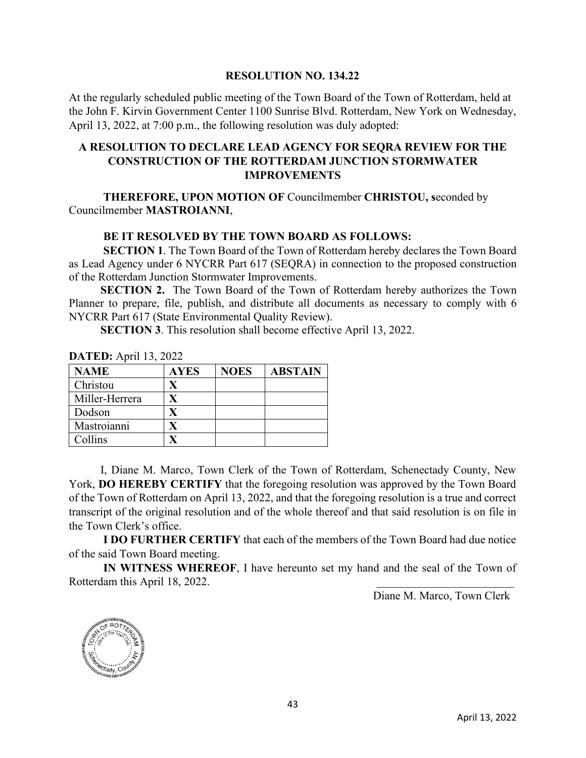**RESOLUTION NO. 134.22**

At the regularly scheduled public meeting of the Town Board of the Town of Rotterdam, held at the John F. Kirvin Government Center 1100 Sunrise Blvd. Rotterdam, New York on Wednesday, April 13, 2022, at 7:00 p.m., the following resolution was duly adopted:

**A RESOLUTION TO DECLARE LEAD AGENCY FOR SEQRA REVIEW FOR THE CONSTRUCTION OF THE ROTTERDAM JUNCTION STORMWATER IMPROVEMENTS**

**THEREFORE, UPON MOTION OF** Councilmember **CHRISTOU, s**econded by Councilmember **MASTROIANNI**,

**BE IT RESOLVED BY THE TOWN BOARD AS FOLLOWS:**

**SECTION 1**. The Town Board of the Town of Rotterdam hereby declares the Town Board as Lead Agency under 6 NYCRR Part 617 (SEQRA) in connection to the proposed construction of the Rotterdam Junction Stormwater Improvements.

**SECTION 2.** The Town Board of the Town of Rotterdam hereby authorizes the Town Planner to prepare, file, publish, and distribute all documents as necessary to comply with 6 NYCRR Part 617 (State Environmental Quality Review).

**SECTION 3**. This resolution shall become effective April 13, 2022.

**DATED:** April 13, 2022

| NAME | AYES | NOES | ABSTAIN |
|---|---|---|---|
| Christou | X | | |
| Miller-Herrera | X | | |
| Dodson | X | | |
| Mastroianni | X | | |
| Collins | X | | |

I, Diane M. Marco, Town Clerk of the Town of Rotterdam, Schenectady County, New York, **DO HEREBY CERTIFY** that the foregoing resolution was approved by the Town Board of the Town of Rotterdam on April 13, 2022, and that the foregoing resolution is a true and correct transcript of the original resolution and of the whole thereof and that said resolution is on file in the Town Clerk's office.

**I DO FURTHER CERTIFY** that each of the members of the Town Board had due notice of the said Town Board meeting.

**IN WITNESS WHEREOF**, I have hereunto set my hand and the seal of the Town of Rotterdam this April 18, 2022.

\_\_\_\_\_\_\_\_\_\_\_\_\_\_\_\_\_\_\_\_\_\_\_\_\_
Diane M. Marco, Town Clerk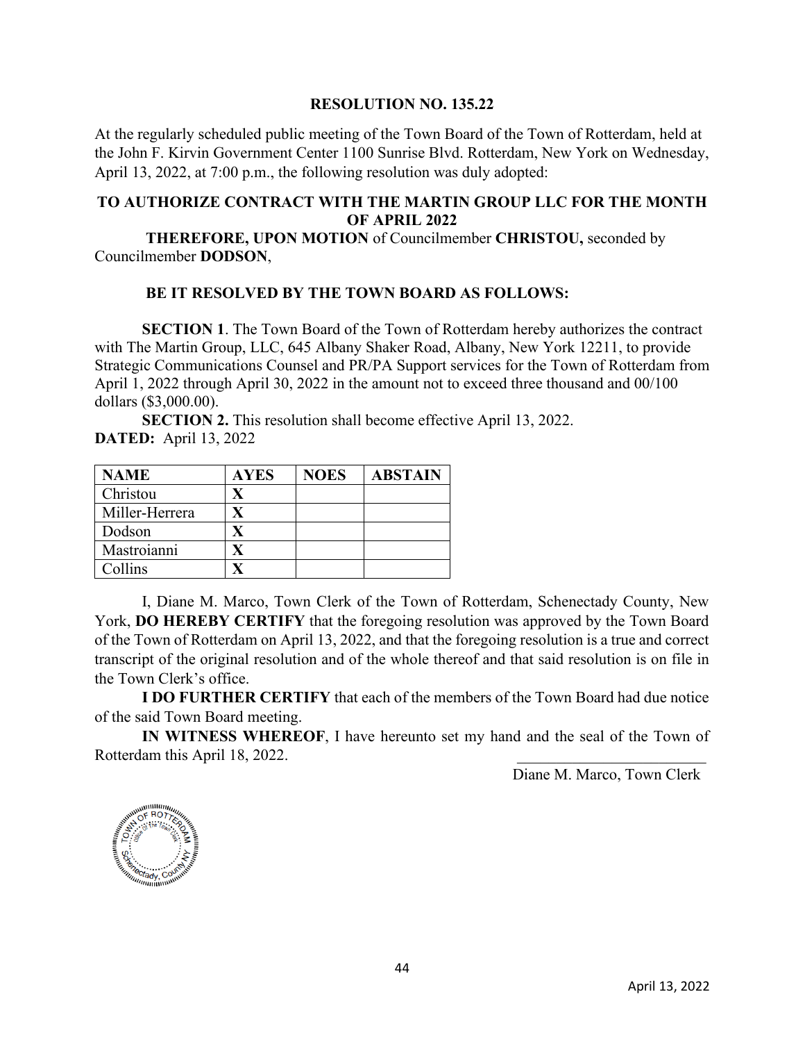**RESOLUTION NO. 135.22**

At the regularly scheduled public meeting of the Town Board of the Town of Rotterdam, held at the John F. Kirvin Government Center 1100 Sunrise Blvd. Rotterdam, New York on Wednesday, April 13, 2022, at 7:00 p.m., the following resolution was duly adopted:

**TO AUTHORIZE CONTRACT WITH THE MARTIN GROUP LLC FOR THE MONTH OF APRIL 2022**

**THEREFORE, UPON MOTION** of Councilmember **CHRISTOU,** seconded by Councilmember **DODSON**,

**BE IT RESOLVED BY THE TOWN BOARD AS FOLLOWS:**

**SECTION 1**. The Town Board of the Town of Rotterdam hereby authorizes the contract with The Martin Group, LLC, 645 Albany Shaker Road, Albany, New York 12211, to provide Strategic Communications Counsel and PR/PA Support services for the Town of Rotterdam from April 1, 2022 through April 30, 2022 in the amount not to exceed three thousand and 00/100 dollars ($3,000.00).

**SECTION 2.** This resolution shall become effective April 13, 2022.

**DATED:** April 13, 2022

| NAME | AYES | NOES | ABSTAIN |
|---|---|---|---|
| Christou | X | | |
| Miller-Herrera | X | | |
| Dodson | X | | |
| Mastroianni | X | | |
| Collins | X | | |

I, Diane M. Marco, Town Clerk of the Town of Rotterdam, Schenectady County, New York, **DO HEREBY CERTIFY** that the foregoing resolution was approved by the Town Board of the Town of Rotterdam on April 13, 2022, and that the foregoing resolution is a true and correct transcript of the original resolution and of the whole thereof and that said resolution is on file in the Town Clerk's office.

**I DO FURTHER CERTIFY** that each of the members of the Town Board had due notice of the said Town Board meeting.

**IN WITNESS WHEREOF**, I have hereunto set my hand and the seal of the Town of Rotterdam this April 18, 2022.

\_\_\_\_\_\_\_\_\_\_\_\_\_\_\_\_\_\_\_\_\_\_\_\_\_

Diane M. Marco, Town Clerk

April 13, 2022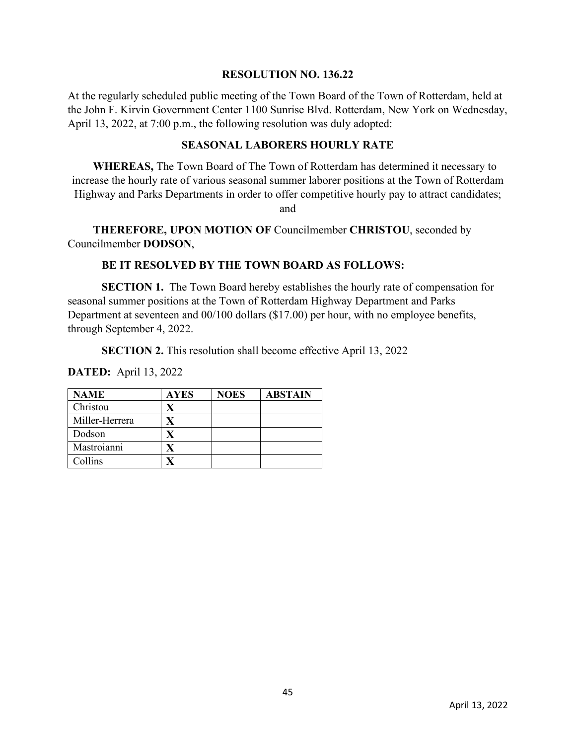**RESOLUTION NO. 136.22**

At the regularly scheduled public meeting of the Town Board of the Town of Rotterdam, held at the John F. Kirvin Government Center 1100 Sunrise Blvd. Rotterdam, New York on Wednesday, April 13, 2022, at 7:00 p.m., the following resolution was duly adopted:

**SEASONAL LABORERS HOURLY RATE**

**WHEREAS,** The Town Board of The Town of Rotterdam has determined it necessary to increase the hourly rate of various seasonal summer laborer positions at the Town of Rotterdam Highway and Parks Departments in order to offer competitive hourly pay to attract candidates; and

**THEREFORE, UPON MOTION OF** Councilmember **CHRISTOU**, seconded by Councilmember **DODSON**,

**BE IT RESOLVED BY THE TOWN BOARD AS FOLLOWS:**

**SECTION 1.** The Town Board hereby establishes the hourly rate of compensation for seasonal summer positions at the Town of Rotterdam Highway Department and Parks Department at seventeen and 00/100 dollars ($17.00) per hour, with no employee benefits, through September 4, 2022.

**SECTION 2.** This resolution shall become effective April 13, 2022

**DATED:** April 13, 2022

| NAME | AYES | NOES | ABSTAIN |
|---|---|---|---|
| Christou | X | | |
| Miller-Herrera | X | | |
| Dodson | X | | |
| Mastroianni | X | | |
| Collins | X | | |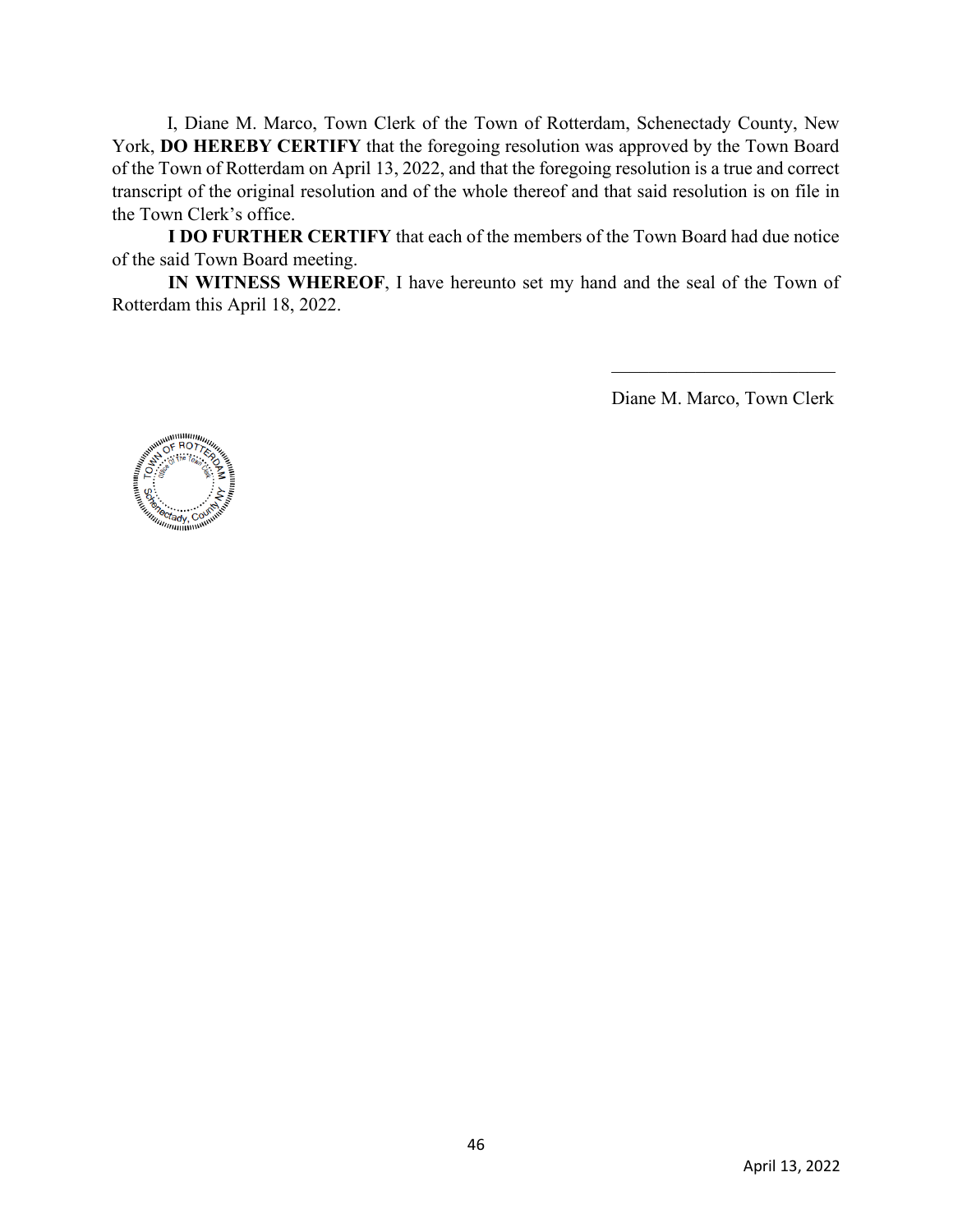I, Diane M. Marco, Town Clerk of the Town of Rotterdam, Schenectady County, New York, **DO HEREBY CERTIFY** that the foregoing resolution was approved by the Town Board of the Town of Rotterdam on April 13, 2022, and that the foregoing resolution is a true and correct transcript of the original resolution and of the whole thereof and that said resolution is on file in the Town Clerk's office.

**I DO FURTHER CERTIFY** that each of the members of the Town Board had due notice of the said Town Board meeting.

**IN WITNESS WHEREOF**, I have hereunto set my hand and the seal of the Town of Rotterdam this April 18, 2022.

\_\_\_\_\_\_\_\_\_\_\_\_\_\_\_\_\_\_\_\_\_\_\_\_\_

Diane M. Marco, Town Clerk

TOWN OF ROTTERDAM
Office of The Town Clerk
Schenectady, County NY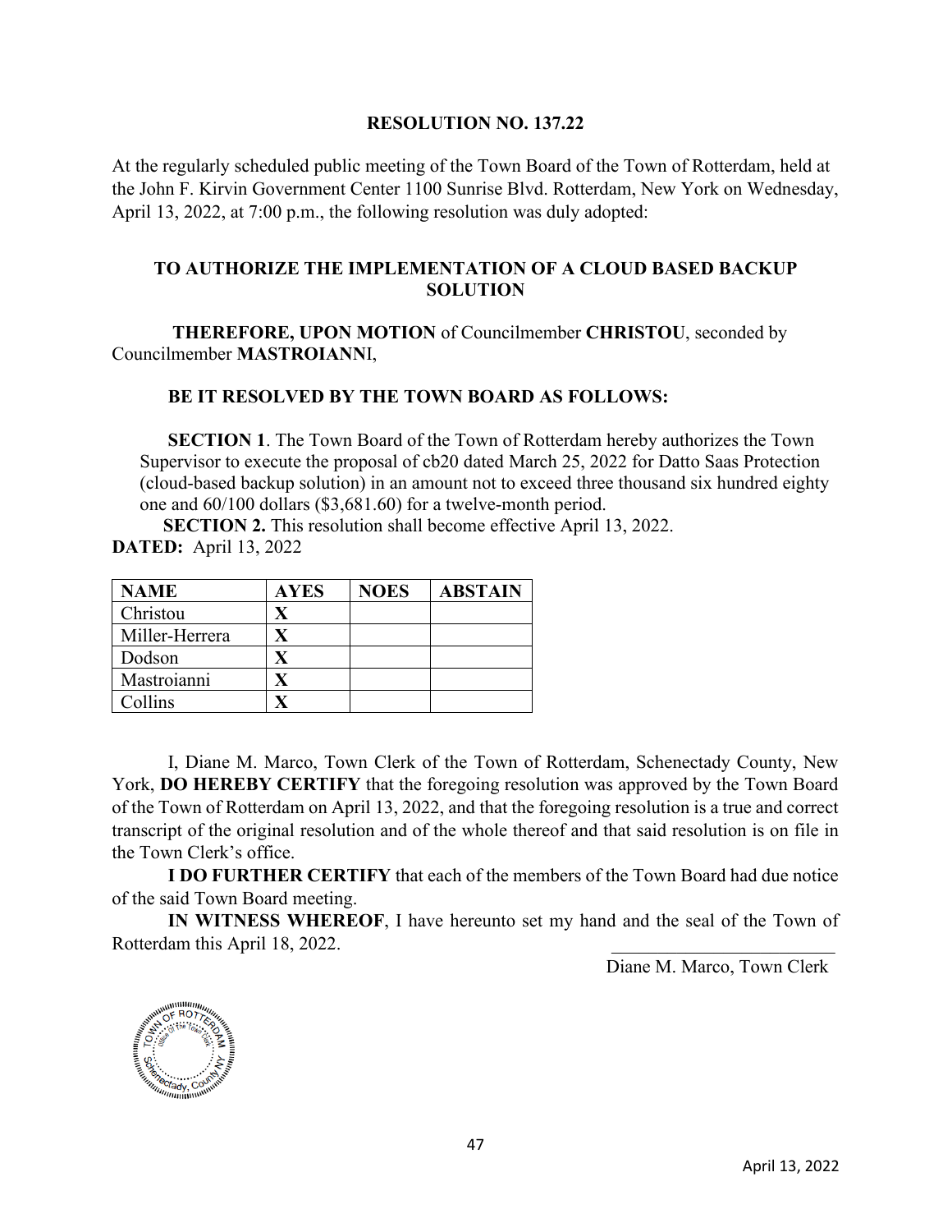**RESOLUTION NO. 137.22**

At the regularly scheduled public meeting of the Town Board of the Town of Rotterdam, held at the John F. Kirvin Government Center 1100 Sunrise Blvd. Rotterdam, New York on Wednesday, April 13, 2022, at 7:00 p.m., the following resolution was duly adopted:

**TO AUTHORIZE THE IMPLEMENTATION OF A CLOUD BASED BACKUP SOLUTION**

**THEREFORE, UPON MOTION** of Councilmember **CHRISTOU**, seconded by Councilmember **MASTROIANNI**,

**BE IT RESOLVED BY THE TOWN BOARD AS FOLLOWS:**

**SECTION 1**. The Town Board of the Town of Rotterdam hereby authorizes the Town Supervisor to execute the proposal of cb20 dated March 25, 2022 for Datto Saas Protection (cloud-based backup solution) in an amount not to exceed three thousand six hundred eighty one and 60/100 dollars ($3,681.60) for a twelve-month period.

**SECTION 2.** This resolution shall become effective April 13, 2022.

**DATED:** April 13, 2022

| NAME | AYES | NOES | ABSTAIN |
|---|---|---|---|
| Christou | X | | |
| Miller-Herrera | X | | |
| Dodson | X | | |
| Mastroianni | X | | |
| Collins | X | | |

I, Diane M. Marco, Town Clerk of the Town of Rotterdam, Schenectady County, New York, **DO HEREBY CERTIFY** that the foregoing resolution was approved by the Town Board of the Town of Rotterdam on April 13, 2022, and that the foregoing resolution is a true and correct transcript of the original resolution and of the whole thereof and that said resolution is on file in the Town Clerk's office.

**I DO FURTHER CERTIFY** that each of the members of the Town Board had due notice of the said Town Board meeting.

**IN WITNESS WHEREOF**, I have hereunto set my hand and the seal of the Town of Rotterdam this April 18, 2022.

\_\_\_\_\_\_\_\_\_\_\_\_\_\_\_\_\_\_\_\_\_\_\_\_

Diane M. Marco, Town Clerk

TOWN OF ROTTERDAM Office of the Town Clerk Schenectady County NY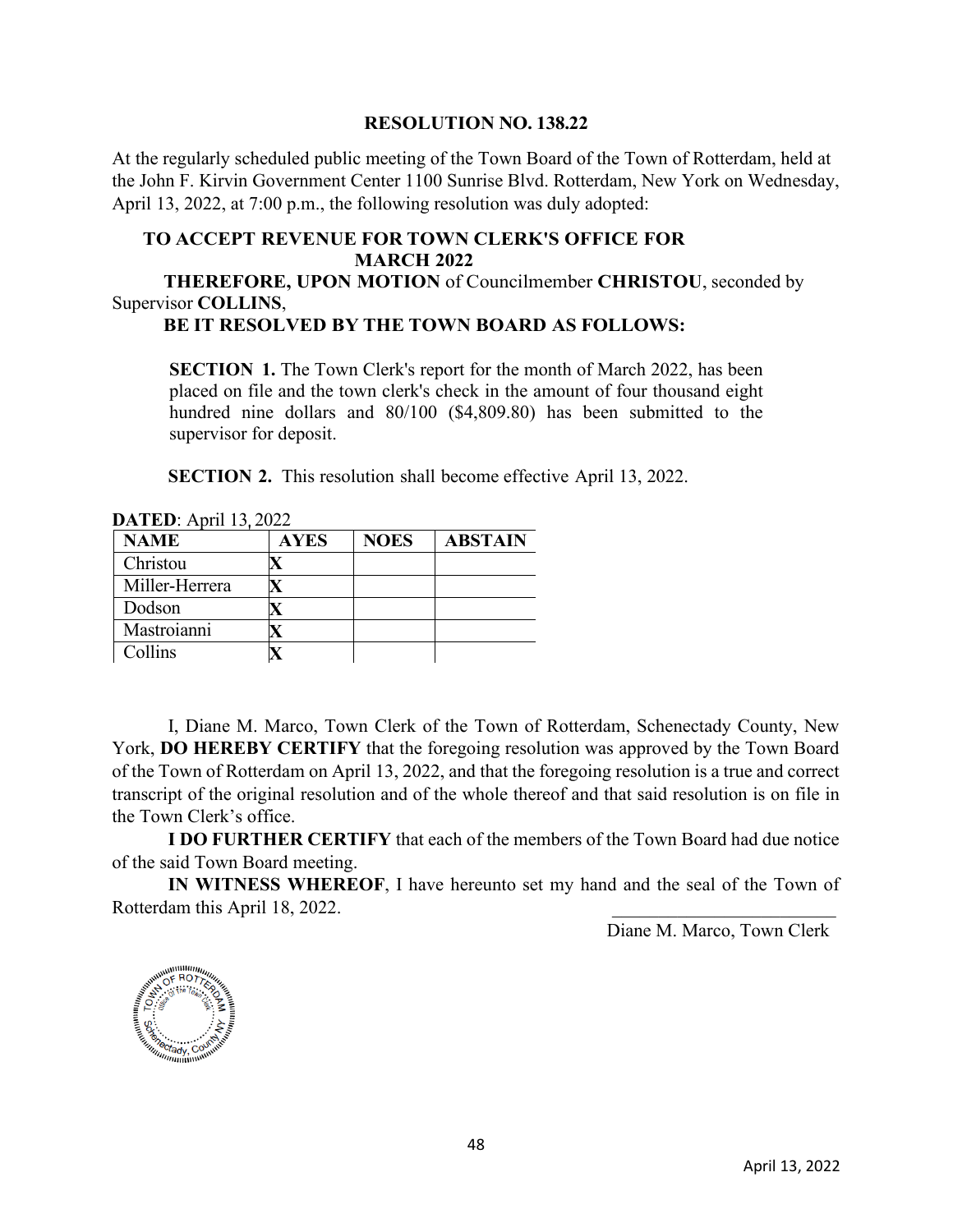**RESOLUTION NO. 138.22**

At the regularly scheduled public meeting of the Town Board of the Town of Rotterdam, held at the John F. Kirvin Government Center 1100 Sunrise Blvd. Rotterdam, New York on Wednesday, April 13, 2022, at 7:00 p.m., the following resolution was duly adopted:

**TO ACCEPT REVENUE FOR TOWN CLERK'S OFFICE FOR MARCH 2022**

**THEREFORE, UPON MOTION** of Councilmember **CHRISTOU**, seconded by Supervisor **COLLINS**,

**BE IT RESOLVED BY THE TOWN BOARD AS FOLLOWS:**

**SECTION 1.** The Town Clerk's report for the month of March 2022, has been placed on file and the town clerk's check in the amount of four thousand eight hundred nine dollars and 80/100 ($4,809.80) has been submitted to the supervisor for deposit.

**SECTION 2.** This resolution shall become effective April 13, 2022.

**DATED**: April 13, 2022

| NAME | AYES | NOES | ABSTAIN |
|---|---|---|---|
| Christou | X | | |
| Miller-Herrera | X | | |
| Dodson | X | | |
| Mastroianni | X | | |
| Collins | X | | |

I, Diane M. Marco, Town Clerk of the Town of Rotterdam, Schenectady County, New York, **DO HEREBY CERTIFY** that the foregoing resolution was approved by the Town Board of the Town of Rotterdam on April 13, 2022, and that the foregoing resolution is a true and correct transcript of the original resolution and of the whole thereof and that said resolution is on file in the Town Clerk's office.

**I DO FURTHER CERTIFY** that each of the members of the Town Board had due notice of the said Town Board meeting.

**IN WITNESS WHEREOF**, I have hereunto set my hand and the seal of the Town of Rotterdam this April 18, 2022.

\_\_\_\_\_\_\_\_\_\_\_\_\_\_\_\_\_\_\_\_\_\_\_\_

Diane M. Marco, Town Clerk

TOWN OF ROTTERDAM Office of the Town Clerk Schenectady, County NY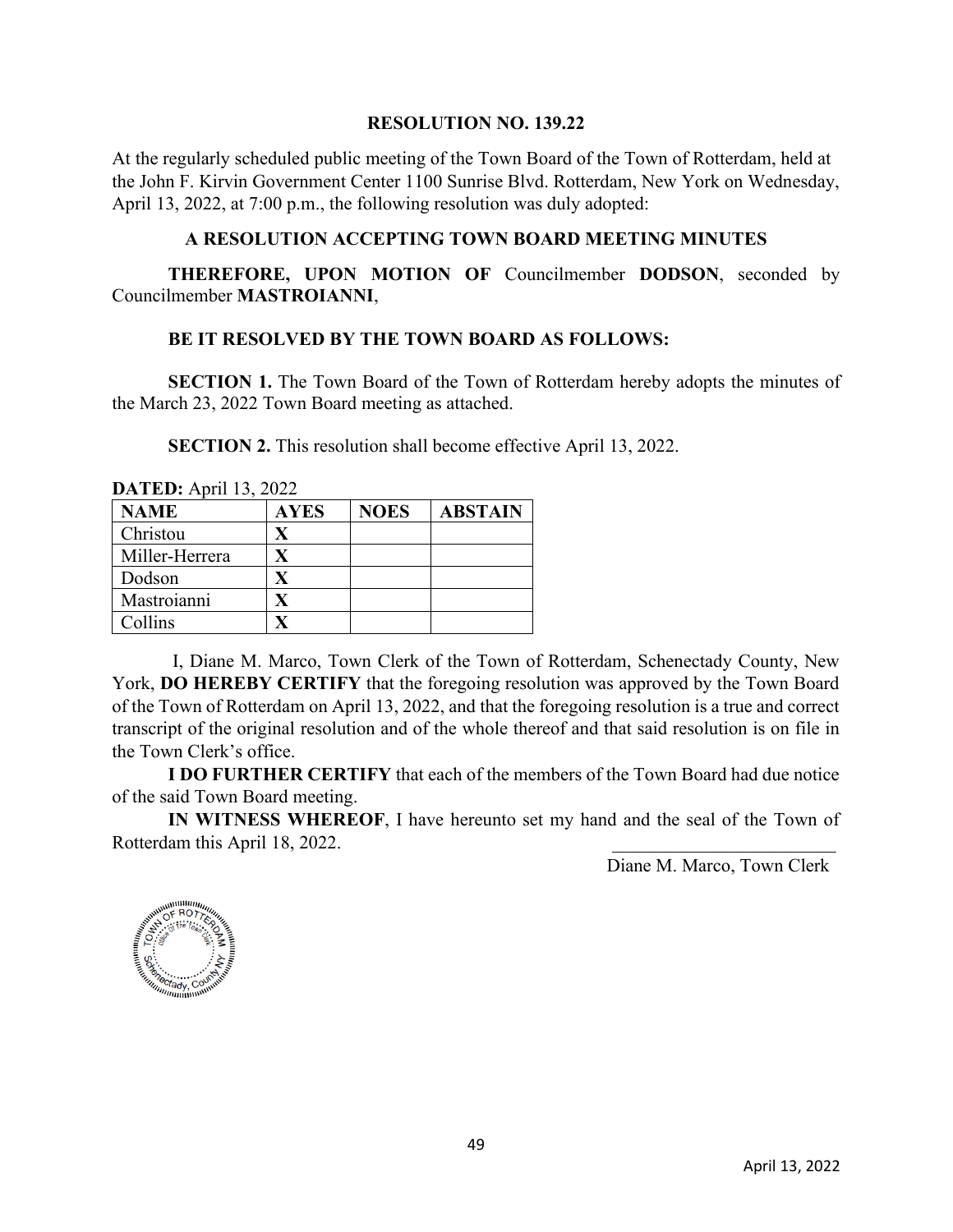**RESOLUTION NO. 139.22**

At the regularly scheduled public meeting of the Town Board of the Town of Rotterdam, held at the John F. Kirvin Government Center 1100 Sunrise Blvd. Rotterdam, New York on Wednesday, April 13, 2022, at 7:00 p.m., the following resolution was duly adopted:

**A RESOLUTION ACCEPTING TOWN BOARD MEETING MINUTES**

**THEREFORE, UPON MOTION OF** Councilmember **DODSON**, seconded by Councilmember **MASTROIANNI**,

**BE IT RESOLVED BY THE TOWN BOARD AS FOLLOWS:**

**SECTION 1.** The Town Board of the Town of Rotterdam hereby adopts the minutes of the March 23, 2022 Town Board meeting as attached.

**SECTION 2.** This resolution shall become effective April 13, 2022.

**DATED:** April 13, 2022

| NAME | AYES | NOES | ABSTAIN |
|---|---|---|---|
| Christou | X | | |
| Miller-Herrera | X | | |
| Dodson | X | | |
| Mastroianni | X | | |
| Collins | X | | |

I, Diane M. Marco, Town Clerk of the Town of Rotterdam, Schenectady County, New York, **DO HEREBY CERTIFY** that the foregoing resolution was approved by the Town Board of the Town of Rotterdam on April 13, 2022, and that the foregoing resolution is a true and correct transcript of the original resolution and of the whole thereof and that said resolution is on file in the Town Clerk's office.

**I DO FURTHER CERTIFY** that each of the members of the Town Board had due notice of the said Town Board meeting.

**IN WITNESS WHEREOF**, I have hereunto set my hand and the seal of the Town of Rotterdam this April 18, 2022.

\_\_\_\_\_\_\_\_\_\_\_\_\_\_\_\_\_\_\_\_\_\_\_\_

Diane M. Marco, Town Clerk

TOWN OF ROTTERDAM
Office of the Town Clerk
Schenectady, County NY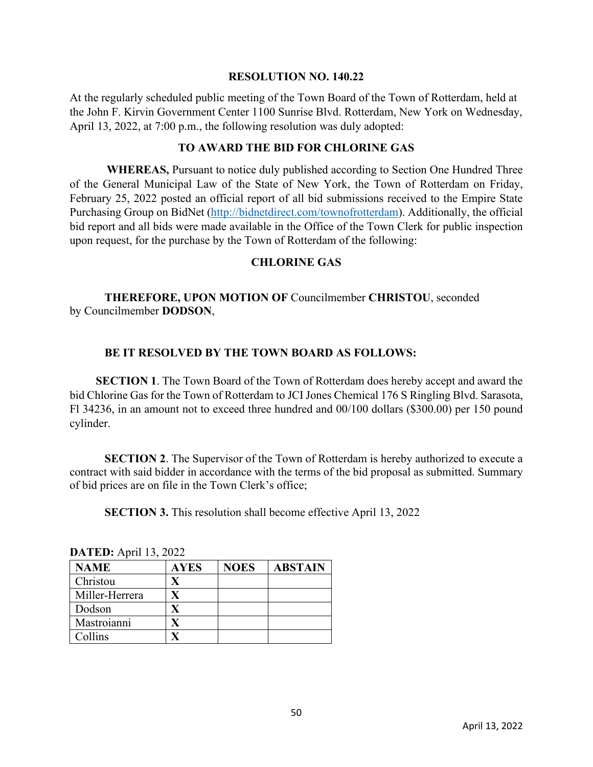**RESOLUTION NO. 140.22**

At the regularly scheduled public meeting of the Town Board of the Town of Rotterdam, held at the John F. Kirvin Government Center 1100 Sunrise Blvd. Rotterdam, New York on Wednesday, April 13, 2022, at 7:00 p.m., the following resolution was duly adopted:

**TO AWARD THE BID FOR CHLORINE GAS**

**WHEREAS,** Pursuant to notice duly published according to Section One Hundred Three of the General Municipal Law of the State of New York, the Town of Rotterdam on Friday, February 25, 2022 posted an official report of all bid submissions received to the Empire State Purchasing Group on BidNet (http://bidnetdirect.com/townofrotterdam). Additionally, the official bid report and all bids were made available in the Office of the Town Clerk for public inspection upon request, for the purchase by the Town of Rotterdam of the following:

**CHLORINE GAS**

**THEREFORE, UPON MOTION OF** Councilmember **CHRISTOU**, seconded by Councilmember **DODSON**,

**BE IT RESOLVED BY THE TOWN BOARD AS FOLLOWS:**

**SECTION 1**. The Town Board of the Town of Rotterdam does hereby accept and award the bid Chlorine Gas for the Town of Rotterdam to JCI Jones Chemical 176 S Ringling Blvd. Sarasota, Fl 34236, in an amount not to exceed three hundred and 00/100 dollars ($300.00) per 150 pound cylinder.

**SECTION 2**. The Supervisor of the Town of Rotterdam is hereby authorized to execute a contract with said bidder in accordance with the terms of the bid proposal as submitted. Summary of bid prices are on file in the Town Clerk's office;

**SECTION 3.** This resolution shall become effective April 13, 2022

**DATED:** April 13, 2022

| NAME | AYES | NOES | ABSTAIN |
|---|---|---|---|
| Christou | X | | |
| Miller-Herrera | X | | |
| Dodson | X | | |
| Mastroianni | X | | |
| Collins | X | | |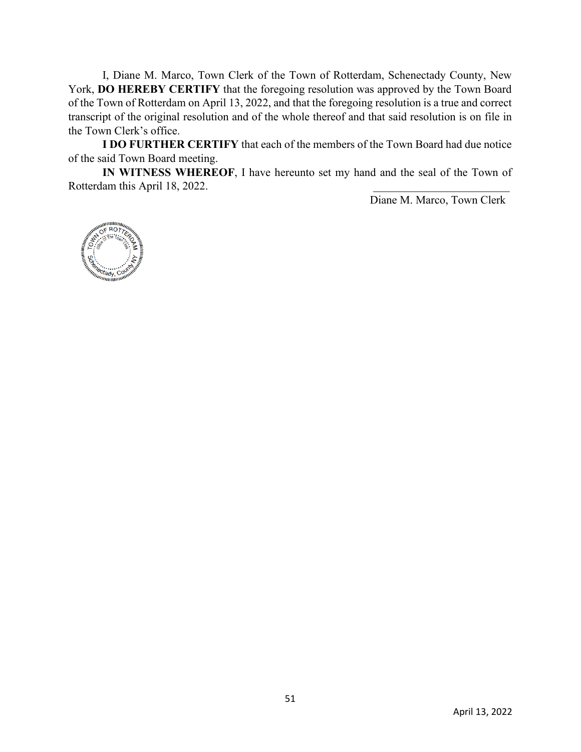I, Diane M. Marco, Town Clerk of the Town of Rotterdam, Schenectady County, New York, **DO HEREBY CERTIFY** that the foregoing resolution was approved by the Town Board of the Town of Rotterdam on April 13, 2022, and that the foregoing resolution is a true and correct transcript of the original resolution and of the whole thereof and that said resolution is on file in the Town Clerk's office.

**I DO FURTHER CERTIFY** that each of the members of the Town Board had due notice of the said Town Board meeting.

**IN WITNESS WHEREOF**, I have hereunto set my hand and the seal of the Town of Rotterdam this April 18, 2022.

\_\_\_\_\_\_\_\_\_\_\_\_\_\_\_\_\_\_\_\_\_\_\_\_\_

Diane M. Marco, Town Clerk

TOWN OF ROTTERDAM
Office of the Town Clerk
Schenectady, County NY